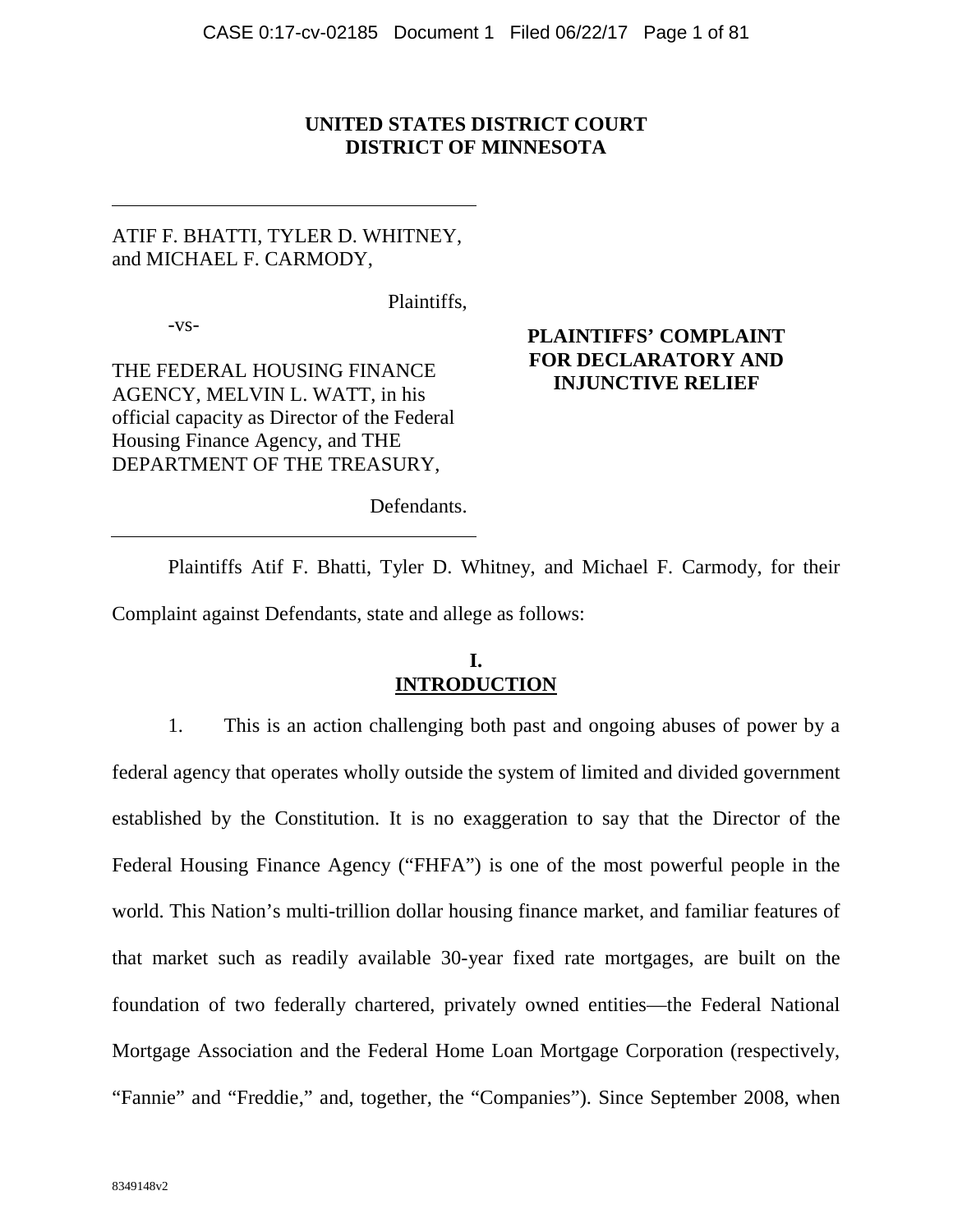**UNITED STATES DISTRICT COURT**
**DISTRICT OF MINNESOTA**

---

ATIF F. BHATTI, TYLER D. WHITNEY, and MICHAEL F. CARMODY,

Plaintiffs,

-vs-

THE FEDERAL HOUSING FINANCE AGENCY, MELVIN L. WATT, in his official capacity as Director of the Federal Housing Finance Agency, and THE DEPARTMENT OF THE TREASURY,

Defendants.

---

**PLAINTIFFS' COMPLAINT FOR DECLARATORY AND INJUNCTIVE RELIEF**

Plaintiffs Atif F. Bhatti, Tyler D. Whitney, and Michael F. Carmody, for their Complaint against Defendants, state and allege as follows:

## I. INTRODUCTION

1. This is an action challenging both past and ongoing abuses of power by a federal agency that operates wholly outside the system of limited and divided government established by the Constitution. It is no exaggeration to say that the Director of the Federal Housing Finance Agency ("FHFA") is one of the most powerful people in the world. This Nation's multi-trillion dollar housing finance market, and familiar features of that market such as readily available 30-year fixed rate mortgages, are built on the foundation of two federally chartered, privately owned entities—the Federal National Mortgage Association and the Federal Home Loan Mortgage Corporation (respectively, "Fannie" and "Freddie," and, together, the "Companies"). Since September 2008, when

8349148v2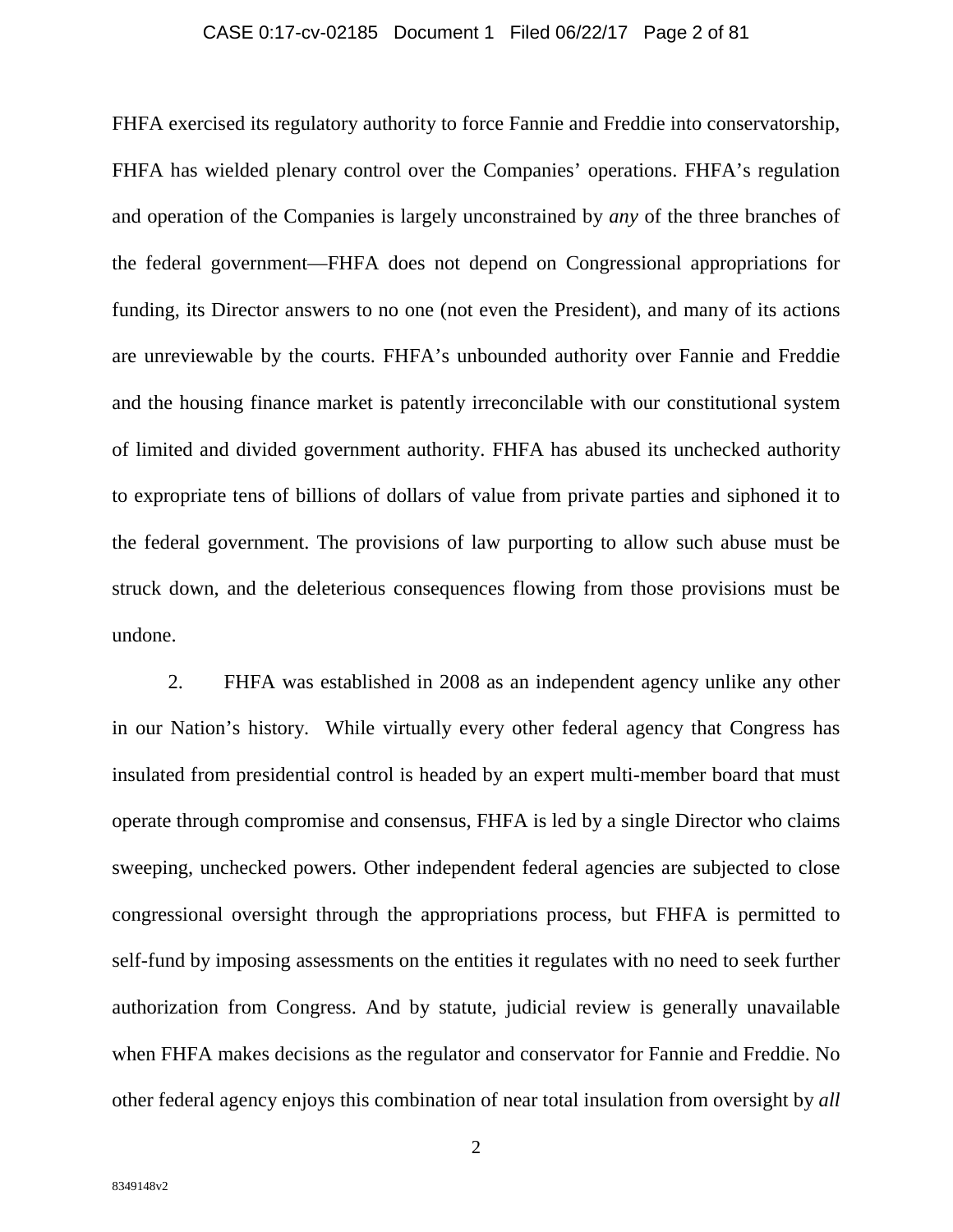FHFA exercised its regulatory authority to force Fannie and Freddie into conservatorship, FHFA has wielded plenary control over the Companies' operations. FHFA's regulation and operation of the Companies is largely unconstrained by *any* of the three branches of the federal government—FHFA does not depend on Congressional appropriations for funding, its Director answers to no one (not even the President), and many of its actions are unreviewable by the courts. FHFA's unbounded authority over Fannie and Freddie and the housing finance market is patently irreconcilable with our constitutional system of limited and divided government authority. FHFA has abused its unchecked authority to expropriate tens of billions of dollars of value from private parties and siphoned it to the federal government. The provisions of law purporting to allow such abuse must be struck down, and the deleterious consequences flowing from those provisions must be undone.

2. FHFA was established in 2008 as an independent agency unlike any other in our Nation's history. While virtually every other federal agency that Congress has insulated from presidential control is headed by an expert multi-member board that must operate through compromise and consensus, FHFA is led by a single Director who claims sweeping, unchecked powers. Other independent federal agencies are subjected to close congressional oversight through the appropriations process, but FHFA is permitted to self-fund by imposing assessments on the entities it regulates with no need to seek further authorization from Congress. And by statute, judicial review is generally unavailable when FHFA makes decisions as the regulator and conservator for Fannie and Freddie. No other federal agency enjoys this combination of near total insulation from oversight by *all*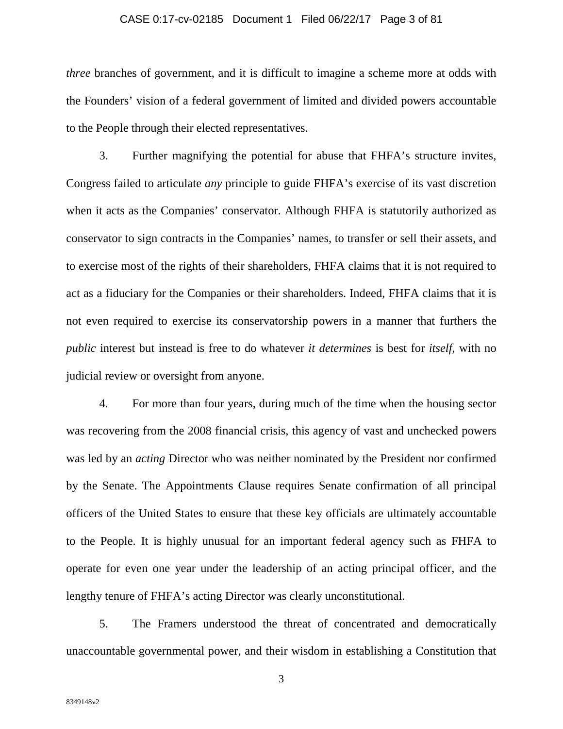*three* branches of government, and it is difficult to imagine a scheme more at odds with the Founders' vision of a federal government of limited and divided powers accountable to the People through their elected representatives.

3. Further magnifying the potential for abuse that FHFA's structure invites, Congress failed to articulate *any* principle to guide FHFA's exercise of its vast discretion when it acts as the Companies' conservator. Although FHFA is statutorily authorized as conservator to sign contracts in the Companies' names, to transfer or sell their assets, and to exercise most of the rights of their shareholders, FHFA claims that it is not required to act as a fiduciary for the Companies or their shareholders. Indeed, FHFA claims that it is not even required to exercise its conservatorship powers in a manner that furthers the *public* interest but instead is free to do whatever *it determines* is best for *itself*, with no judicial review or oversight from anyone.

4. For more than four years, during much of the time when the housing sector was recovering from the 2008 financial crisis, this agency of vast and unchecked powers was led by an *acting* Director who was neither nominated by the President nor confirmed by the Senate. The Appointments Clause requires Senate confirmation of all principal officers of the United States to ensure that these key officials are ultimately accountable to the People. It is highly unusual for an important federal agency such as FHFA to operate for even one year under the leadership of an acting principal officer, and the lengthy tenure of FHFA's acting Director was clearly unconstitutional.

5. The Framers understood the threat of concentrated and democratically unaccountable governmental power, and their wisdom in establishing a Constitution that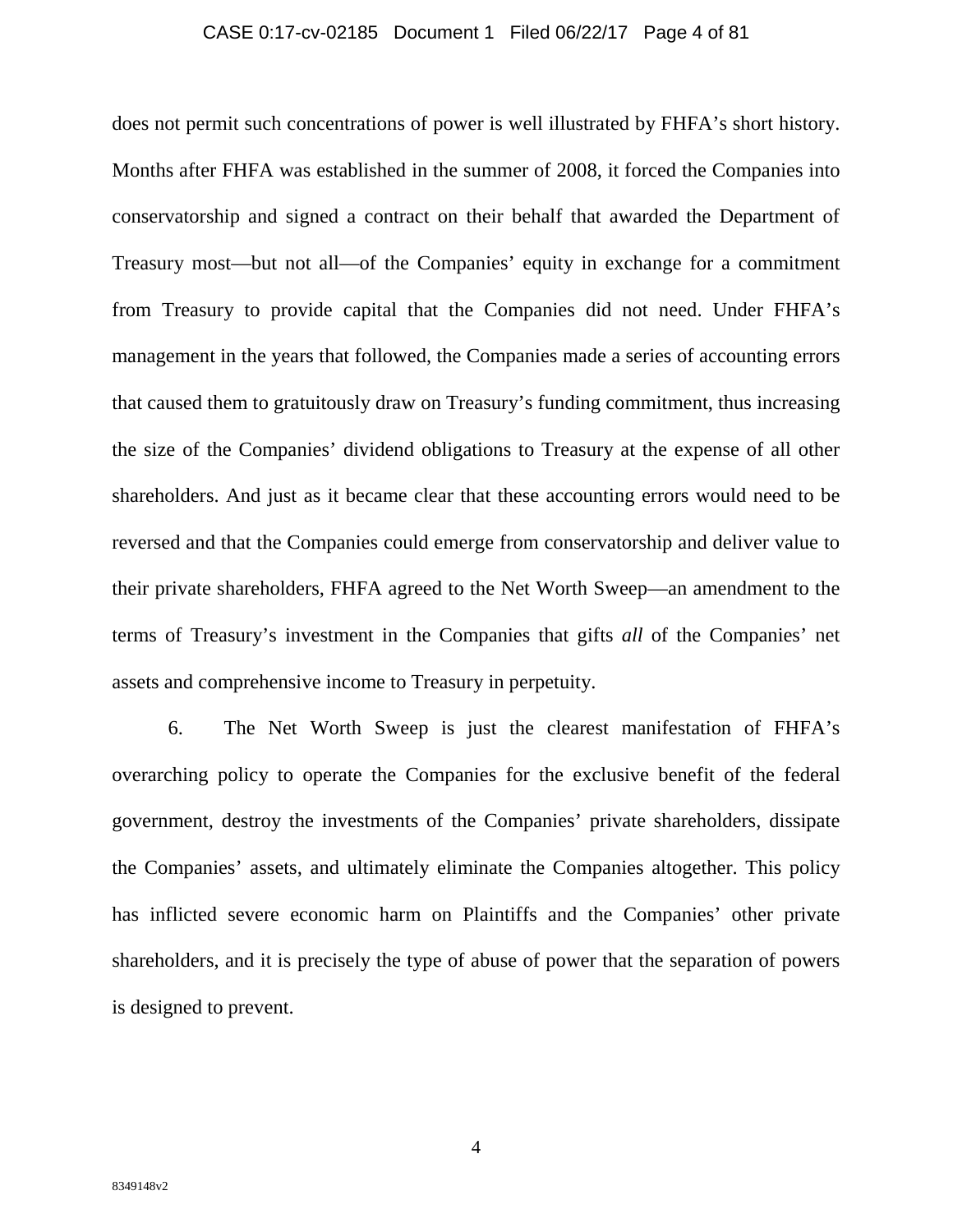does not permit such concentrations of power is well illustrated by FHFA's short history. Months after FHFA was established in the summer of 2008, it forced the Companies into conservatorship and signed a contract on their behalf that awarded the Department of Treasury most—but not all—of the Companies' equity in exchange for a commitment from Treasury to provide capital that the Companies did not need. Under FHFA's management in the years that followed, the Companies made a series of accounting errors that caused them to gratuitously draw on Treasury's funding commitment, thus increasing the size of the Companies' dividend obligations to Treasury at the expense of all other shareholders. And just as it became clear that these accounting errors would need to be reversed and that the Companies could emerge from conservatorship and deliver value to their private shareholders, FHFA agreed to the Net Worth Sweep—an amendment to the terms of Treasury's investment in the Companies that gifts *all* of the Companies' net assets and comprehensive income to Treasury in perpetuity.

6. The Net Worth Sweep is just the clearest manifestation of FHFA's overarching policy to operate the Companies for the exclusive benefit of the federal government, destroy the investments of the Companies' private shareholders, dissipate the Companies' assets, and ultimately eliminate the Companies altogether. This policy has inflicted severe economic harm on Plaintiffs and the Companies' other private shareholders, and it is precisely the type of abuse of power that the separation of powers is designed to prevent.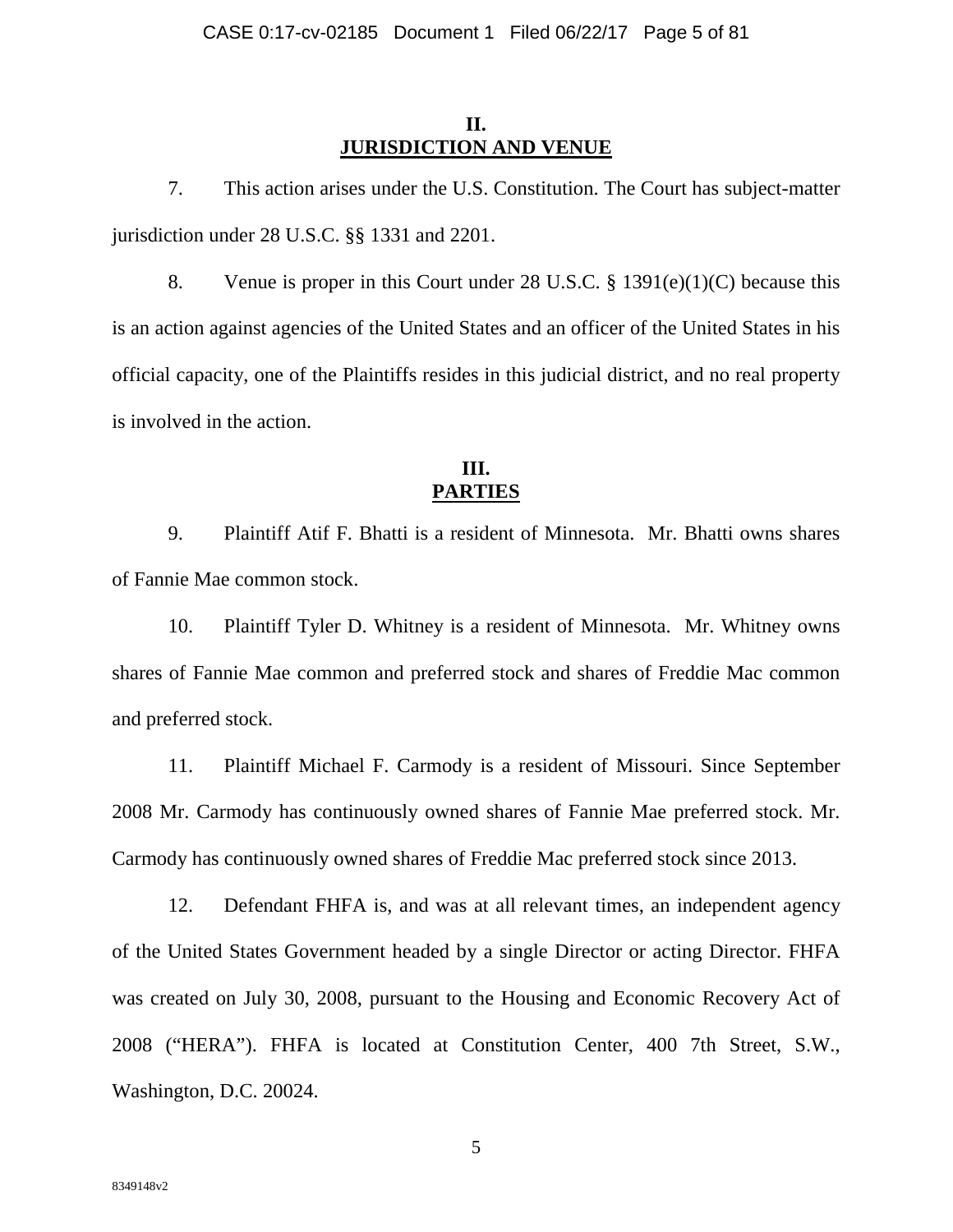## II.
## JURISDICTION AND VENUE

7. This action arises under the U.S. Constitution. The Court has subject-matter jurisdiction under 28 U.S.C. §§ 1331 and 2201.

8. Venue is proper in this Court under 28 U.S.C. § 1391(e)(1)(C) because this is an action against agencies of the United States and an officer of the United States in his official capacity, one of the Plaintiffs resides in this judicial district, and no real property is involved in the action.

## III.
## PARTIES

9. Plaintiff Atif F. Bhatti is a resident of Minnesota. Mr. Bhatti owns shares of Fannie Mae common stock.

10. Plaintiff Tyler D. Whitney is a resident of Minnesota. Mr. Whitney owns shares of Fannie Mae common and preferred stock and shares of Freddie Mac common and preferred stock.

11. Plaintiff Michael F. Carmody is a resident of Missouri. Since September 2008 Mr. Carmody has continuously owned shares of Fannie Mae preferred stock. Mr. Carmody has continuously owned shares of Freddie Mac preferred stock since 2013.

12. Defendant FHFA is, and was at all relevant times, an independent agency of the United States Government headed by a single Director or acting Director. FHFA was created on July 30, 2008, pursuant to the Housing and Economic Recovery Act of 2008 ("HERA"). FHFA is located at Constitution Center, 400 7th Street, S.W., Washington, D.C. 20024.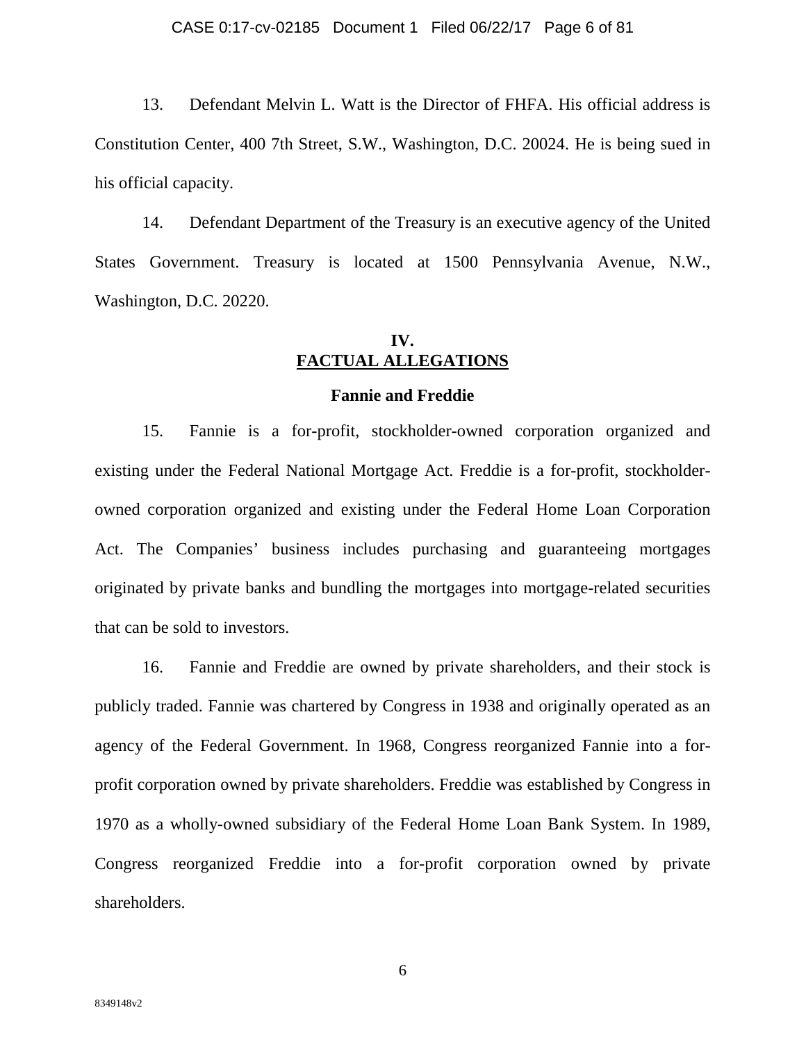13. Defendant Melvin L. Watt is the Director of FHFA. His official address is Constitution Center, 400 7th Street, S.W., Washington, D.C. 20024. He is being sued in his official capacity.

14. Defendant Department of the Treasury is an executive agency of the United States Government. Treasury is located at 1500 Pennsylvania Avenue, N.W., Washington, D.C. 20220.

## IV.
## FACTUAL ALLEGATIONS

### Fannie and Freddie

15. Fannie is a for-profit, stockholder-owned corporation organized and existing under the Federal National Mortgage Act. Freddie is a for-profit, stockholder-owned corporation organized and existing under the Federal Home Loan Corporation Act. The Companies' business includes purchasing and guaranteeing mortgages originated by private banks and bundling the mortgages into mortgage-related securities that can be sold to investors.

16. Fannie and Freddie are owned by private shareholders, and their stock is publicly traded. Fannie was chartered by Congress in 1938 and originally operated as an agency of the Federal Government. In 1968, Congress reorganized Fannie into a for-profit corporation owned by private shareholders. Freddie was established by Congress in 1970 as a wholly-owned subsidiary of the Federal Home Loan Bank System. In 1989, Congress reorganized Freddie into a for-profit corporation owned by private shareholders.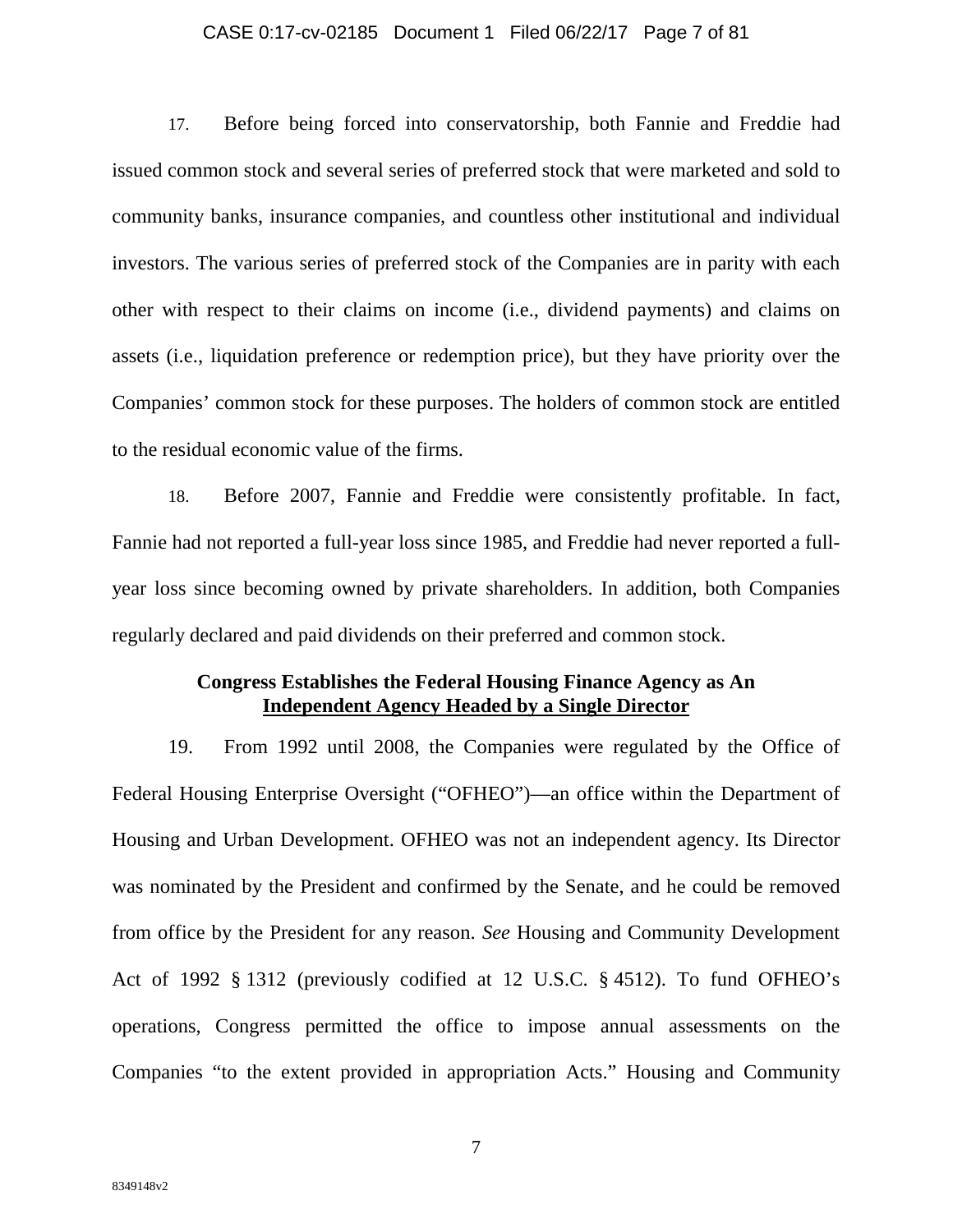17. Before being forced into conservatorship, both Fannie and Freddie had issued common stock and several series of preferred stock that were marketed and sold to community banks, insurance companies, and countless other institutional and individual investors. The various series of preferred stock of the Companies are in parity with each other with respect to their claims on income (i.e., dividend payments) and claims on assets (i.e., liquidation preference or redemption price), but they have priority over the Companies' common stock for these purposes. The holders of common stock are entitled to the residual economic value of the firms.

18. Before 2007, Fannie and Freddie were consistently profitable. In fact, Fannie had not reported a full-year loss since 1985, and Freddie had never reported a full-year loss since becoming owned by private shareholders. In addition, both Companies regularly declared and paid dividends on their preferred and common stock.

**Congress Establishes the Federal Housing Finance Agency as An Independent Agency Headed by a Single Director**

19. From 1992 until 2008, the Companies were regulated by the Office of Federal Housing Enterprise Oversight ("OFHEO")—an office within the Department of Housing and Urban Development. OFHEO was not an independent agency. Its Director was nominated by the President and confirmed by the Senate, and he could be removed from office by the President for any reason. *See* Housing and Community Development Act of 1992 § 1312 (previously codified at 12 U.S.C. § 4512). To fund OFHEO's operations, Congress permitted the office to impose annual assessments on the Companies "to the extent provided in appropriation Acts." Housing and Community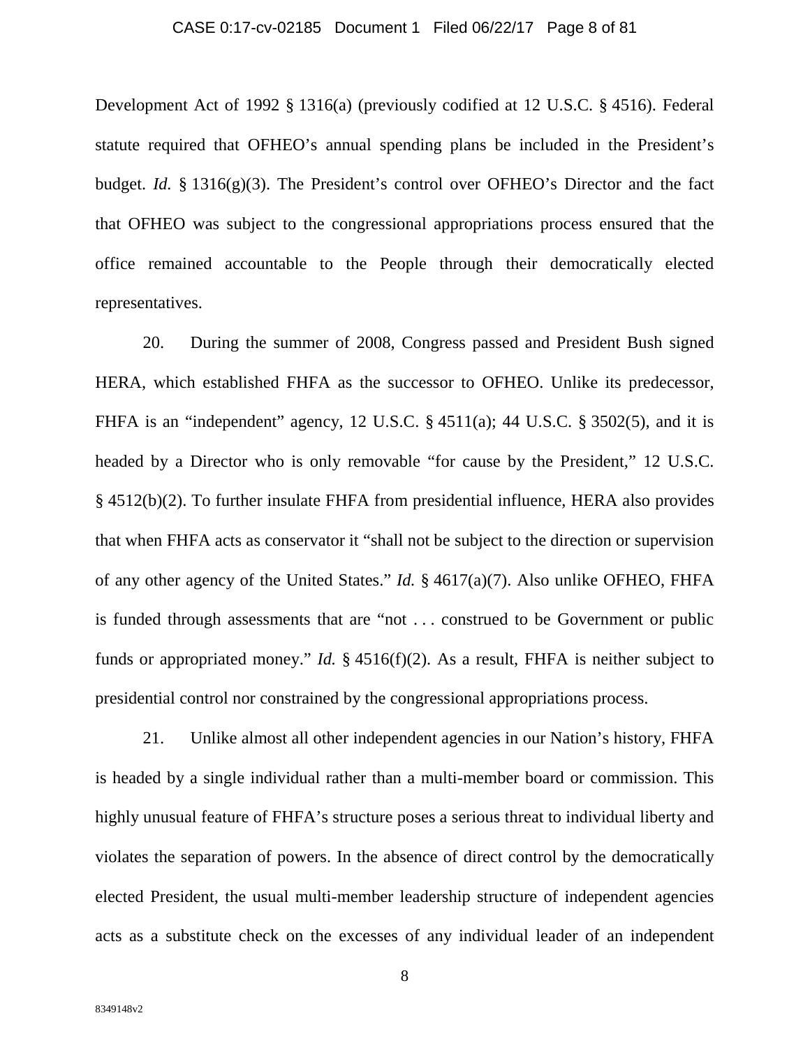Development Act of 1992 § 1316(a) (previously codified at 12 U.S.C. § 4516). Federal statute required that OFHEO's annual spending plans be included in the President's budget. *Id.* § 1316(g)(3). The President's control over OFHEO's Director and the fact that OFHEO was subject to the congressional appropriations process ensured that the office remained accountable to the People through their democratically elected representatives.

20. During the summer of 2008, Congress passed and President Bush signed HERA, which established FHFA as the successor to OFHEO. Unlike its predecessor, FHFA is an "independent" agency, 12 U.S.C. § 4511(a); 44 U.S.C. § 3502(5), and it is headed by a Director who is only removable "for cause by the President," 12 U.S.C. § 4512(b)(2). To further insulate FHFA from presidential influence, HERA also provides that when FHFA acts as conservator it "shall not be subject to the direction or supervision of any other agency of the United States." *Id.* § 4617(a)(7). Also unlike OFHEO, FHFA is funded through assessments that are "not . . . construed to be Government or public funds or appropriated money." *Id.* § 4516(f)(2). As a result, FHFA is neither subject to presidential control nor constrained by the congressional appropriations process.

21. Unlike almost all other independent agencies in our Nation's history, FHFA is headed by a single individual rather than a multi-member board or commission. This highly unusual feature of FHFA's structure poses a serious threat to individual liberty and violates the separation of powers. In the absence of direct control by the democratically elected President, the usual multi-member leadership structure of independent agencies acts as a substitute check on the excesses of any individual leader of an independent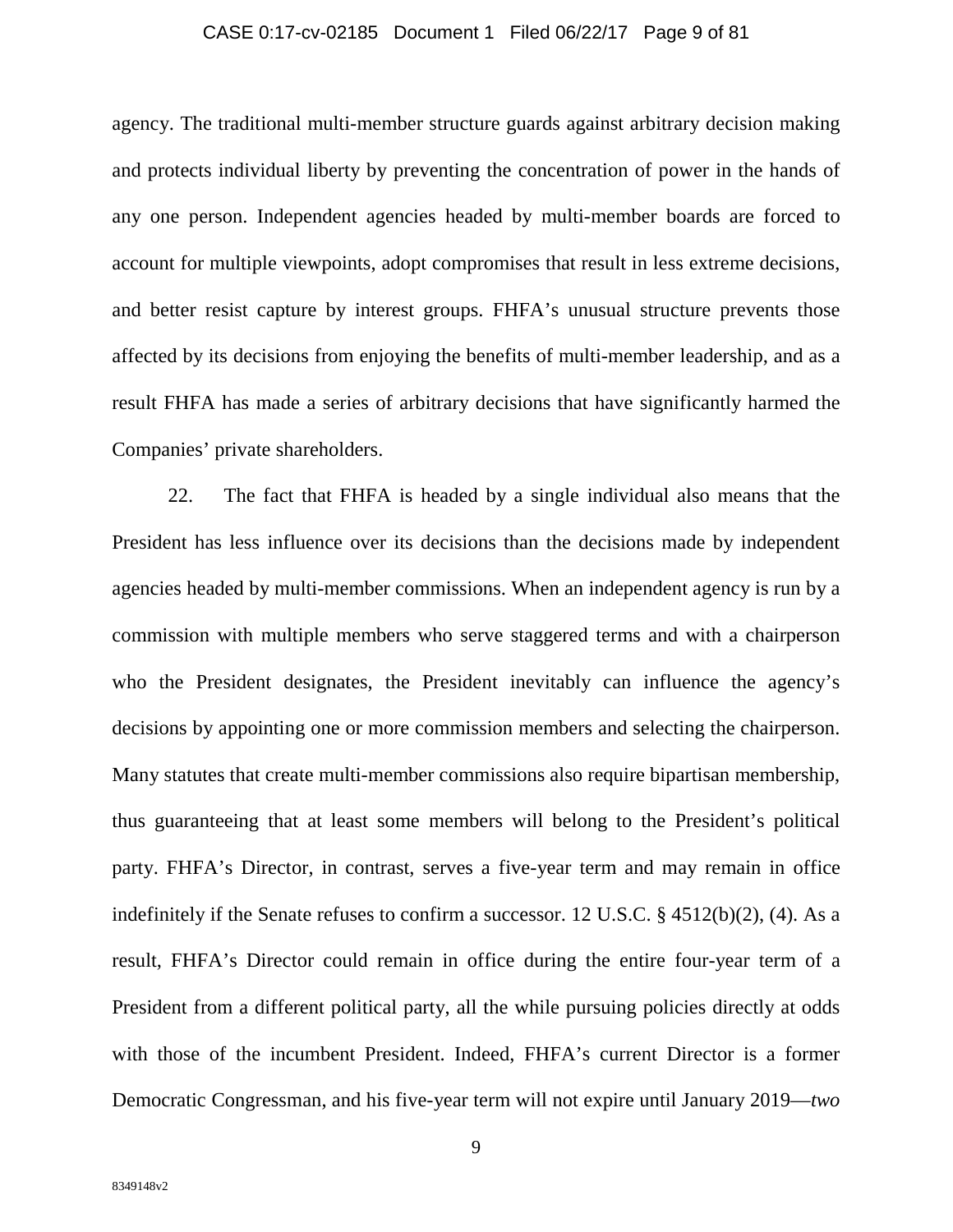agency. The traditional multi-member structure guards against arbitrary decision making and protects individual liberty by preventing the concentration of power in the hands of any one person. Independent agencies headed by multi-member boards are forced to account for multiple viewpoints, adopt compromises that result in less extreme decisions, and better resist capture by interest groups. FHFA's unusual structure prevents those affected by its decisions from enjoying the benefits of multi-member leadership, and as a result FHFA has made a series of arbitrary decisions that have significantly harmed the Companies' private shareholders.

22. The fact that FHFA is headed by a single individual also means that the President has less influence over its decisions than the decisions made by independent agencies headed by multi-member commissions. When an independent agency is run by a commission with multiple members who serve staggered terms and with a chairperson who the President designates, the President inevitably can influence the agency's decisions by appointing one or more commission members and selecting the chairperson. Many statutes that create multi-member commissions also require bipartisan membership, thus guaranteeing that at least some members will belong to the President's political party. FHFA's Director, in contrast, serves a five-year term and may remain in office indefinitely if the Senate refuses to confirm a successor. 12 U.S.C. § 4512(b)(2), (4). As a result, FHFA's Director could remain in office during the entire four-year term of a President from a different political party, all the while pursuing policies directly at odds with those of the incumbent President. Indeed, FHFA's current Director is a former Democratic Congressman, and his five-year term will not expire until January 2019—*two*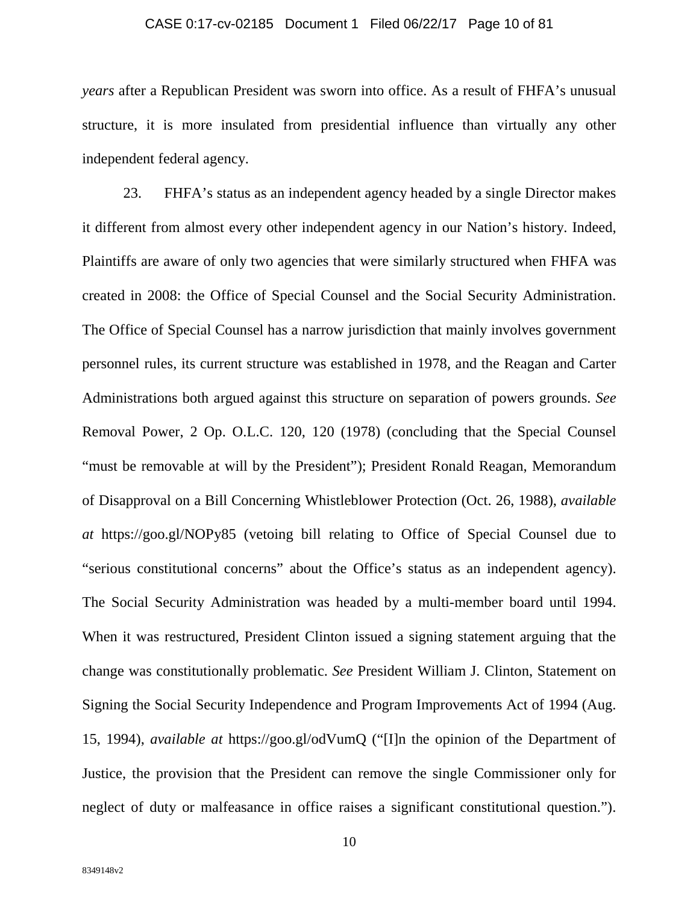*years* after a Republican President was sworn into office. As a result of FHFA's unusual structure, it is more insulated from presidential influence than virtually any other independent federal agency.

23. FHFA's status as an independent agency headed by a single Director makes it different from almost every other independent agency in our Nation's history. Indeed, Plaintiffs are aware of only two agencies that were similarly structured when FHFA was created in 2008: the Office of Special Counsel and the Social Security Administration. The Office of Special Counsel has a narrow jurisdiction that mainly involves government personnel rules, its current structure was established in 1978, and the Reagan and Carter Administrations both argued against this structure on separation of powers grounds. *See* Removal Power, 2 Op. O.L.C. 120, 120 (1978) (concluding that the Special Counsel "must be removable at will by the President"); President Ronald Reagan, Memorandum of Disapproval on a Bill Concerning Whistleblower Protection (Oct. 26, 1988), *available at* https://goo.gl/NOPy85 (vetoing bill relating to Office of Special Counsel due to "serious constitutional concerns" about the Office's status as an independent agency). The Social Security Administration was headed by a multi-member board until 1994. When it was restructured, President Clinton issued a signing statement arguing that the change was constitutionally problematic. *See* President William J. Clinton, Statement on Signing the Social Security Independence and Program Improvements Act of 1994 (Aug. 15, 1994), *available at* https://goo.gl/odVumQ ("[I]n the opinion of the Department of Justice, the provision that the President can remove the single Commissioner only for neglect of duty or malfeasance in office raises a significant constitutional question.").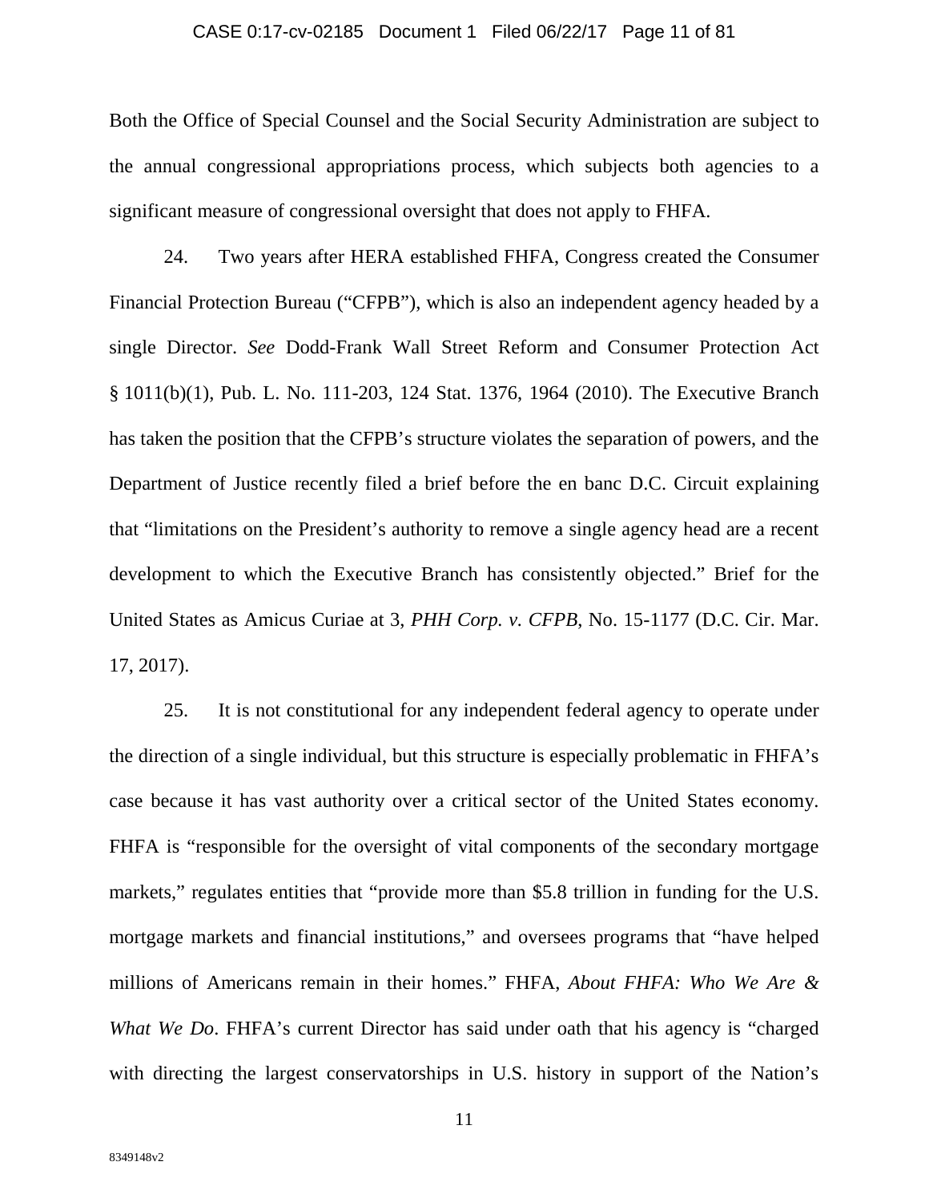Both the Office of Special Counsel and the Social Security Administration are subject to the annual congressional appropriations process, which subjects both agencies to a significant measure of congressional oversight that does not apply to FHFA.

24. Two years after HERA established FHFA, Congress created the Consumer Financial Protection Bureau ("CFPB"), which is also an independent agency headed by a single Director. *See* Dodd-Frank Wall Street Reform and Consumer Protection Act § 1011(b)(1), Pub. L. No. 111-203, 124 Stat. 1376, 1964 (2010). The Executive Branch has taken the position that the CFPB's structure violates the separation of powers, and the Department of Justice recently filed a brief before the en banc D.C. Circuit explaining that "limitations on the President's authority to remove a single agency head are a recent development to which the Executive Branch has consistently objected." Brief for the United States as Amicus Curiae at 3, *PHH Corp. v. CFPB*, No. 15-1177 (D.C. Cir. Mar. 17, 2017).

25. It is not constitutional for any independent federal agency to operate under the direction of a single individual, but this structure is especially problematic in FHFA's case because it has vast authority over a critical sector of the United States economy. FHFA is "responsible for the oversight of vital components of the secondary mortgage markets," regulates entities that "provide more than $5.8 trillion in funding for the U.S. mortgage markets and financial institutions," and oversees programs that "have helped millions of Americans remain in their homes." FHFA, *About FHFA: Who We Are & What We Do*. FHFA's current Director has said under oath that his agency is "charged with directing the largest conservatorships in U.S. history in support of the Nation's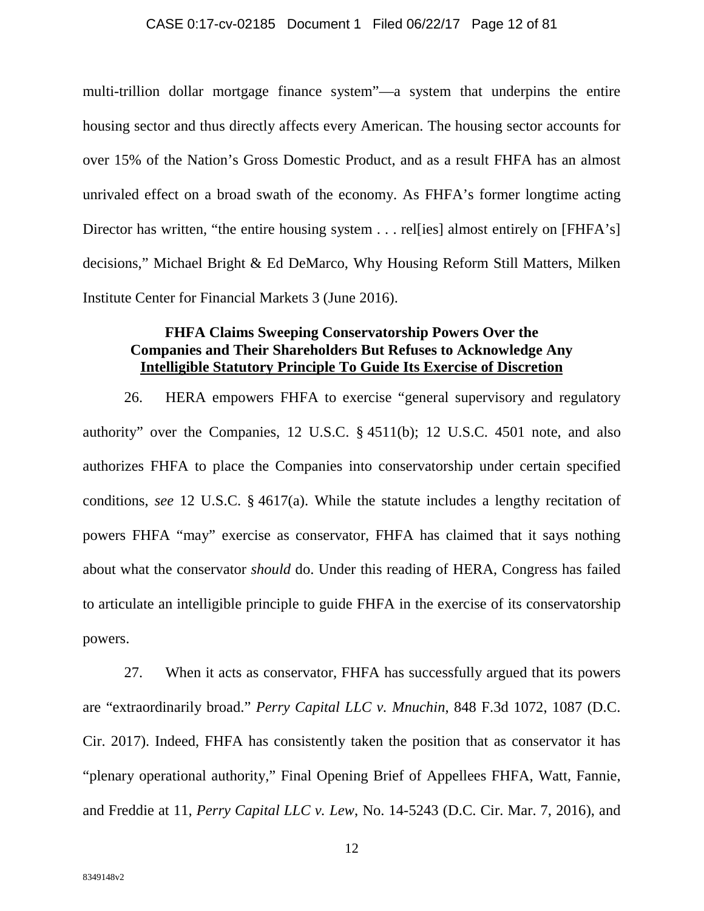multi-trillion dollar mortgage finance system"—a system that underpins the entire housing sector and thus directly affects every American. The housing sector accounts for over 15% of the Nation's Gross Domestic Product, and as a result FHFA has an almost unrivaled effect on a broad swath of the economy. As FHFA's former longtime acting Director has written, "the entire housing system . . . rel[ies] almost entirely on [FHFA's] decisions," Michael Bright & Ed DeMarco, Why Housing Reform Still Matters, Milken Institute Center for Financial Markets 3 (June 2016).

### FHFA Claims Sweeping Conservatorship Powers Over the Companies and Their Shareholders But Refuses to Acknowledge Any Intelligible Statutory Principle To Guide Its Exercise of Discretion

26. HERA empowers FHFA to exercise "general supervisory and regulatory authority" over the Companies, 12 U.S.C. § 4511(b); 12 U.S.C. 4501 note, and also authorizes FHFA to place the Companies into conservatorship under certain specified conditions, *see* 12 U.S.C. § 4617(a). While the statute includes a lengthy recitation of powers FHFA "may" exercise as conservator, FHFA has claimed that it says nothing about what the conservator *should* do. Under this reading of HERA, Congress has failed to articulate an intelligible principle to guide FHFA in the exercise of its conservatorship powers.

27. When it acts as conservator, FHFA has successfully argued that its powers are "extraordinarily broad." *Perry Capital LLC v. Mnuchin*, 848 F.3d 1072, 1087 (D.C. Cir. 2017). Indeed, FHFA has consistently taken the position that as conservator it has "plenary operational authority," Final Opening Brief of Appellees FHFA, Watt, Fannie, and Freddie at 11, *Perry Capital LLC v. Lew*, No. 14-5243 (D.C. Cir. Mar. 7, 2016), and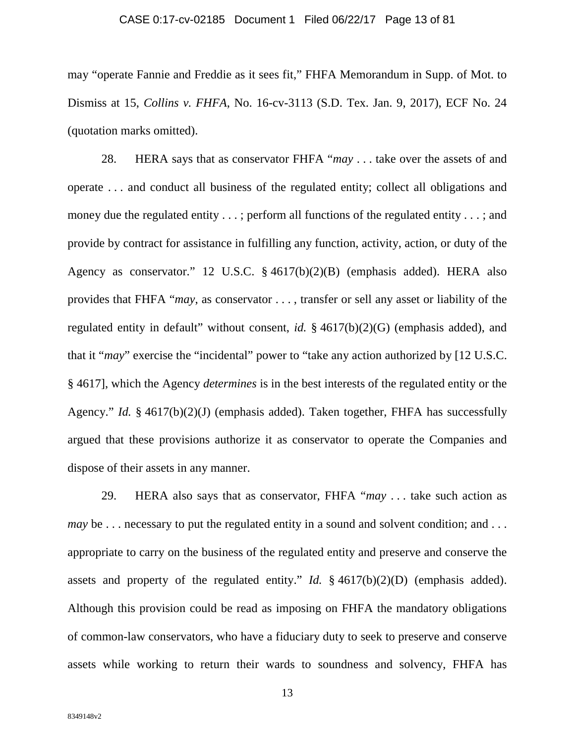may "operate Fannie and Freddie as it sees fit," FHFA Memorandum in Supp. of Mot. to Dismiss at 15, *Collins v. FHFA*, No. 16-cv-3113 (S.D. Tex. Jan. 9, 2017), ECF No. 24 (quotation marks omitted).

28. HERA says that as conservator FHFA "*may* . . . take over the assets of and operate . . . and conduct all business of the regulated entity; collect all obligations and money due the regulated entity . . . ; perform all functions of the regulated entity . . . ; and provide by contract for assistance in fulfilling any function, activity, action, or duty of the Agency as conservator." 12 U.S.C. § 4617(b)(2)(B) (emphasis added). HERA also provides that FHFA "*may*, as conservator . . . , transfer or sell any asset or liability of the regulated entity in default" without consent, *id.* § 4617(b)(2)(G) (emphasis added), and that it "*may*" exercise the "incidental" power to "take any action authorized by [12 U.S.C. § 4617], which the Agency *determines* is in the best interests of the regulated entity or the Agency." *Id.* § 4617(b)(2)(J) (emphasis added). Taken together, FHFA has successfully argued that these provisions authorize it as conservator to operate the Companies and dispose of their assets in any manner.

29. HERA also says that as conservator, FHFA "*may* . . . take such action as *may* be . . . necessary to put the regulated entity in a sound and solvent condition; and . . . appropriate to carry on the business of the regulated entity and preserve and conserve the assets and property of the regulated entity." *Id.* § 4617(b)(2)(D) (emphasis added). Although this provision could be read as imposing on FHFA the mandatory obligations of common-law conservators, who have a fiduciary duty to seek to preserve and conserve assets while working to return their wards to soundness and solvency, FHFA has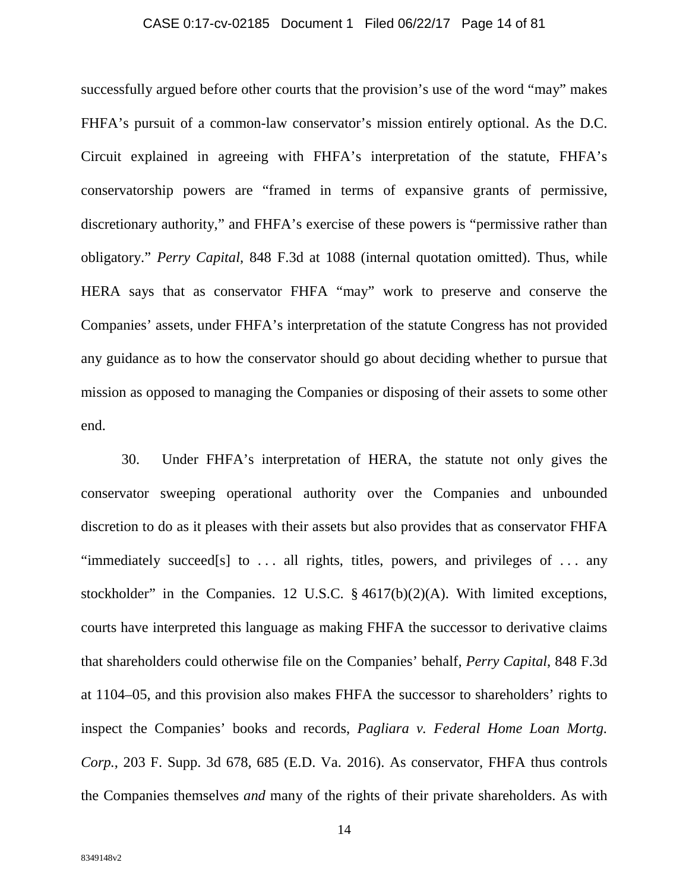successfully argued before other courts that the provision's use of the word "may" makes FHFA's pursuit of a common-law conservator's mission entirely optional. As the D.C. Circuit explained in agreeing with FHFA's interpretation of the statute, FHFA's conservatorship powers are "framed in terms of expansive grants of permissive, discretionary authority," and FHFA's exercise of these powers is "permissive rather than obligatory." *Perry Capital*, 848 F.3d at 1088 (internal quotation omitted). Thus, while HERA says that as conservator FHFA "may" work to preserve and conserve the Companies' assets, under FHFA's interpretation of the statute Congress has not provided any guidance as to how the conservator should go about deciding whether to pursue that mission as opposed to managing the Companies or disposing of their assets to some other end.

30. Under FHFA's interpretation of HERA, the statute not only gives the conservator sweeping operational authority over the Companies and unbounded discretion to do as it pleases with their assets but also provides that as conservator FHFA "immediately succeed[s] to . . . all rights, titles, powers, and privileges of . . . any stockholder" in the Companies. 12 U.S.C. § 4617(b)(2)(A). With limited exceptions, courts have interpreted this language as making FHFA the successor to derivative claims that shareholders could otherwise file on the Companies' behalf, *Perry Capital*, 848 F.3d at 1104–05, and this provision also makes FHFA the successor to shareholders' rights to inspect the Companies' books and records, *Pagliara v. Federal Home Loan Mortg. Corp.*, 203 F. Supp. 3d 678, 685 (E.D. Va. 2016). As conservator, FHFA thus controls the Companies themselves *and* many of the rights of their private shareholders. As with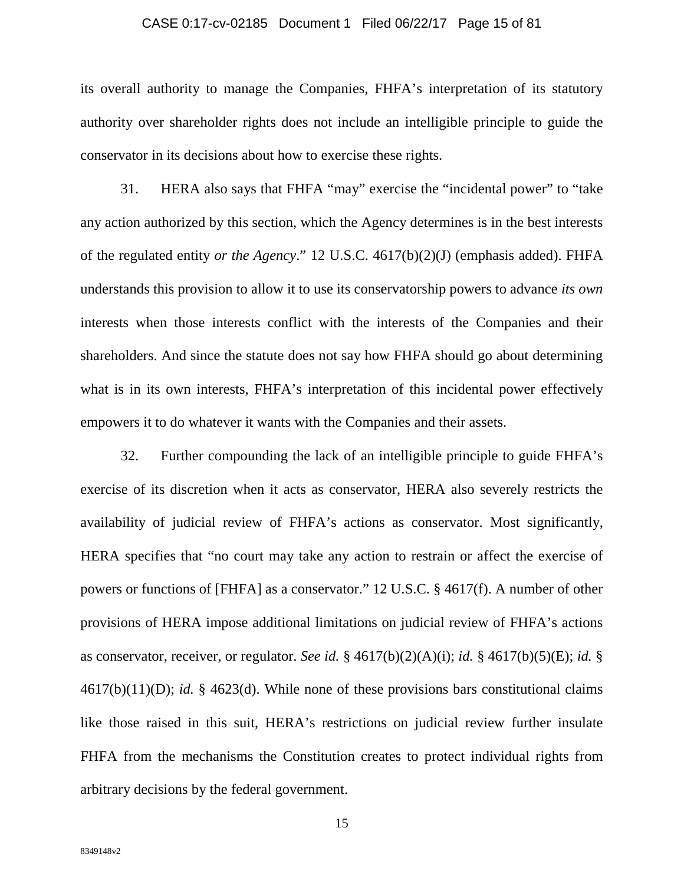its overall authority to manage the Companies, FHFA's interpretation of its statutory authority over shareholder rights does not include an intelligible principle to guide the conservator in its decisions about how to exercise these rights.

31. HERA also says that FHFA "may" exercise the "incidental power" to "take any action authorized by this section, which the Agency determines is in the best interests of the regulated entity *or the Agency*." 12 U.S.C. 4617(b)(2)(J) (emphasis added). FHFA understands this provision to allow it to use its conservatorship powers to advance *its own* interests when those interests conflict with the interests of the Companies and their shareholders. And since the statute does not say how FHFA should go about determining what is in its own interests, FHFA's interpretation of this incidental power effectively empowers it to do whatever it wants with the Companies and their assets.

32. Further compounding the lack of an intelligible principle to guide FHFA's exercise of its discretion when it acts as conservator, HERA also severely restricts the availability of judicial review of FHFA's actions as conservator. Most significantly, HERA specifies that "no court may take any action to restrain or affect the exercise of powers or functions of [FHFA] as a conservator." 12 U.S.C. § 4617(f). A number of other provisions of HERA impose additional limitations on judicial review of FHFA's actions as conservator, receiver, or regulator. *See id.* § 4617(b)(2)(A)(i); *id.* § 4617(b)(5)(E); *id.* § 4617(b)(11)(D); *id.* § 4623(d). While none of these provisions bars constitutional claims like those raised in this suit, HERA's restrictions on judicial review further insulate FHFA from the mechanisms the Constitution creates to protect individual rights from arbitrary decisions by the federal government.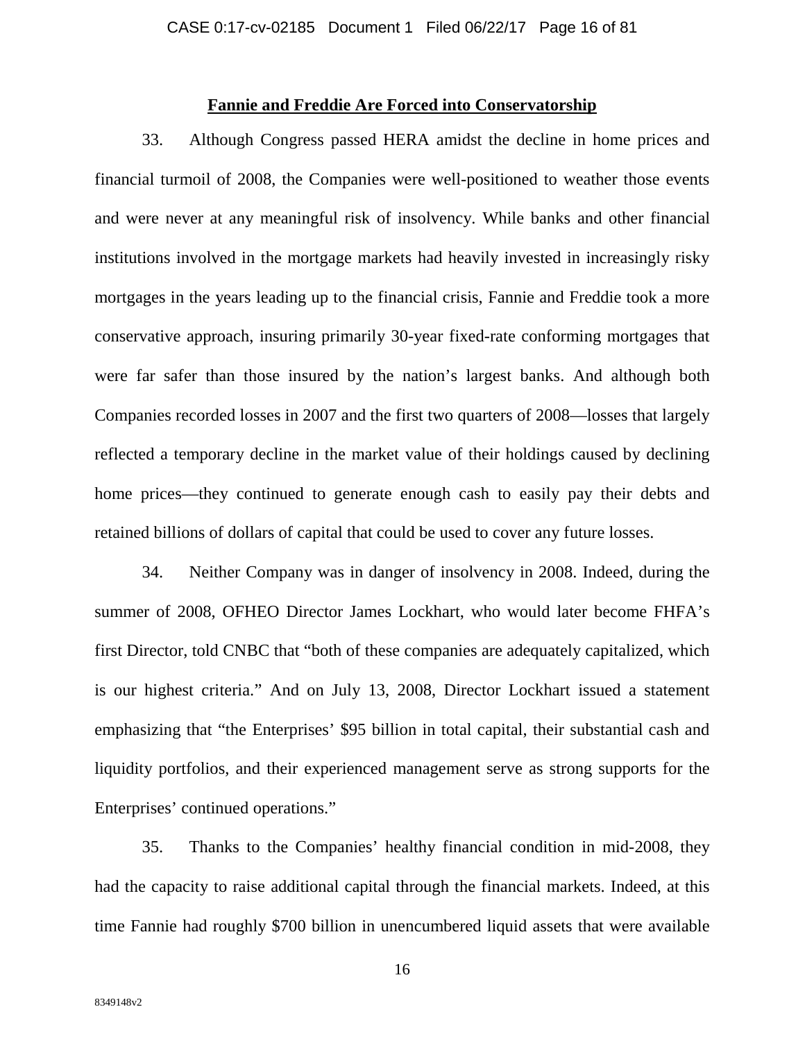## Fannie and Freddie Are Forced into Conservatorship

33. Although Congress passed HERA amidst the decline in home prices and financial turmoil of 2008, the Companies were well-positioned to weather those events and were never at any meaningful risk of insolvency. While banks and other financial institutions involved in the mortgage markets had heavily invested in increasingly risky mortgages in the years leading up to the financial crisis, Fannie and Freddie took a more conservative approach, insuring primarily 30-year fixed-rate conforming mortgages that were far safer than those insured by the nation's largest banks. And although both Companies recorded losses in 2007 and the first two quarters of 2008—losses that largely reflected a temporary decline in the market value of their holdings caused by declining home prices—they continued to generate enough cash to easily pay their debts and retained billions of dollars of capital that could be used to cover any future losses.

34. Neither Company was in danger of insolvency in 2008. Indeed, during the summer of 2008, OFHEO Director James Lockhart, who would later become FHFA's first Director, told CNBC that "both of these companies are adequately capitalized, which is our highest criteria." And on July 13, 2008, Director Lockhart issued a statement emphasizing that "the Enterprises' $95 billion in total capital, their substantial cash and liquidity portfolios, and their experienced management serve as strong supports for the Enterprises' continued operations."

35. Thanks to the Companies' healthy financial condition in mid-2008, they had the capacity to raise additional capital through the financial markets. Indeed, at this time Fannie had roughly $700 billion in unencumbered liquid assets that were available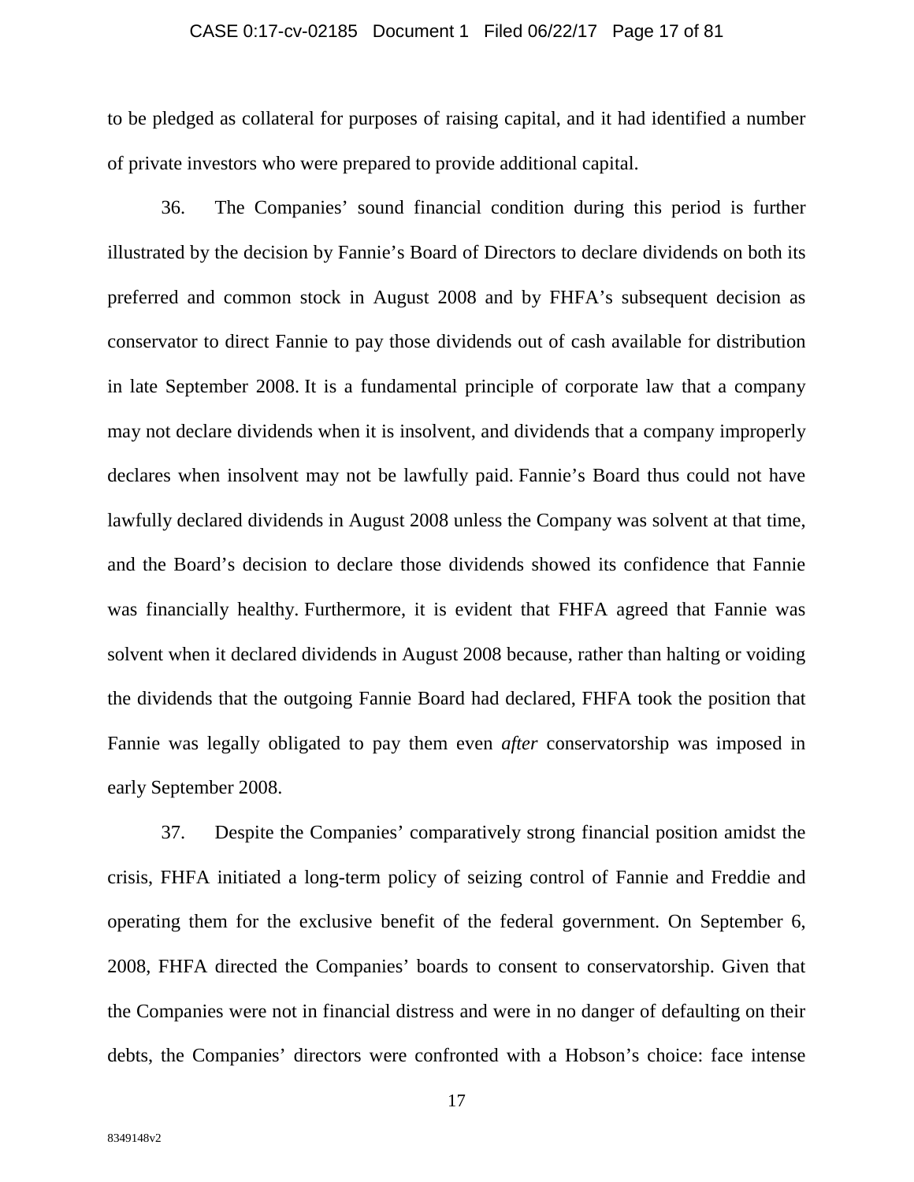to be pledged as collateral for purposes of raising capital, and it had identified a number of private investors who were prepared to provide additional capital.

36. The Companies' sound financial condition during this period is further illustrated by the decision by Fannie's Board of Directors to declare dividends on both its preferred and common stock in August 2008 and by FHFA's subsequent decision as conservator to direct Fannie to pay those dividends out of cash available for distribution in late September 2008. It is a fundamental principle of corporate law that a company may not declare dividends when it is insolvent, and dividends that a company improperly declares when insolvent may not be lawfully paid. Fannie's Board thus could not have lawfully declared dividends in August 2008 unless the Company was solvent at that time, and the Board's decision to declare those dividends showed its confidence that Fannie was financially healthy. Furthermore, it is evident that FHFA agreed that Fannie was solvent when it declared dividends in August 2008 because, rather than halting or voiding the dividends that the outgoing Fannie Board had declared, FHFA took the position that Fannie was legally obligated to pay them even *after* conservatorship was imposed in early September 2008.

37. Despite the Companies' comparatively strong financial position amidst the crisis, FHFA initiated a long-term policy of seizing control of Fannie and Freddie and operating them for the exclusive benefit of the federal government. On September 6, 2008, FHFA directed the Companies' boards to consent to conservatorship. Given that the Companies were not in financial distress and were in no danger of defaulting on their debts, the Companies' directors were confronted with a Hobson's choice: face intense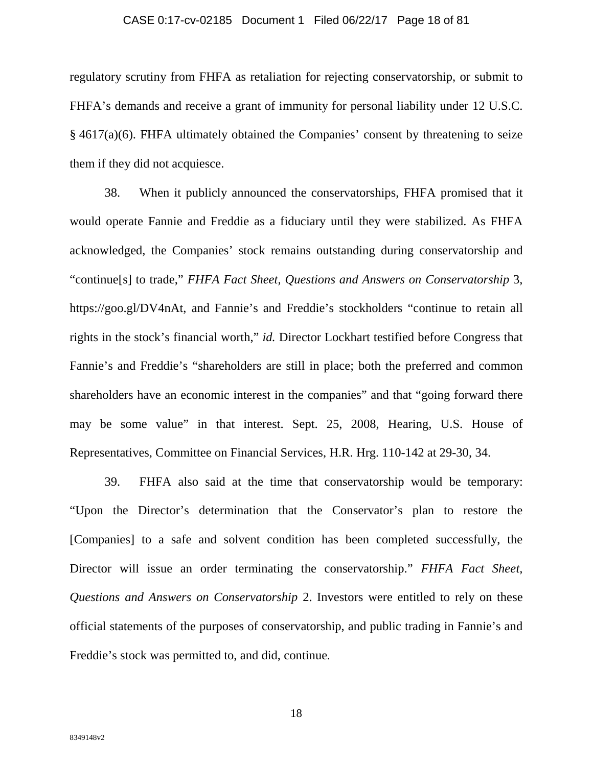regulatory scrutiny from FHFA as retaliation for rejecting conservatorship, or submit to FHFA's demands and receive a grant of immunity for personal liability under 12 U.S.C. § 4617(a)(6). FHFA ultimately obtained the Companies' consent by threatening to seize them if they did not acquiesce.

38. When it publicly announced the conservatorships, FHFA promised that it would operate Fannie and Freddie as a fiduciary until they were stabilized. As FHFA acknowledged, the Companies' stock remains outstanding during conservatorship and "continue[s] to trade," *FHFA Fact Sheet, Questions and Answers on Conservatorship* 3, https://goo.gl/DV4nAt, and Fannie's and Freddie's stockholders "continue to retain all rights in the stock's financial worth," *id.* Director Lockhart testified before Congress that Fannie's and Freddie's "shareholders are still in place; both the preferred and common shareholders have an economic interest in the companies" and that "going forward there may be some value" in that interest. Sept. 25, 2008, Hearing, U.S. House of Representatives, Committee on Financial Services, H.R. Hrg. 110-142 at 29-30, 34.

39. FHFA also said at the time that conservatorship would be temporary: "Upon the Director's determination that the Conservator's plan to restore the [Companies] to a safe and solvent condition has been completed successfully, the Director will issue an order terminating the conservatorship." *FHFA Fact Sheet, Questions and Answers on Conservatorship* 2. Investors were entitled to rely on these official statements of the purposes of conservatorship, and public trading in Fannie's and Freddie's stock was permitted to, and did, continue.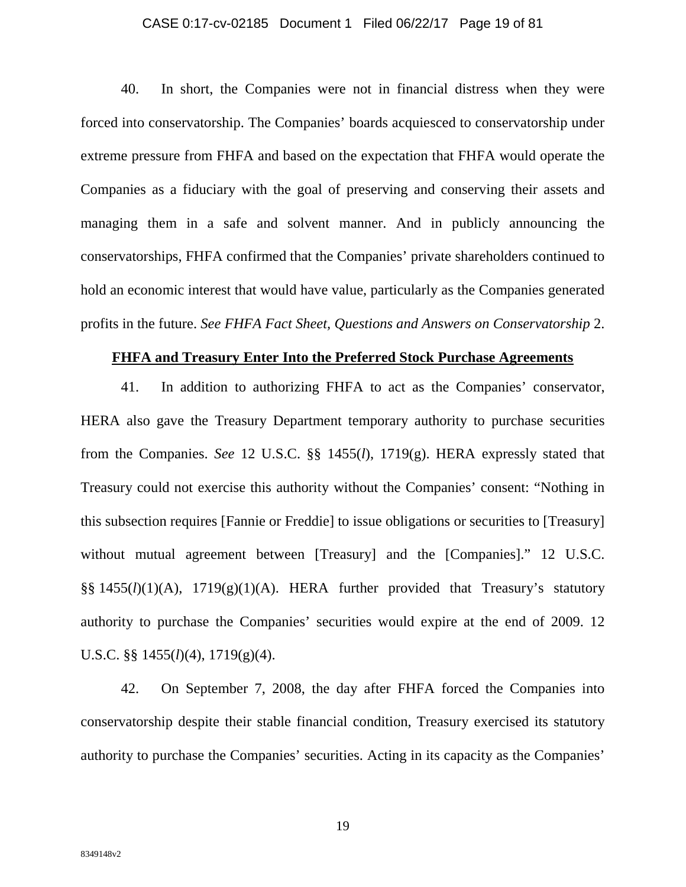40. In short, the Companies were not in financial distress when they were forced into conservatorship. The Companies' boards acquiesced to conservatorship under extreme pressure from FHFA and based on the expectation that FHFA would operate the Companies as a fiduciary with the goal of preserving and conserving their assets and managing them in a safe and solvent manner. And in publicly announcing the conservatorships, FHFA confirmed that the Companies' private shareholders continued to hold an economic interest that would have value, particularly as the Companies generated profits in the future. *See FHFA Fact Sheet, Questions and Answers on Conservatorship* 2.

**FHFA and Treasury Enter Into the Preferred Stock Purchase Agreements**

41. In addition to authorizing FHFA to act as the Companies' conservator, HERA also gave the Treasury Department temporary authority to purchase securities from the Companies. *See* 12 U.S.C. §§ 1455(*l*), 1719(g). HERA expressly stated that Treasury could not exercise this authority without the Companies' consent: "Nothing in this subsection requires [Fannie or Freddie] to issue obligations or securities to [Treasury] without mutual agreement between [Treasury] and the [Companies]." 12 U.S.C. §§ 1455(*l*)(1)(A), 1719(g)(1)(A). HERA further provided that Treasury's statutory authority to purchase the Companies' securities would expire at the end of 2009. 12 U.S.C. §§ 1455(*l*)(4), 1719(g)(4).

42. On September 7, 2008, the day after FHFA forced the Companies into conservatorship despite their stable financial condition, Treasury exercised its statutory authority to purchase the Companies' securities. Acting in its capacity as the Companies'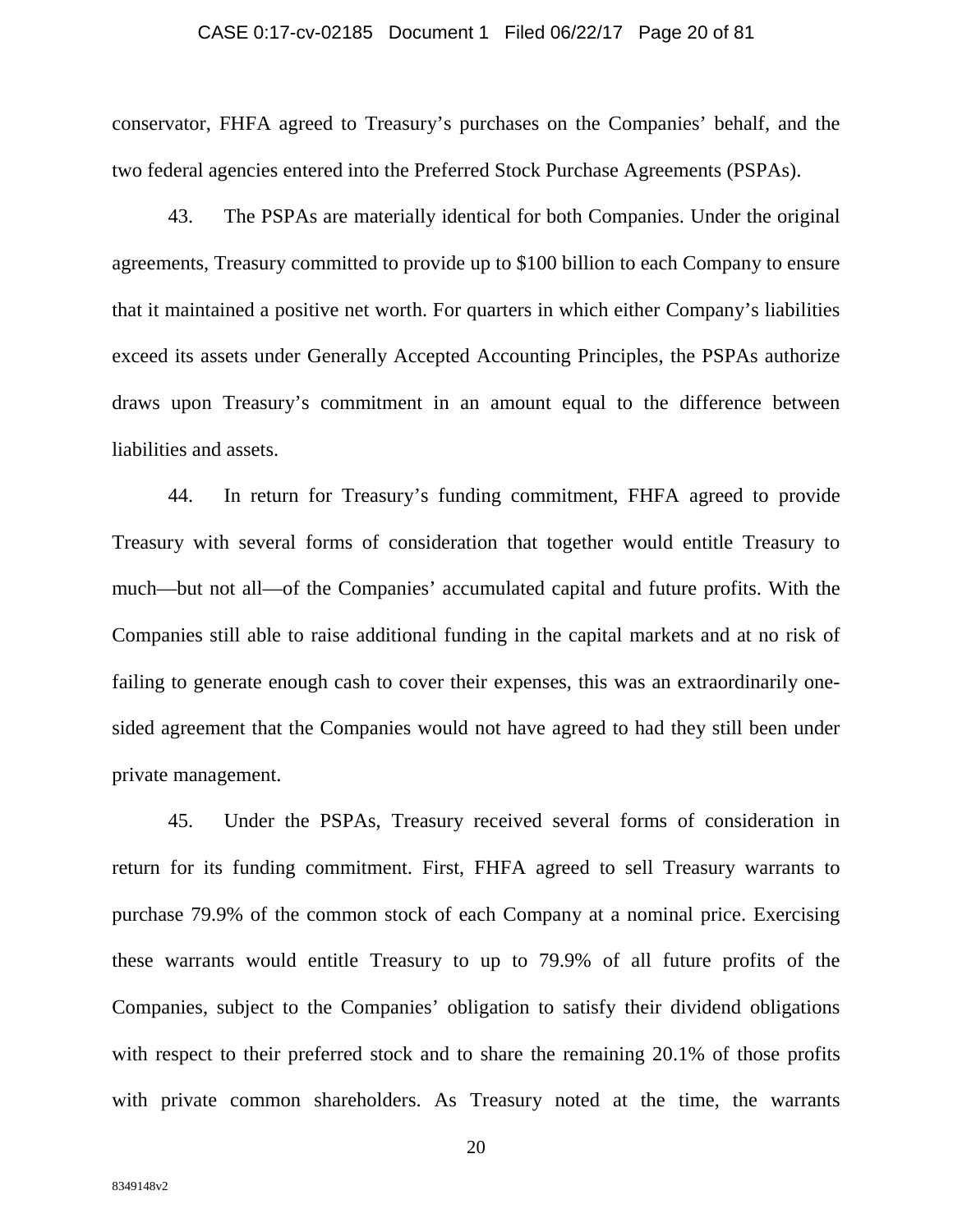conservator, FHFA agreed to Treasury's purchases on the Companies' behalf, and the two federal agencies entered into the Preferred Stock Purchase Agreements (PSPAs).

43. The PSPAs are materially identical for both Companies. Under the original agreements, Treasury committed to provide up to $100 billion to each Company to ensure that it maintained a positive net worth. For quarters in which either Company's liabilities exceed its assets under Generally Accepted Accounting Principles, the PSPAs authorize draws upon Treasury's commitment in an amount equal to the difference between liabilities and assets.

44. In return for Treasury's funding commitment, FHFA agreed to provide Treasury with several forms of consideration that together would entitle Treasury to much—but not all—of the Companies' accumulated capital and future profits. With the Companies still able to raise additional funding in the capital markets and at no risk of failing to generate enough cash to cover their expenses, this was an extraordinarily one-sided agreement that the Companies would not have agreed to had they still been under private management.

45. Under the PSPAs, Treasury received several forms of consideration in return for its funding commitment. First, FHFA agreed to sell Treasury warrants to purchase 79.9% of the common stock of each Company at a nominal price. Exercising these warrants would entitle Treasury to up to 79.9% of all future profits of the Companies, subject to the Companies' obligation to satisfy their dividend obligations with respect to their preferred stock and to share the remaining 20.1% of those profits with private common shareholders. As Treasury noted at the time, the warrants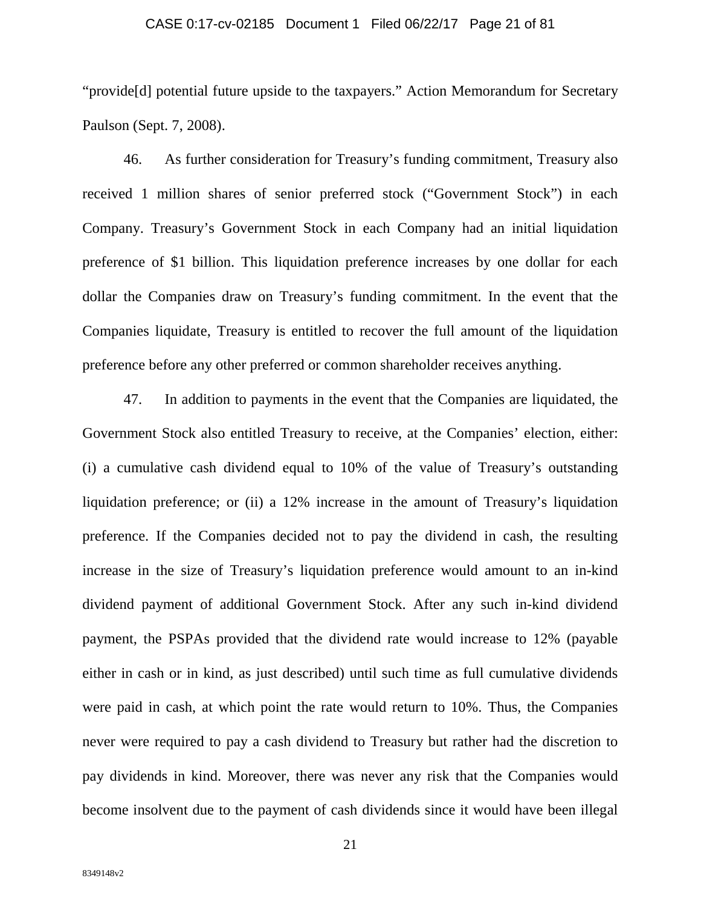"provide[d] potential future upside to the taxpayers." Action Memorandum for Secretary Paulson (Sept. 7, 2008).

46. As further consideration for Treasury's funding commitment, Treasury also received 1 million shares of senior preferred stock ("Government Stock") in each Company. Treasury's Government Stock in each Company had an initial liquidation preference of $1 billion. This liquidation preference increases by one dollar for each dollar the Companies draw on Treasury's funding commitment. In the event that the Companies liquidate, Treasury is entitled to recover the full amount of the liquidation preference before any other preferred or common shareholder receives anything.

47. In addition to payments in the event that the Companies are liquidated, the Government Stock also entitled Treasury to receive, at the Companies' election, either: (i) a cumulative cash dividend equal to 10% of the value of Treasury's outstanding liquidation preference; or (ii) a 12% increase in the amount of Treasury's liquidation preference. If the Companies decided not to pay the dividend in cash, the resulting increase in the size of Treasury's liquidation preference would amount to an in-kind dividend payment of additional Government Stock. After any such in-kind dividend payment, the PSPAs provided that the dividend rate would increase to 12% (payable either in cash or in kind, as just described) until such time as full cumulative dividends were paid in cash, at which point the rate would return to 10%. Thus, the Companies never were required to pay a cash dividend to Treasury but rather had the discretion to pay dividends in kind. Moreover, there was never any risk that the Companies would become insolvent due to the payment of cash dividends since it would have been illegal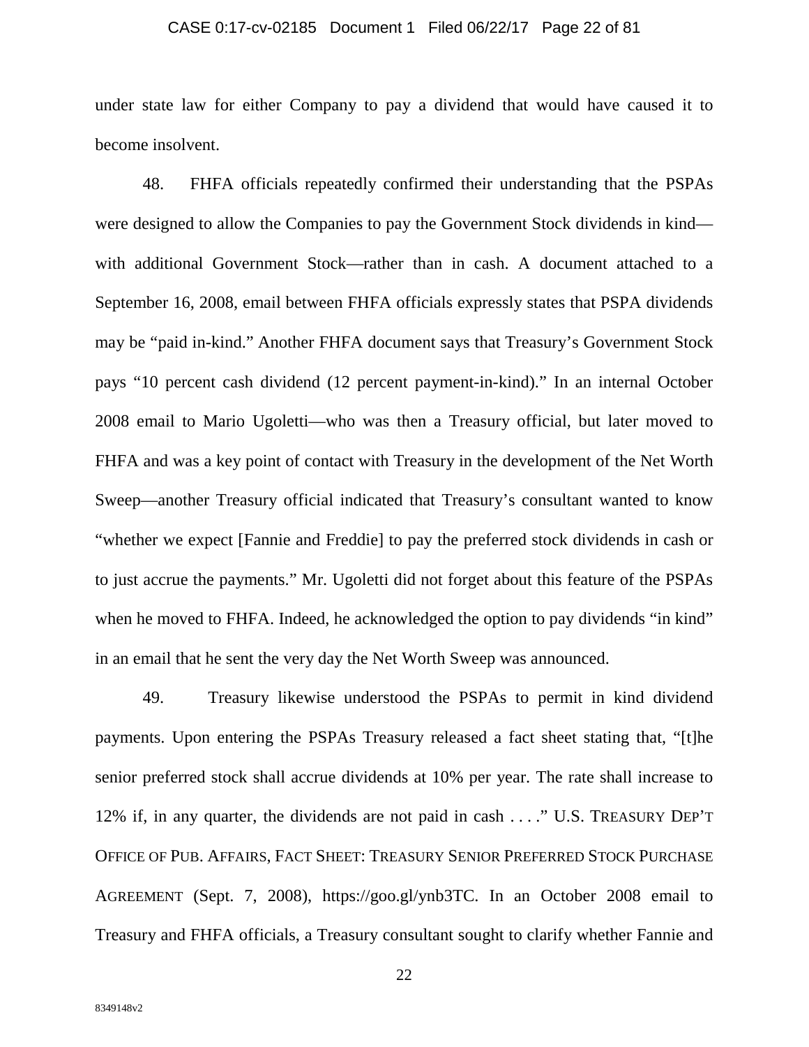under state law for either Company to pay a dividend that would have caused it to become insolvent.

48. FHFA officials repeatedly confirmed their understanding that the PSPAs were designed to allow the Companies to pay the Government Stock dividends in kind—with additional Government Stock—rather than in cash. A document attached to a September 16, 2008, email between FHFA officials expressly states that PSPA dividends may be "paid in-kind." Another FHFA document says that Treasury's Government Stock pays "10 percent cash dividend (12 percent payment-in-kind)." In an internal October 2008 email to Mario Ugoletti—who was then a Treasury official, but later moved to FHFA and was a key point of contact with Treasury in the development of the Net Worth Sweep—another Treasury official indicated that Treasury's consultant wanted to know "whether we expect [Fannie and Freddie] to pay the preferred stock dividends in cash or to just accrue the payments." Mr. Ugoletti did not forget about this feature of the PSPAs when he moved to FHFA. Indeed, he acknowledged the option to pay dividends "in kind" in an email that he sent the very day the Net Worth Sweep was announced.

49. Treasury likewise understood the PSPAs to permit in kind dividend payments. Upon entering the PSPAs Treasury released a fact sheet stating that, "[t]he senior preferred stock shall accrue dividends at 10% per year. The rate shall increase to 12% if, in any quarter, the dividends are not paid in cash . . . ." U.S. TREASURY DEP'T OFFICE OF PUB. AFFAIRS, FACT SHEET: TREASURY SENIOR PREFERRED STOCK PURCHASE AGREEMENT (Sept. 7, 2008), https://goo.gl/ynb3TC. In an October 2008 email to Treasury and FHFA officials, a Treasury consultant sought to clarify whether Fannie and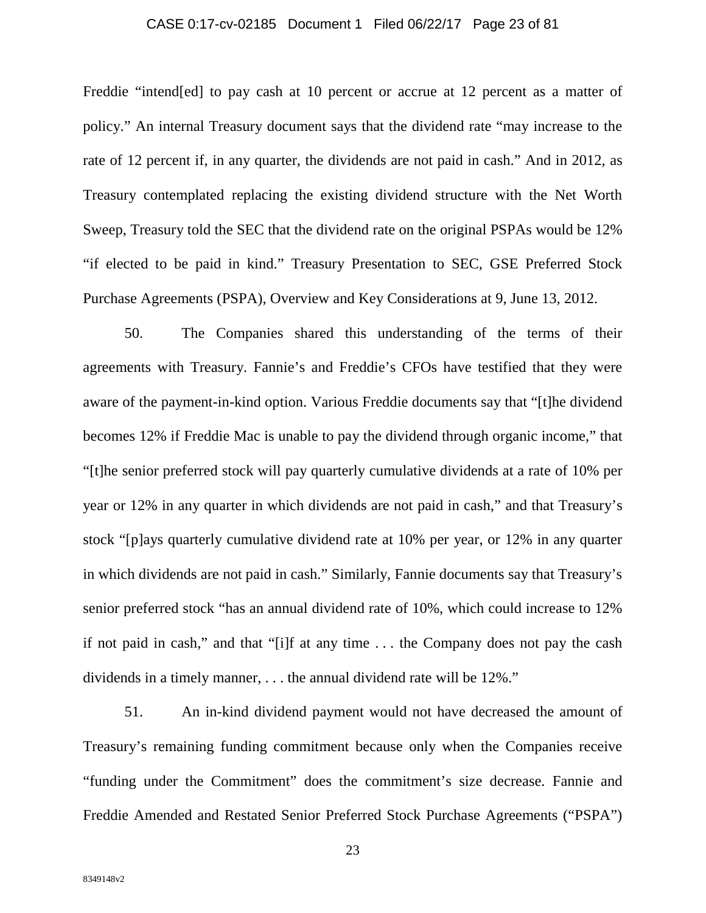Freddie "intend[ed] to pay cash at 10 percent or accrue at 12 percent as a matter of policy." An internal Treasury document says that the dividend rate "may increase to the rate of 12 percent if, in any quarter, the dividends are not paid in cash." And in 2012, as Treasury contemplated replacing the existing dividend structure with the Net Worth Sweep, Treasury told the SEC that the dividend rate on the original PSPAs would be 12% "if elected to be paid in kind." Treasury Presentation to SEC, GSE Preferred Stock Purchase Agreements (PSPA), Overview and Key Considerations at 9, June 13, 2012.

50. The Companies shared this understanding of the terms of their agreements with Treasury. Fannie's and Freddie's CFOs have testified that they were aware of the payment-in-kind option. Various Freddie documents say that "[t]he dividend becomes 12% if Freddie Mac is unable to pay the dividend through organic income," that "[t]he senior preferred stock will pay quarterly cumulative dividends at a rate of 10% per year or 12% in any quarter in which dividends are not paid in cash," and that Treasury's stock "[p]ays quarterly cumulative dividend rate at 10% per year, or 12% in any quarter in which dividends are not paid in cash." Similarly, Fannie documents say that Treasury's senior preferred stock "has an annual dividend rate of 10%, which could increase to 12% if not paid in cash," and that "[i]f at any time . . . the Company does not pay the cash dividends in a timely manner, . . . the annual dividend rate will be 12%."

51. An in-kind dividend payment would not have decreased the amount of Treasury's remaining funding commitment because only when the Companies receive "funding under the Commitment" does the commitment's size decrease. Fannie and Freddie Amended and Restated Senior Preferred Stock Purchase Agreements ("PSPA")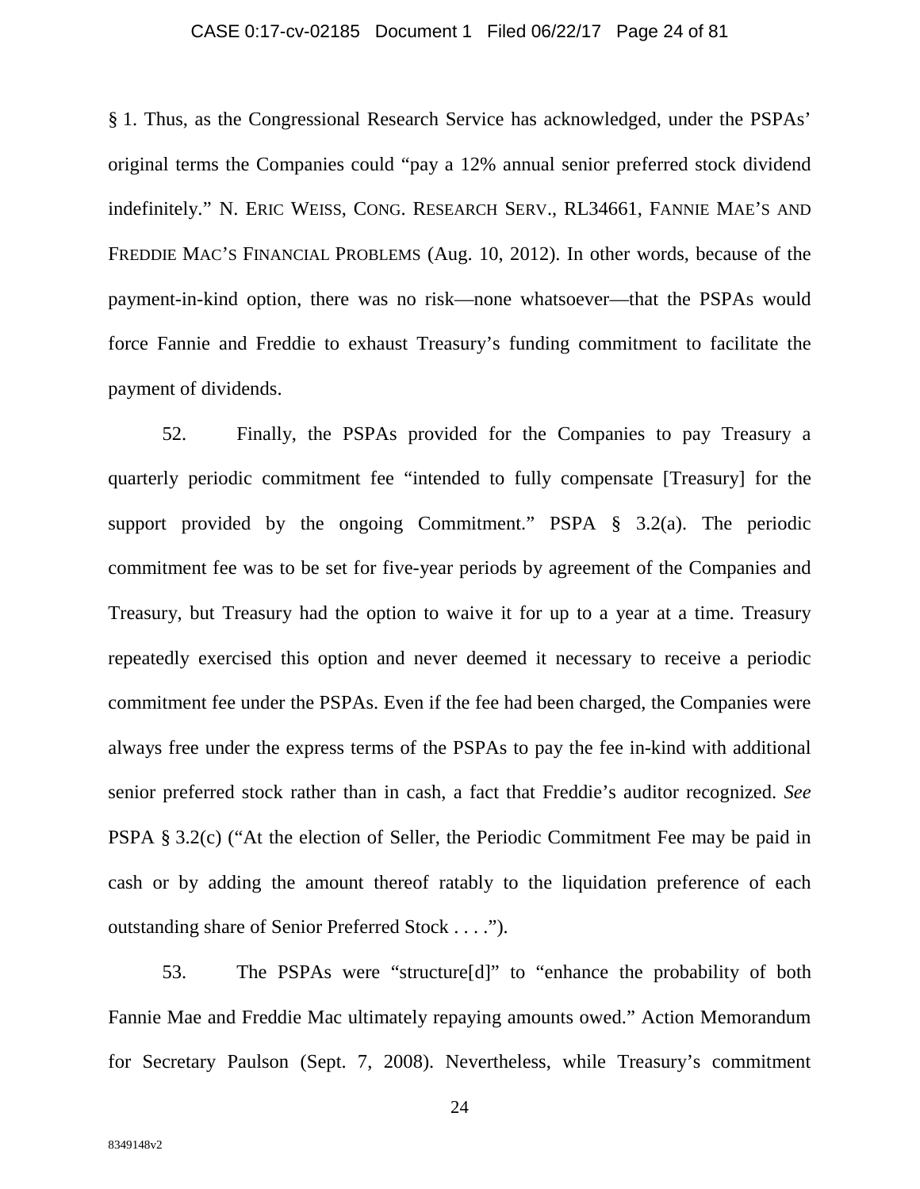§ 1. Thus, as the Congressional Research Service has acknowledged, under the PSPAs' original terms the Companies could "pay a 12% annual senior preferred stock dividend indefinitely." N. ERIC WEISS, CONG. RESEARCH SERV., RL34661, FANNIE MAE'S AND FREDDIE MAC'S FINANCIAL PROBLEMS (Aug. 10, 2012). In other words, because of the payment-in-kind option, there was no risk—none whatsoever—that the PSPAs would force Fannie and Freddie to exhaust Treasury's funding commitment to facilitate the payment of dividends.

52. Finally, the PSPAs provided for the Companies to pay Treasury a quarterly periodic commitment fee "intended to fully compensate [Treasury] for the support provided by the ongoing Commitment." PSPA § 3.2(a). The periodic commitment fee was to be set for five-year periods by agreement of the Companies and Treasury, but Treasury had the option to waive it for up to a year at a time. Treasury repeatedly exercised this option and never deemed it necessary to receive a periodic commitment fee under the PSPAs. Even if the fee had been charged, the Companies were always free under the express terms of the PSPAs to pay the fee in-kind with additional senior preferred stock rather than in cash, a fact that Freddie's auditor recognized. *See* PSPA § 3.2(c) ("At the election of Seller, the Periodic Commitment Fee may be paid in cash or by adding the amount thereof ratably to the liquidation preference of each outstanding share of Senior Preferred Stock . . . .").

53. The PSPAs were "structure[d]" to "enhance the probability of both Fannie Mae and Freddie Mac ultimately repaying amounts owed." Action Memorandum for Secretary Paulson (Sept. 7, 2008). Nevertheless, while Treasury's commitment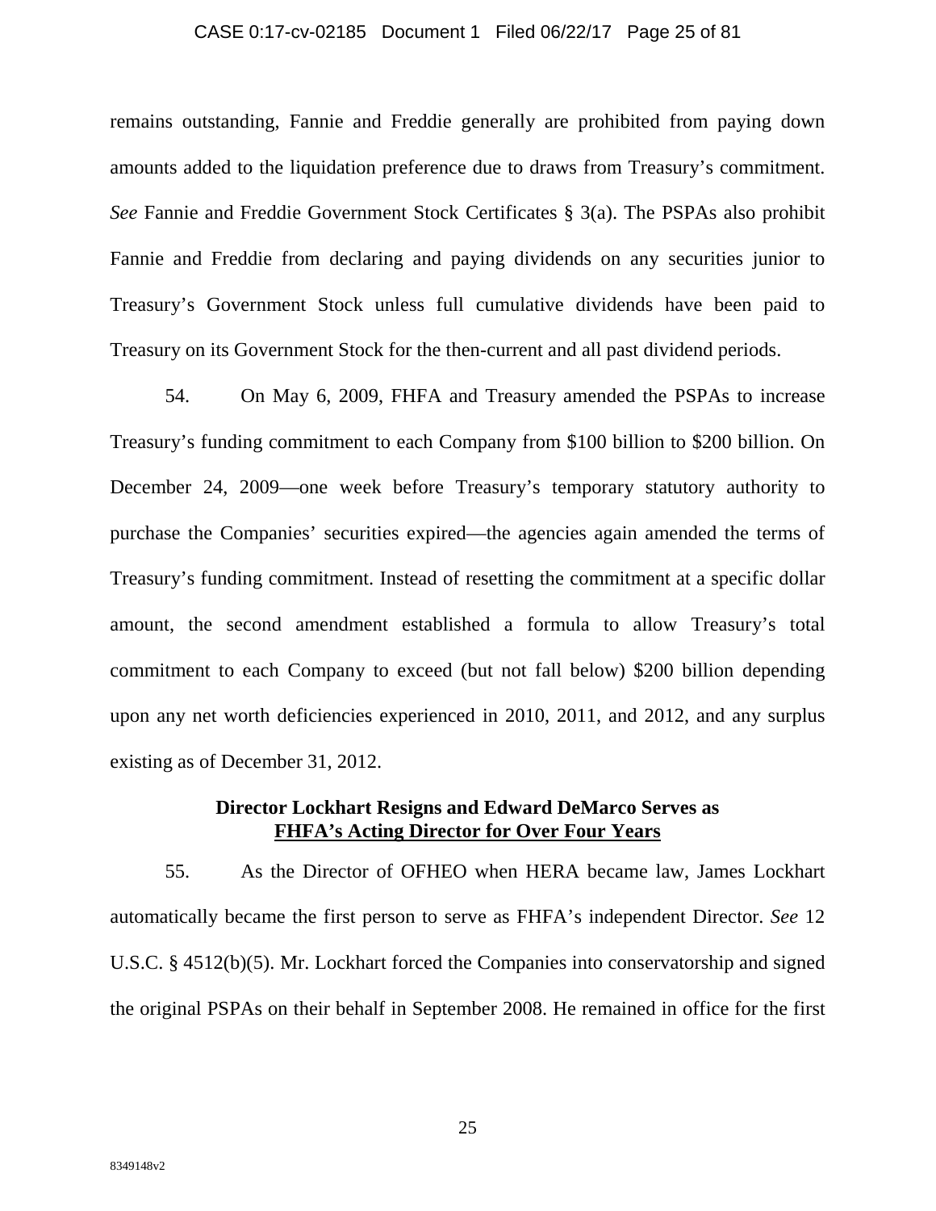remains outstanding, Fannie and Freddie generally are prohibited from paying down amounts added to the liquidation preference due to draws from Treasury's commitment. *See* Fannie and Freddie Government Stock Certificates § 3(a). The PSPAs also prohibit Fannie and Freddie from declaring and paying dividends on any securities junior to Treasury's Government Stock unless full cumulative dividends have been paid to Treasury on its Government Stock for the then-current and all past dividend periods.

54. On May 6, 2009, FHFA and Treasury amended the PSPAs to increase Treasury's funding commitment to each Company from \$100 billion to \$200 billion. On December 24, 2009—one week before Treasury's temporary statutory authority to purchase the Companies' securities expired—the agencies again amended the terms of Treasury's funding commitment. Instead of resetting the commitment at a specific dollar amount, the second amendment established a formula to allow Treasury's total commitment to each Company to exceed (but not fall below) \$200 billion depending upon any net worth deficiencies experienced in 2010, 2011, and 2012, and any surplus existing as of December 31, 2012.

**Director Lockhart Resigns and Edward DeMarco Serves as <u>FHFA's Acting Director for Over Four Years</u>**

55. As the Director of OFHEO when HERA became law, James Lockhart automatically became the first person to serve as FHFA's independent Director. *See* 12 U.S.C. § 4512(b)(5). Mr. Lockhart forced the Companies into conservatorship and signed the original PSPAs on their behalf in September 2008. He remained in office for the first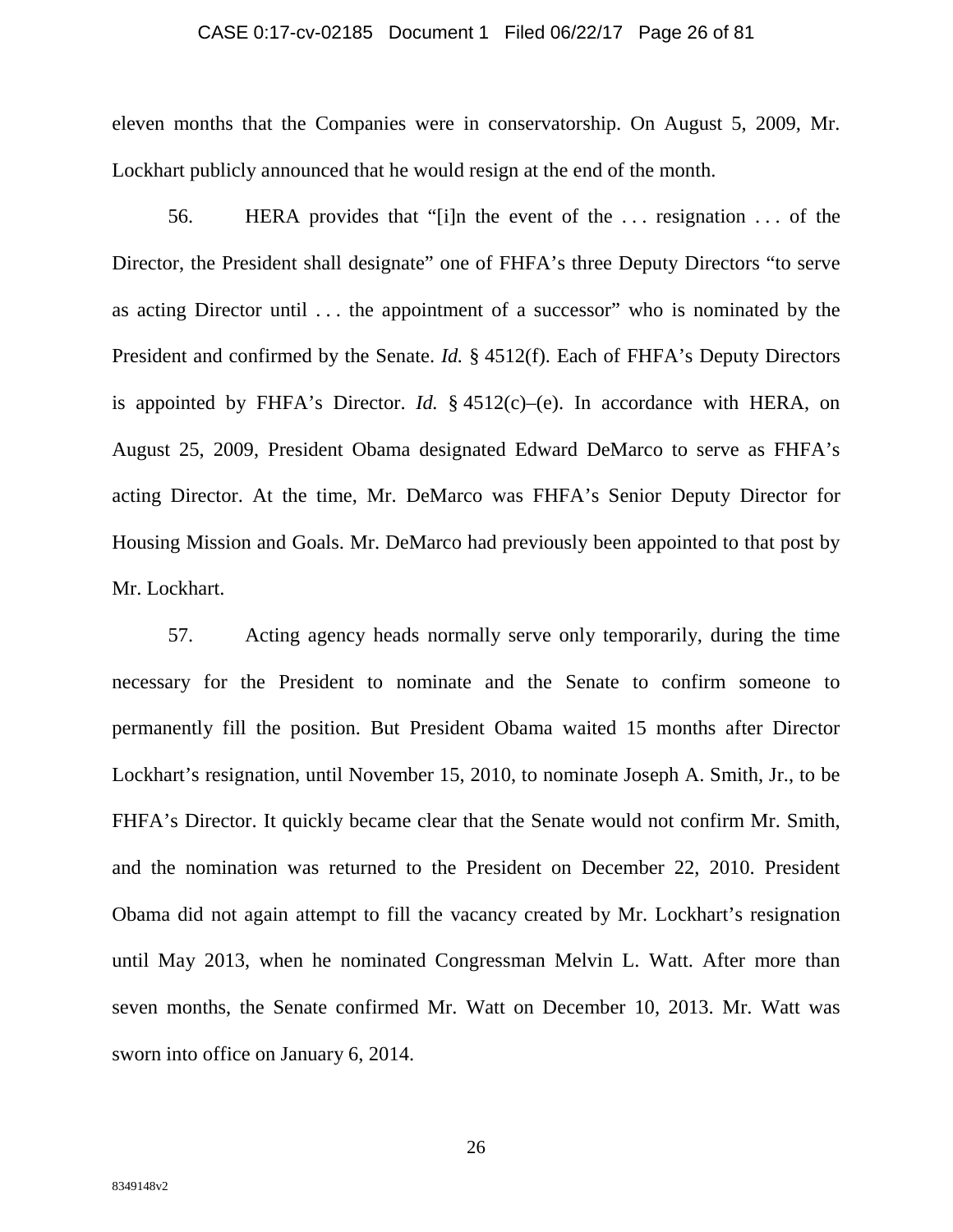eleven months that the Companies were in conservatorship. On August 5, 2009, Mr. Lockhart publicly announced that he would resign at the end of the month.

56. HERA provides that "[i]n the event of the . . . resignation . . . of the Director, the President shall designate" one of FHFA's three Deputy Directors "to serve as acting Director until . . . the appointment of a successor" who is nominated by the President and confirmed by the Senate. *Id.* § 4512(f). Each of FHFA's Deputy Directors is appointed by FHFA's Director. *Id.* § 4512(c)–(e). In accordance with HERA, on August 25, 2009, President Obama designated Edward DeMarco to serve as FHFA's acting Director. At the time, Mr. DeMarco was FHFA's Senior Deputy Director for Housing Mission and Goals. Mr. DeMarco had previously been appointed to that post by Mr. Lockhart.

57. Acting agency heads normally serve only temporarily, during the time necessary for the President to nominate and the Senate to confirm someone to permanently fill the position. But President Obama waited 15 months after Director Lockhart's resignation, until November 15, 2010, to nominate Joseph A. Smith, Jr., to be FHFA's Director. It quickly became clear that the Senate would not confirm Mr. Smith, and the nomination was returned to the President on December 22, 2010. President Obama did not again attempt to fill the vacancy created by Mr. Lockhart's resignation until May 2013, when he nominated Congressman Melvin L. Watt. After more than seven months, the Senate confirmed Mr. Watt on December 10, 2013. Mr. Watt was sworn into office on January 6, 2014.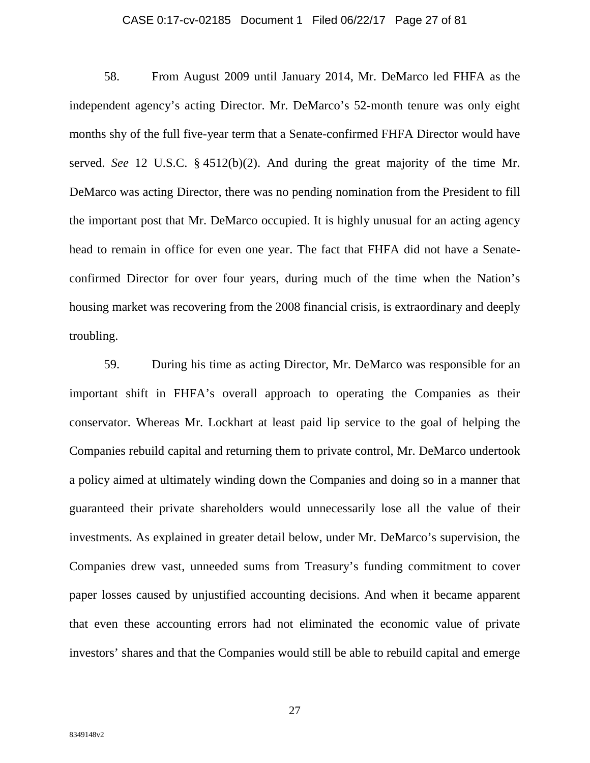58. From August 2009 until January 2014, Mr. DeMarco led FHFA as the independent agency's acting Director. Mr. DeMarco's 52-month tenure was only eight months shy of the full five-year term that a Senate-confirmed FHFA Director would have served. *See* 12 U.S.C. § 4512(b)(2). And during the great majority of the time Mr. DeMarco was acting Director, there was no pending nomination from the President to fill the important post that Mr. DeMarco occupied. It is highly unusual for an acting agency head to remain in office for even one year. The fact that FHFA did not have a Senate-confirmed Director for over four years, during much of the time when the Nation's housing market was recovering from the 2008 financial crisis, is extraordinary and deeply troubling.

59. During his time as acting Director, Mr. DeMarco was responsible for an important shift in FHFA's overall approach to operating the Companies as their conservator. Whereas Mr. Lockhart at least paid lip service to the goal of helping the Companies rebuild capital and returning them to private control, Mr. DeMarco undertook a policy aimed at ultimately winding down the Companies and doing so in a manner that guaranteed their private shareholders would unnecessarily lose all the value of their investments. As explained in greater detail below, under Mr. DeMarco's supervision, the Companies drew vast, unneeded sums from Treasury's funding commitment to cover paper losses caused by unjustified accounting decisions. And when it became apparent that even these accounting errors had not eliminated the economic value of private investors' shares and that the Companies would still be able to rebuild capital and emerge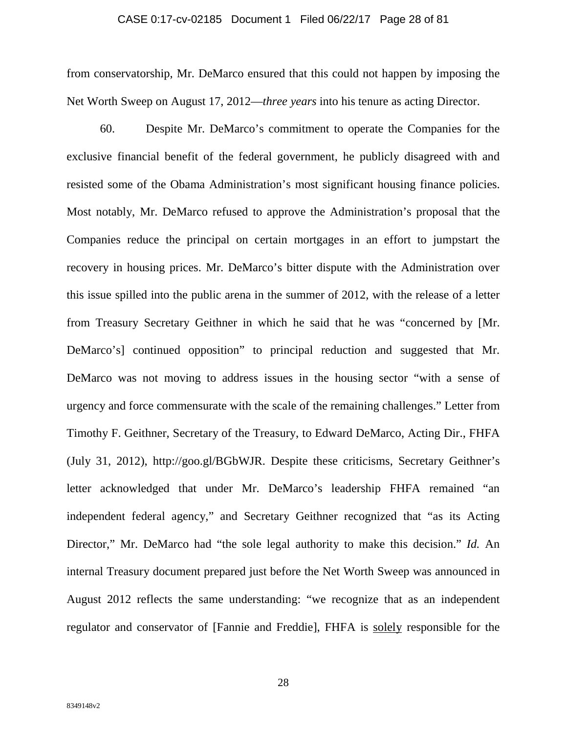from conservatorship, Mr. DeMarco ensured that this could not happen by imposing the Net Worth Sweep on August 17, 2012—*three years* into his tenure as acting Director.

60. Despite Mr. DeMarco's commitment to operate the Companies for the exclusive financial benefit of the federal government, he publicly disagreed with and resisted some of the Obama Administration's most significant housing finance policies. Most notably, Mr. DeMarco refused to approve the Administration's proposal that the Companies reduce the principal on certain mortgages in an effort to jumpstart the recovery in housing prices. Mr. DeMarco's bitter dispute with the Administration over this issue spilled into the public arena in the summer of 2012, with the release of a letter from Treasury Secretary Geithner in which he said that he was "concerned by [Mr. DeMarco's] continued opposition" to principal reduction and suggested that Mr. DeMarco was not moving to address issues in the housing sector "with a sense of urgency and force commensurate with the scale of the remaining challenges." Letter from Timothy F. Geithner, Secretary of the Treasury, to Edward DeMarco, Acting Dir., FHFA (July 31, 2012), http://goo.gl/BGbWJR. Despite these criticisms, Secretary Geithner's letter acknowledged that under Mr. DeMarco's leadership FHFA remained "an independent federal agency," and Secretary Geithner recognized that "as its Acting Director," Mr. DeMarco had "the sole legal authority to make this decision." *Id.* An internal Treasury document prepared just before the Net Worth Sweep was announced in August 2012 reflects the same understanding: "we recognize that as an independent regulator and conservator of [Fannie and Freddie], FHFA is <u>solely</u> responsible for the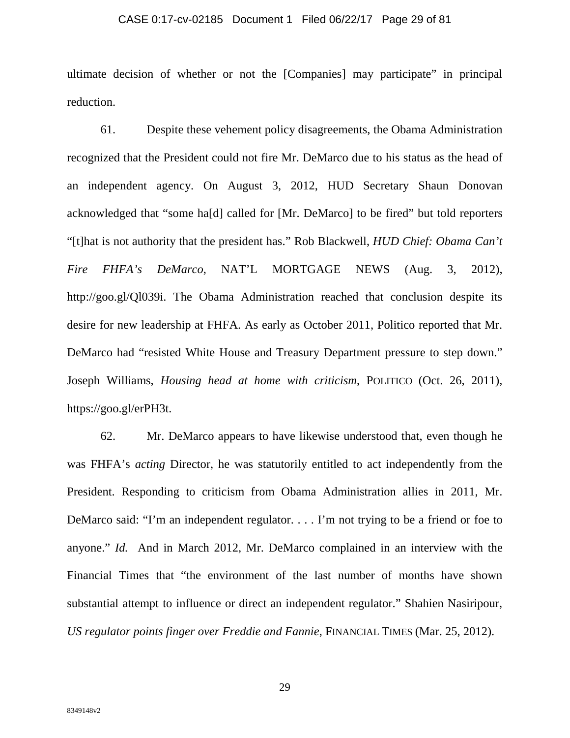ultimate decision of whether or not the [Companies] may participate" in principal reduction.

61. Despite these vehement policy disagreements, the Obama Administration recognized that the President could not fire Mr. DeMarco due to his status as the head of an independent agency. On August 3, 2012, HUD Secretary Shaun Donovan acknowledged that "some ha[d] called for [Mr. DeMarco] to be fired" but told reporters "[t]hat is not authority that the president has." Rob Blackwell, *HUD Chief: Obama Can't Fire FHFA's DeMarco*, NAT'L MORTGAGE NEWS (Aug. 3, 2012), http://goo.gl/Ql039i. The Obama Administration reached that conclusion despite its desire for new leadership at FHFA. As early as October 2011, Politico reported that Mr. DeMarco had "resisted White House and Treasury Department pressure to step down." Joseph Williams, *Housing head at home with criticism*, POLITICO (Oct. 26, 2011), https://goo.gl/erPH3t.

62. Mr. DeMarco appears to have likewise understood that, even though he was FHFA's *acting* Director, he was statutorily entitled to act independently from the President. Responding to criticism from Obama Administration allies in 2011, Mr. DeMarco said: "I'm an independent regulator. . . . I'm not trying to be a friend or foe to anyone." *Id.* And in March 2012, Mr. DeMarco complained in an interview with the Financial Times that "the environment of the last number of months have shown substantial attempt to influence or direct an independent regulator." Shahien Nasiripour, *US regulator points finger over Freddie and Fannie*, FINANCIAL TIMES (Mar. 25, 2012).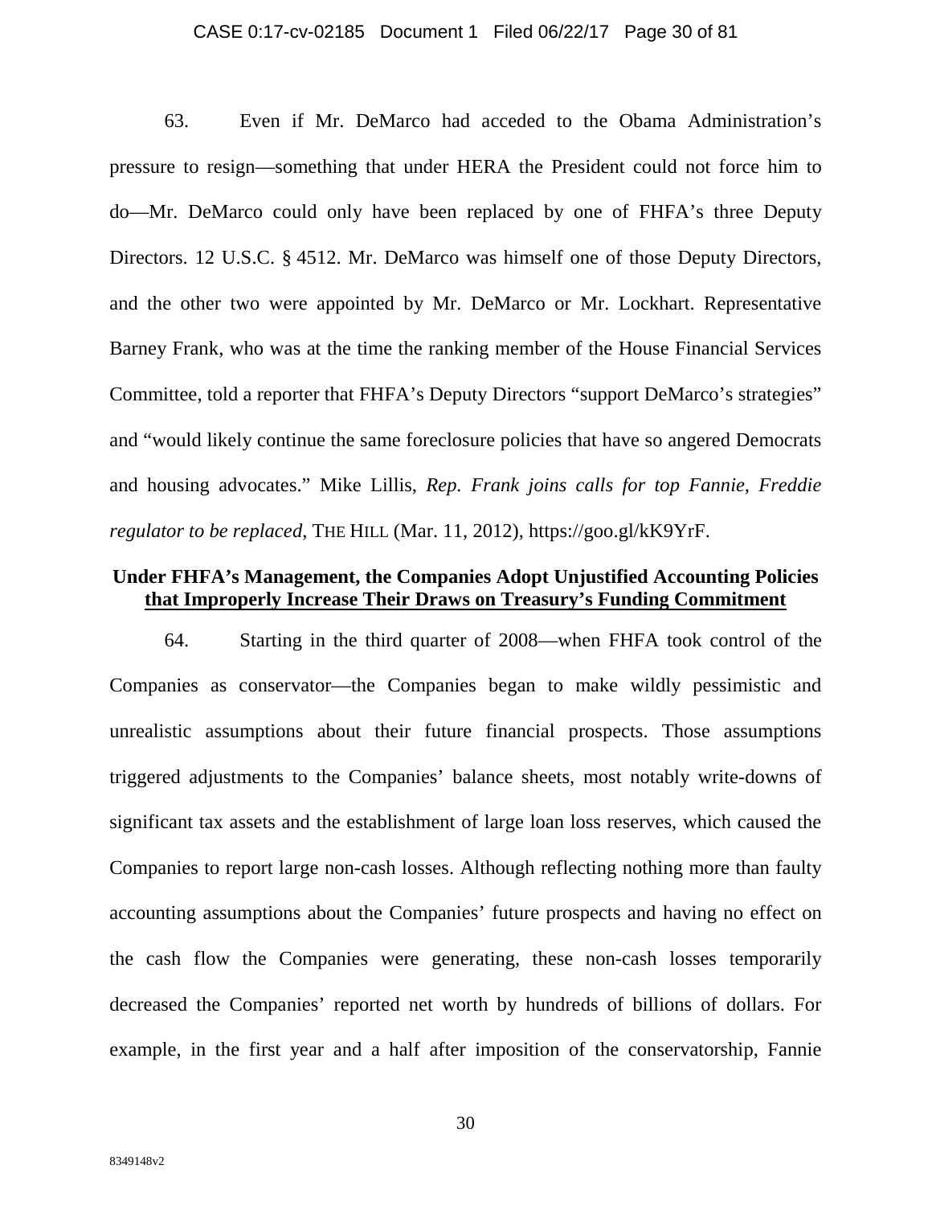63. Even if Mr. DeMarco had acceded to the Obama Administration's pressure to resign—something that under HERA the President could not force him to do—Mr. DeMarco could only have been replaced by one of FHFA's three Deputy Directors. 12 U.S.C. § 4512. Mr. DeMarco was himself one of those Deputy Directors, and the other two were appointed by Mr. DeMarco or Mr. Lockhart. Representative Barney Frank, who was at the time the ranking member of the House Financial Services Committee, told a reporter that FHFA's Deputy Directors "support DeMarco's strategies" and "would likely continue the same foreclosure policies that have so angered Democrats and housing advocates." Mike Lillis, *Rep. Frank joins calls for top Fannie, Freddie regulator to be replaced*, THE HILL (Mar. 11, 2012), https://goo.gl/kK9YrF.

**Under FHFA's Management, the Companies Adopt Unjustified Accounting Policies <u>that Improperly Increase Their Draws on Treasury's Funding Commitment</u>**

64. Starting in the third quarter of 2008—when FHFA took control of the Companies as conservator—the Companies began to make wildly pessimistic and unrealistic assumptions about their future financial prospects. Those assumptions triggered adjustments to the Companies' balance sheets, most notably write-downs of significant tax assets and the establishment of large loan loss reserves, which caused the Companies to report large non-cash losses. Although reflecting nothing more than faulty accounting assumptions about the Companies' future prospects and having no effect on the cash flow the Companies were generating, these non-cash losses temporarily decreased the Companies' reported net worth by hundreds of billions of dollars. For example, in the first year and a half after imposition of the conservatorship, Fannie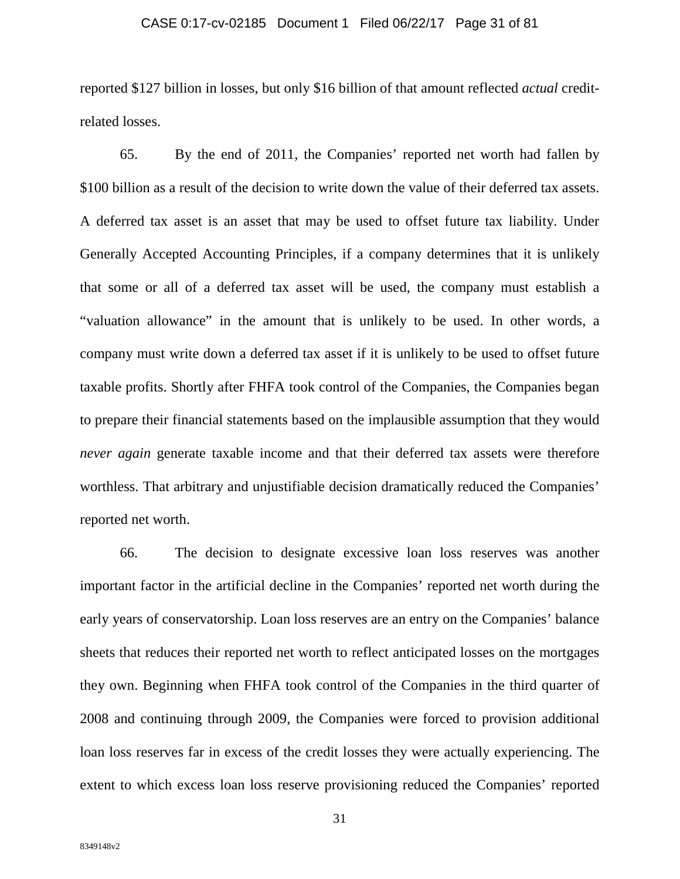reported $127 billion in losses, but only $16 billion of that amount reflected *actual* credit-related losses.

65. By the end of 2011, the Companies' reported net worth had fallen by $100 billion as a result of the decision to write down the value of their deferred tax assets. A deferred tax asset is an asset that may be used to offset future tax liability. Under Generally Accepted Accounting Principles, if a company determines that it is unlikely that some or all of a deferred tax asset will be used, the company must establish a "valuation allowance" in the amount that is unlikely to be used. In other words, a company must write down a deferred tax asset if it is unlikely to be used to offset future taxable profits. Shortly after FHFA took control of the Companies, the Companies began to prepare their financial statements based on the implausible assumption that they would *never again* generate taxable income and that their deferred tax assets were therefore worthless. That arbitrary and unjustifiable decision dramatically reduced the Companies' reported net worth.

66. The decision to designate excessive loan loss reserves was another important factor in the artificial decline in the Companies' reported net worth during the early years of conservatorship. Loan loss reserves are an entry on the Companies' balance sheets that reduces their reported net worth to reflect anticipated losses on the mortgages they own. Beginning when FHFA took control of the Companies in the third quarter of 2008 and continuing through 2009, the Companies were forced to provision additional loan loss reserves far in excess of the credit losses they were actually experiencing. The extent to which excess loan loss reserve provisioning reduced the Companies' reported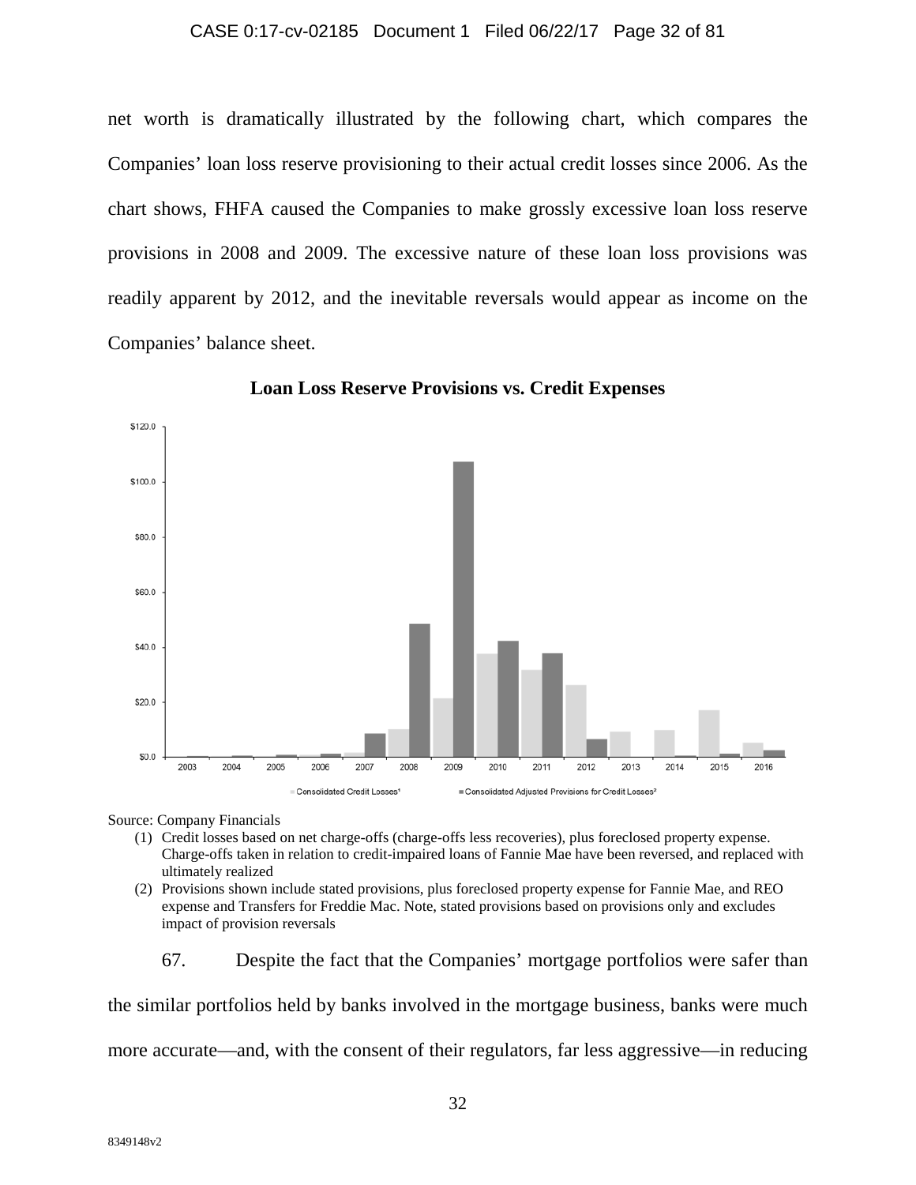net worth is dramatically illustrated by the following chart, which compares the Companies' loan loss reserve provisioning to their actual credit losses since 2006. As the chart shows, FHFA caused the Companies to make grossly excessive loan loss reserve provisions in 2008 and 2009. The excessive nature of these loan loss provisions was readily apparent by 2012, and the inevitable reversals would appear as income on the Companies' balance sheet.

**Loan Loss Reserve Provisions vs. Credit Expenses**

Source: Company Financials

1. Credit losses based on net charge-offs (charge-offs less recoveries), plus foreclosed property expense. Charge-offs taken in relation to credit-impaired loans of Fannie Mae have been reversed, and replaced with ultimately realized
2. Provisions shown include stated provisions, plus foreclosed property expense for Fannie Mae, and REO expense and Transfers for Freddie Mac. Note, stated provisions based on provisions only and excludes impact of provision reversals

67. Despite the fact that the Companies' mortgage portfolios were safer than the similar portfolios held by banks involved in the mortgage business, banks were much more accurate—and, with the consent of their regulators, far less aggressive—in reducing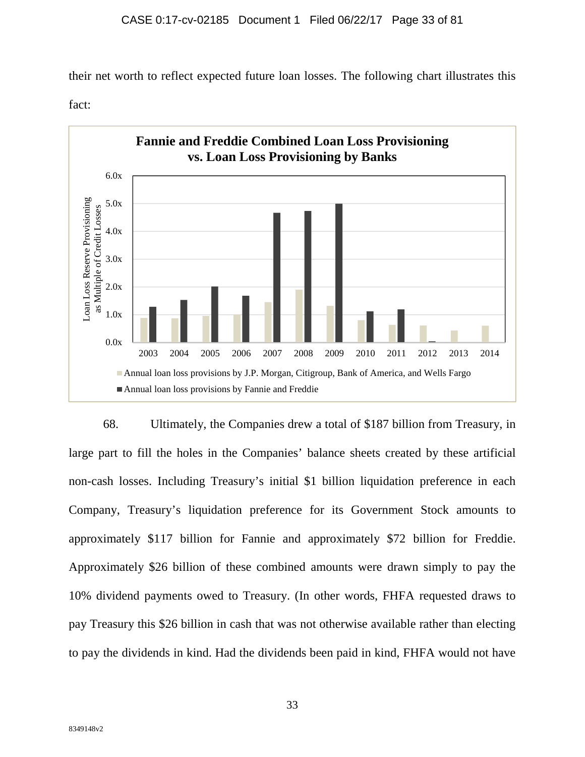their net worth to reflect expected future loan losses. The following chart illustrates this fact:

**Fannie and Freddie Combined Loan Loss Provisioning vs. Loan Loss Provisioning by Banks**

68. Ultimately, the Companies drew a total of $187 billion from Treasury, in large part to fill the holes in the Companies' balance sheets created by these artificial non-cash losses. Including Treasury's initial $1 billion liquidation preference in each Company, Treasury's liquidation preference for its Government Stock amounts to approximately $117 billion for Fannie and approximately $72 billion for Freddie. Approximately $26 billion of these combined amounts were drawn simply to pay the 10% dividend payments owed to Treasury. (In other words, FHFA requested draws to pay Treasury this $26 billion in cash that was not otherwise available rather than electing to pay the dividends in kind. Had the dividends been paid in kind, FHFA would not have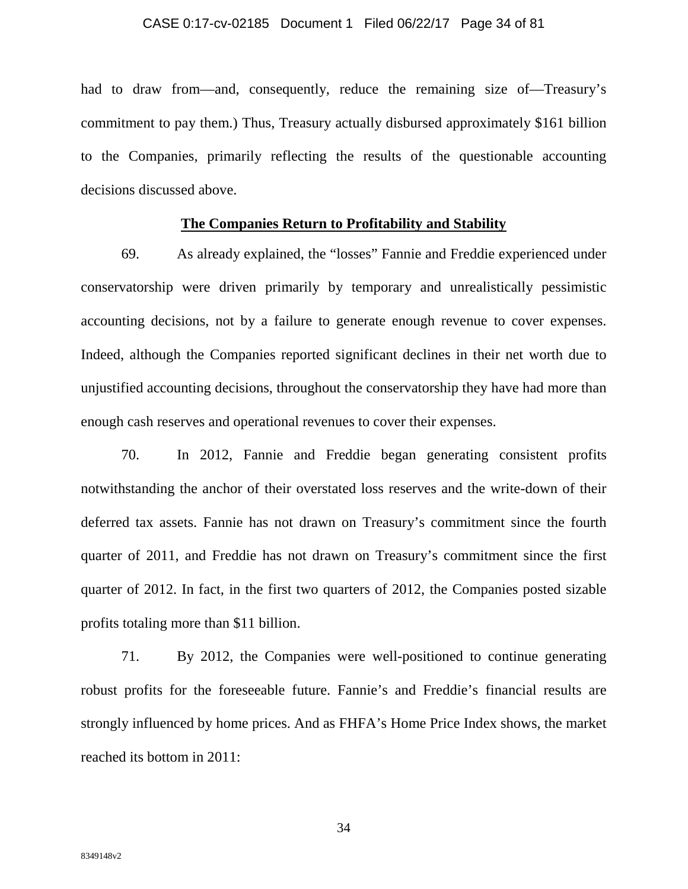had to draw from—and, consequently, reduce the remaining size of—Treasury's commitment to pay them.) Thus, Treasury actually disbursed approximately $161 billion to the Companies, primarily reflecting the results of the questionable accounting decisions discussed above.

**<u>The Companies Return to Profitability and Stability</u>**

69. As already explained, the "losses" Fannie and Freddie experienced under conservatorship were driven primarily by temporary and unrealistically pessimistic accounting decisions, not by a failure to generate enough revenue to cover expenses. Indeed, although the Companies reported significant declines in their net worth due to unjustified accounting decisions, throughout the conservatorship they have had more than enough cash reserves and operational revenues to cover their expenses.

70. In 2012, Fannie and Freddie began generating consistent profits notwithstanding the anchor of their overstated loss reserves and the write-down of their deferred tax assets. Fannie has not drawn on Treasury's commitment since the fourth quarter of 2011, and Freddie has not drawn on Treasury's commitment since the first quarter of 2012. In fact, in the first two quarters of 2012, the Companies posted sizable profits totaling more than $11 billion.

71. By 2012, the Companies were well-positioned to continue generating robust profits for the foreseeable future. Fannie's and Freddie's financial results are strongly influenced by home prices. And as FHFA's Home Price Index shows, the market reached its bottom in 2011: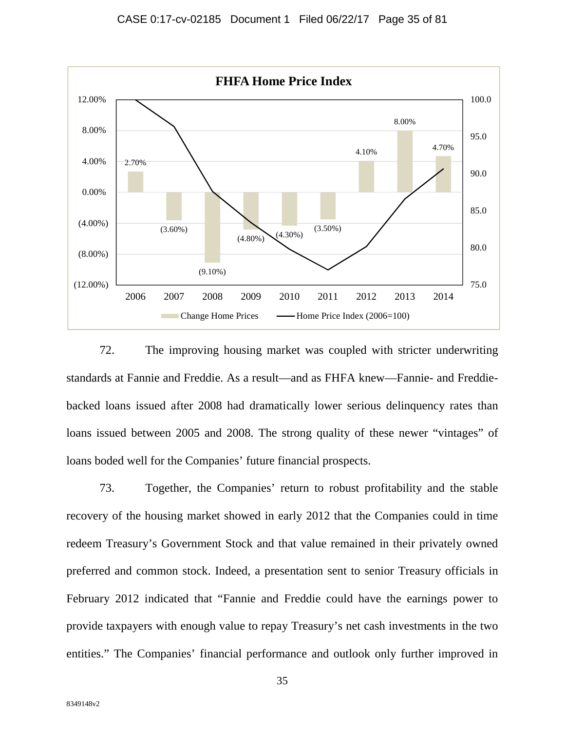**FHFA Home Price Index**

| Year | Change Home Prices |
|---|---|
| 2006 | 2.70% |
| 2007 | (3.60%) |
| 2008 | (9.10%) |
| 2009 | (4.80%) |
| 2010 | (4.30%) |
| 2011 | (3.50%) |
| 2012 | 4.10% |
| 2013 | 8.00% |
| 2014 | 4.70% |

Change Home Prices — Home Price Index (2006=100)

72. The improving housing market was coupled with stricter underwriting standards at Fannie and Freddie. As a result—and as FHFA knew—Fannie- and Freddie-backed loans issued after 2008 had dramatically lower serious delinquency rates than loans issued between 2005 and 2008. The strong quality of these newer "vintages" of loans boded well for the Companies' future financial prospects.

73. Together, the Companies' return to robust profitability and the stable recovery of the housing market showed in early 2012 that the Companies could in time redeem Treasury's Government Stock and that value remained in their privately owned preferred and common stock. Indeed, a presentation sent to senior Treasury officials in February 2012 indicated that "Fannie and Freddie could have the earnings power to provide taxpayers with enough value to repay Treasury's net cash investments in the two entities." The Companies' financial performance and outlook only further improved in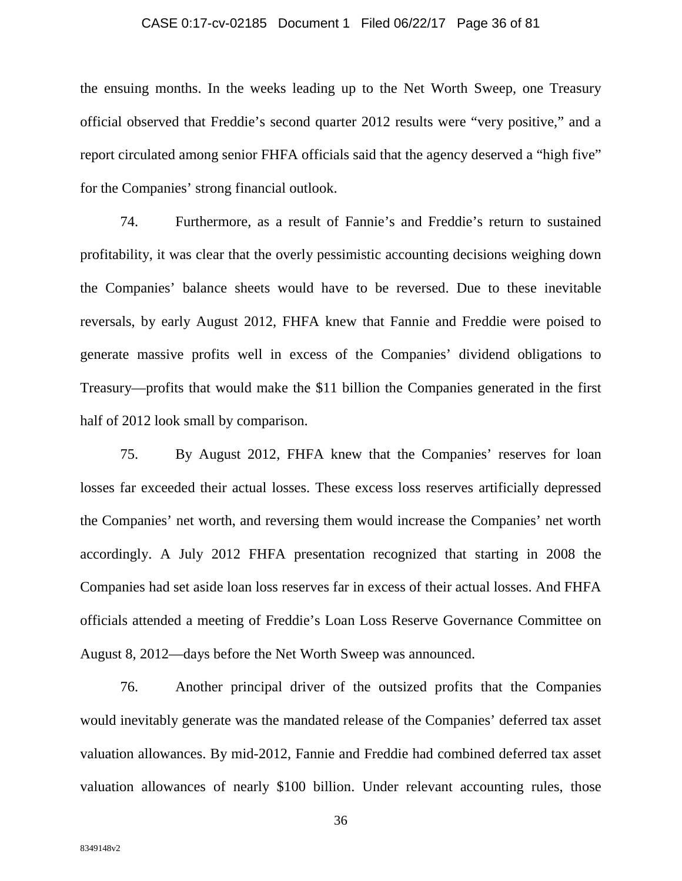the ensuing months. In the weeks leading up to the Net Worth Sweep, one Treasury official observed that Freddie's second quarter 2012 results were "very positive," and a report circulated among senior FHFA officials said that the agency deserved a "high five" for the Companies' strong financial outlook.

74. Furthermore, as a result of Fannie's and Freddie's return to sustained profitability, it was clear that the overly pessimistic accounting decisions weighing down the Companies' balance sheets would have to be reversed. Due to these inevitable reversals, by early August 2012, FHFA knew that Fannie and Freddie were poised to generate massive profits well in excess of the Companies' dividend obligations to Treasury—profits that would make the $11 billion the Companies generated in the first half of 2012 look small by comparison.

75. By August 2012, FHFA knew that the Companies' reserves for loan losses far exceeded their actual losses. These excess loss reserves artificially depressed the Companies' net worth, and reversing them would increase the Companies' net worth accordingly. A July 2012 FHFA presentation recognized that starting in 2008 the Companies had set aside loan loss reserves far in excess of their actual losses. And FHFA officials attended a meeting of Freddie's Loan Loss Reserve Governance Committee on August 8, 2012—days before the Net Worth Sweep was announced.

76. Another principal driver of the outsized profits that the Companies would inevitably generate was the mandated release of the Companies' deferred tax asset valuation allowances. By mid-2012, Fannie and Freddie had combined deferred tax asset valuation allowances of nearly $100 billion. Under relevant accounting rules, those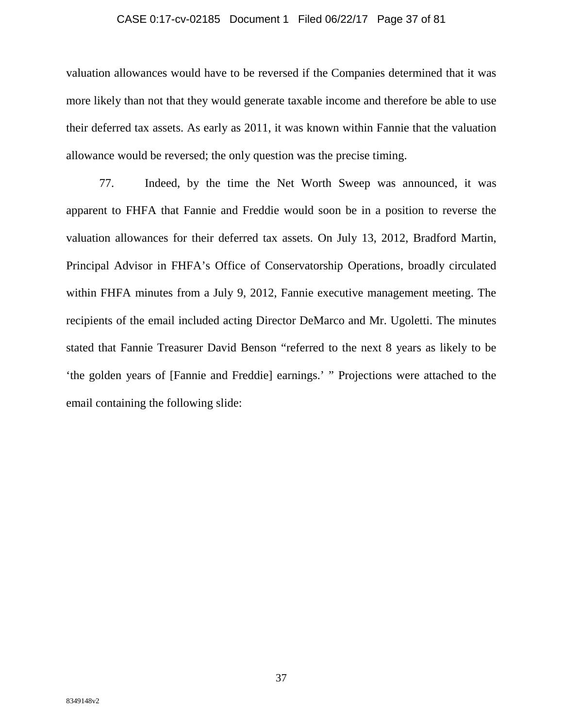valuation allowances would have to be reversed if the Companies determined that it was more likely than not that they would generate taxable income and therefore be able to use their deferred tax assets. As early as 2011, it was known within Fannie that the valuation allowance would be reversed; the only question was the precise timing.

77. Indeed, by the time the Net Worth Sweep was announced, it was apparent to FHFA that Fannie and Freddie would soon be in a position to reverse the valuation allowances for their deferred tax assets. On July 13, 2012, Bradford Martin, Principal Advisor in FHFA's Office of Conservatorship Operations, broadly circulated within FHFA minutes from a July 9, 2012, Fannie executive management meeting. The recipients of the email included acting Director DeMarco and Mr. Ugoletti. The minutes stated that Fannie Treasurer David Benson "referred to the next 8 years as likely to be 'the golden years of [Fannie and Freddie] earnings.' " Projections were attached to the email containing the following slide: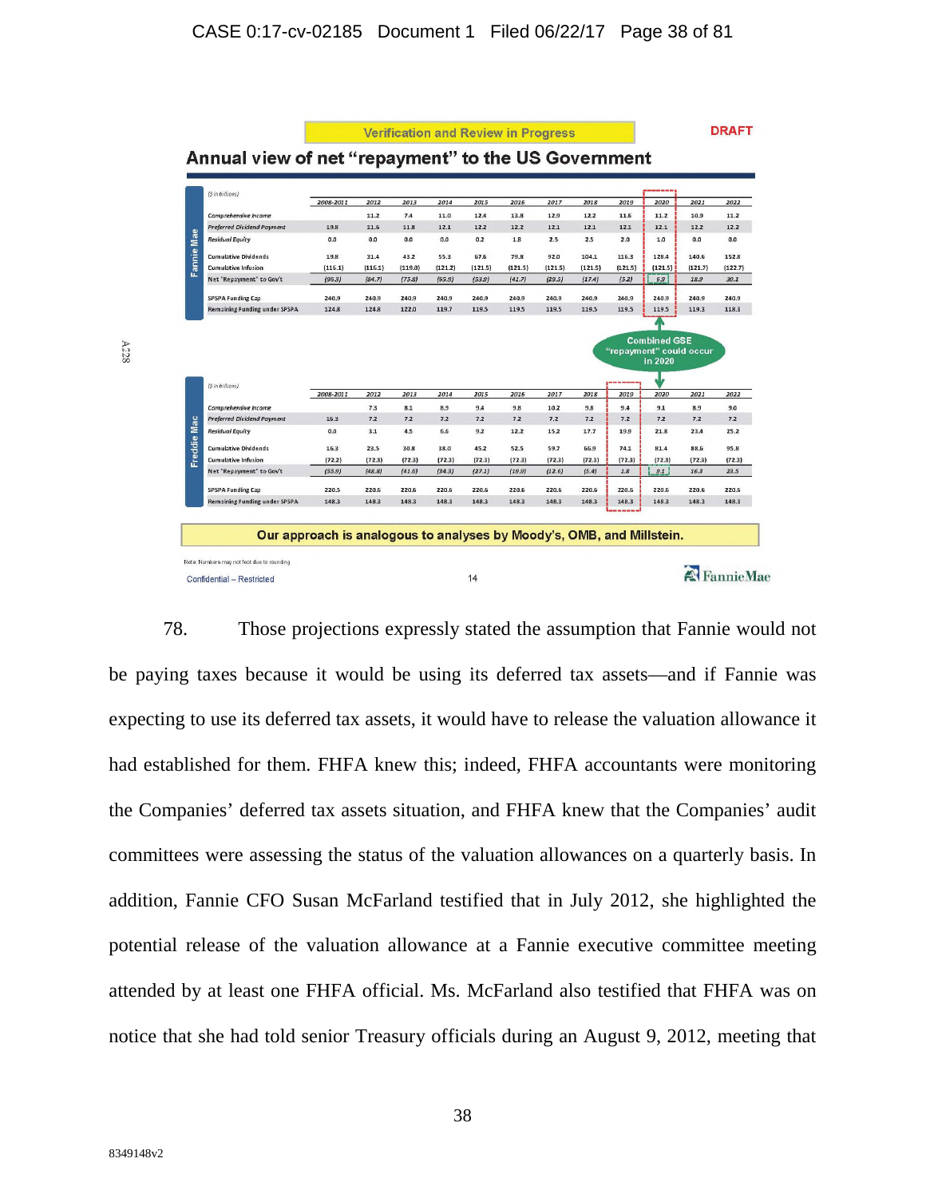Verification and Review in Progress

DRAFT

## Annual view of net "repayment" to the US Government

**Fannie Mae**

| ($ in billions) | 2008-2011 | 2012 | 2013 | 2014 | 2015 | 2016 | 2017 | 2018 | 2019 | 2020 | 2021 | 2022 |
|---|---|---|---|---|---|---|---|---|---|---|---|---|
| Comprehensive Income | | 11.2 | 7.4 | 11.0 | 12.4 | 13.8 | 12.9 | 12.2 | 11.6 | 11.2 | 10.9 | 11.2 |
| Preferred Dividend Payment | 19.8 | 11.6 | 11.8 | 12.1 | 12.2 | 12.2 | 12.1 | 12.1 | 12.1 | 12.1 | 12.2 | 12.2 |
| Residual Equity | 0.0 | 0.0 | 0.0 | 0.0 | 0.2 | 1.8 | 2.5 | 2.5 | 2.0 | 1.0 | 0.0 | 0.0 |
| Cumulative Dividends | 19.8 | 31.4 | 43.2 | 55.3 | 67.6 | 79.8 | 92.0 | 104.1 | 116.3 | 128.4 | 140.6 | 152.8 |
| Cumulative Infusion | (116.1) | (116.1) | (119.0) | (121.2) | (121.5) | (121.5) | (121.5) | (121.5) | (121.5) | (121.5) | (121.7) | (122.7) |
| Net "Repayment" to Gov't | (96.3) | (84.7) | (75.8) | (65.9) | (53.9) | (41.7) | (29.5) | (17.4) | (5.2) | 6.9 | 18.9 | 30.1 |
| SPSPA Funding Cap | 240.9 | 240.9 | 240.9 | 240.9 | 240.9 | 240.9 | 240.9 | 240.9 | 240.9 | 240.9 | 240.9 | 240.9 |
| Remaining Funding under SPSPA | 124.8 | 124.8 | 122.0 | 119.7 | 119.5 | 119.5 | 119.5 | 119.5 | 119.5 | 119.5 | 119.3 | 118.3 |

Combined GSE "repayment" could occur in 2020

**Freddie Mac**

| ($ in billions) | 2008-2011 | 2012 | 2013 | 2014 | 2015 | 2016 | 2017 | 2018 | 2019 | 2020 | 2021 | 2022 |
|---|---|---|---|---|---|---|---|---|---|---|---|---|
| Comprehensive Income | | 7.3 | 8.1 | 8.9 | 9.4 | 9.8 | 10.2 | 9.8 | 9.4 | 9.1 | 8.9 | 9.0 |
| Preferred Dividend Payment | 16.3 | 7.2 | 7.2 | 7.2 | 7.2 | 7.2 | 7.2 | 7.2 | 7.2 | 7.2 | 7.2 | 7.2 |
| Residual Equity | 0.0 | 3.1 | 4.5 | 6.6 | 9.2 | 12.2 | 15.2 | 17.7 | 19.9 | 21.8 | 23.4 | 25.2 |
| Cumulative Dividends | 16.3 | 23.5 | 30.8 | 38.0 | 45.2 | 52.5 | 59.7 | 66.9 | 74.1 | 81.4 | 88.6 | 95.8 |
| Cumulative Infusion | (72.2) | (72.3) | (72.3) | (72.3) | (72.3) | (72.3) | (72.3) | (72.3) | (72.3) | (72.3) | (72.3) | (72.3) |
| Net "Repayment" to Gov't | (55.9) | (48.8) | (41.6) | (34.3) | (27.1) | (19.9) | (12.6) | (5.4) | 1.8 | 9.1 | 16.3 | 23.5 |
| SPSPA Funding Cap | 220.5 | 220.6 | 220.6 | 220.6 | 220.6 | 220.6 | 220.6 | 220.6 | 220.6 | 220.6 | 220.6 | 220.6 |
| Remaining Funding under SPSPA | 148.3 | 148.3 | 148.3 | 148.3 | 148.3 | 148.3 | 148.3 | 148.3 | 148.3 | 148.3 | 148.3 | 148.3 |

**Our approach is analogous to analyses by Moody's, OMB, and Millstein.**

Note: Numbers may not foot due to rounding

Confidential – Restricted 14 FannieMae

A228

78. Those projections expressly stated the assumption that Fannie would not be paying taxes because it would be using its deferred tax assets—and if Fannie was expecting to use its deferred tax assets, it would have to release the valuation allowance it had established for them. FHFA knew this; indeed, FHFA accountants were monitoring the Companies' deferred tax assets situation, and FHFA knew that the Companies' audit committees were assessing the status of the valuation allowances on a quarterly basis. In addition, Fannie CFO Susan McFarland testified that in July 2012, she highlighted the potential release of the valuation allowance at a Fannie executive committee meeting attended by at least one FHFA official. Ms. McFarland also testified that FHFA was on notice that she had told senior Treasury officials during an August 9, 2012, meeting that

8349148v2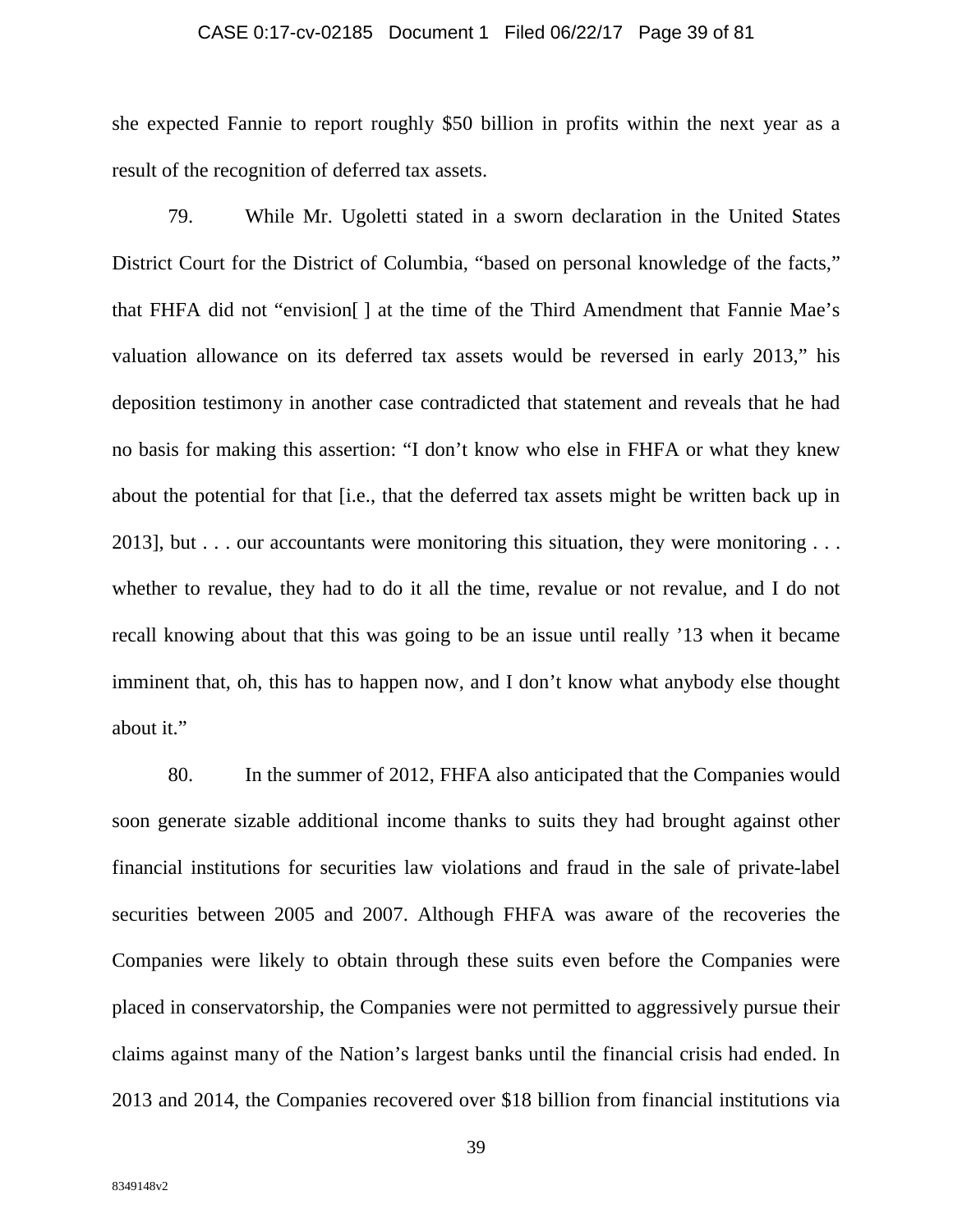she expected Fannie to report roughly $50 billion in profits within the next year as a result of the recognition of deferred tax assets.

79. While Mr. Ugoletti stated in a sworn declaration in the United States District Court for the District of Columbia, "based on personal knowledge of the facts," that FHFA did not "envision[ ] at the time of the Third Amendment that Fannie Mae's valuation allowance on its deferred tax assets would be reversed in early 2013," his deposition testimony in another case contradicted that statement and reveals that he had no basis for making this assertion: "I don't know who else in FHFA or what they knew about the potential for that [i.e., that the deferred tax assets might be written back up in 2013], but . . . our accountants were monitoring this situation, they were monitoring . . . whether to revalue, they had to do it all the time, revalue or not revalue, and I do not recall knowing about that this was going to be an issue until really '13 when it became imminent that, oh, this has to happen now, and I don't know what anybody else thought about it."

80. In the summer of 2012, FHFA also anticipated that the Companies would soon generate sizable additional income thanks to suits they had brought against other financial institutions for securities law violations and fraud in the sale of private-label securities between 2005 and 2007. Although FHFA was aware of the recoveries the Companies were likely to obtain through these suits even before the Companies were placed in conservatorship, the Companies were not permitted to aggressively pursue their claims against many of the Nation's largest banks until the financial crisis had ended. In 2013 and 2014, the Companies recovered over $18 billion from financial institutions via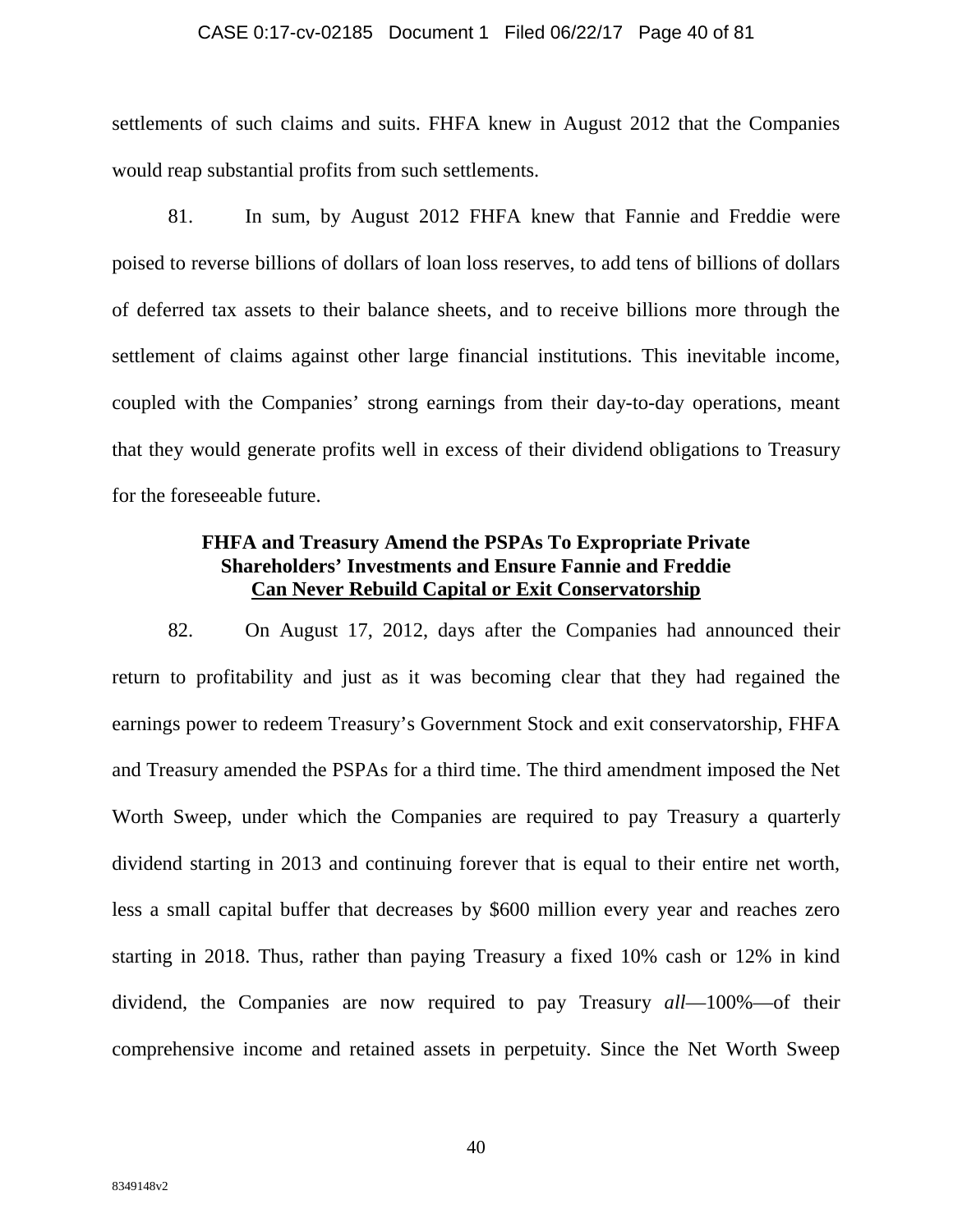settlements of such claims and suits. FHFA knew in August 2012 that the Companies would reap substantial profits from such settlements.

81. In sum, by August 2012 FHFA knew that Fannie and Freddie were poised to reverse billions of dollars of loan loss reserves, to add tens of billions of dollars of deferred tax assets to their balance sheets, and to receive billions more through the settlement of claims against other large financial institutions. This inevitable income, coupled with the Companies' strong earnings from their day-to-day operations, meant that they would generate profits well in excess of their dividend obligations to Treasury for the foreseeable future.

**FHFA and Treasury Amend the PSPAs To Expropriate Private Shareholders' Investments and Ensure Fannie and Freddie Can Never Rebuild Capital or Exit Conservatorship**

82. On August 17, 2012, days after the Companies had announced their return to profitability and just as it was becoming clear that they had regained the earnings power to redeem Treasury's Government Stock and exit conservatorship, FHFA and Treasury amended the PSPAs for a third time. The third amendment imposed the Net Worth Sweep, under which the Companies are required to pay Treasury a quarterly dividend starting in 2013 and continuing forever that is equal to their entire net worth, less a small capital buffer that decreases by $600 million every year and reaches zero starting in 2018. Thus, rather than paying Treasury a fixed 10% cash or 12% in kind dividend, the Companies are now required to pay Treasury *all*—100%—of their comprehensive income and retained assets in perpetuity. Since the Net Worth Sweep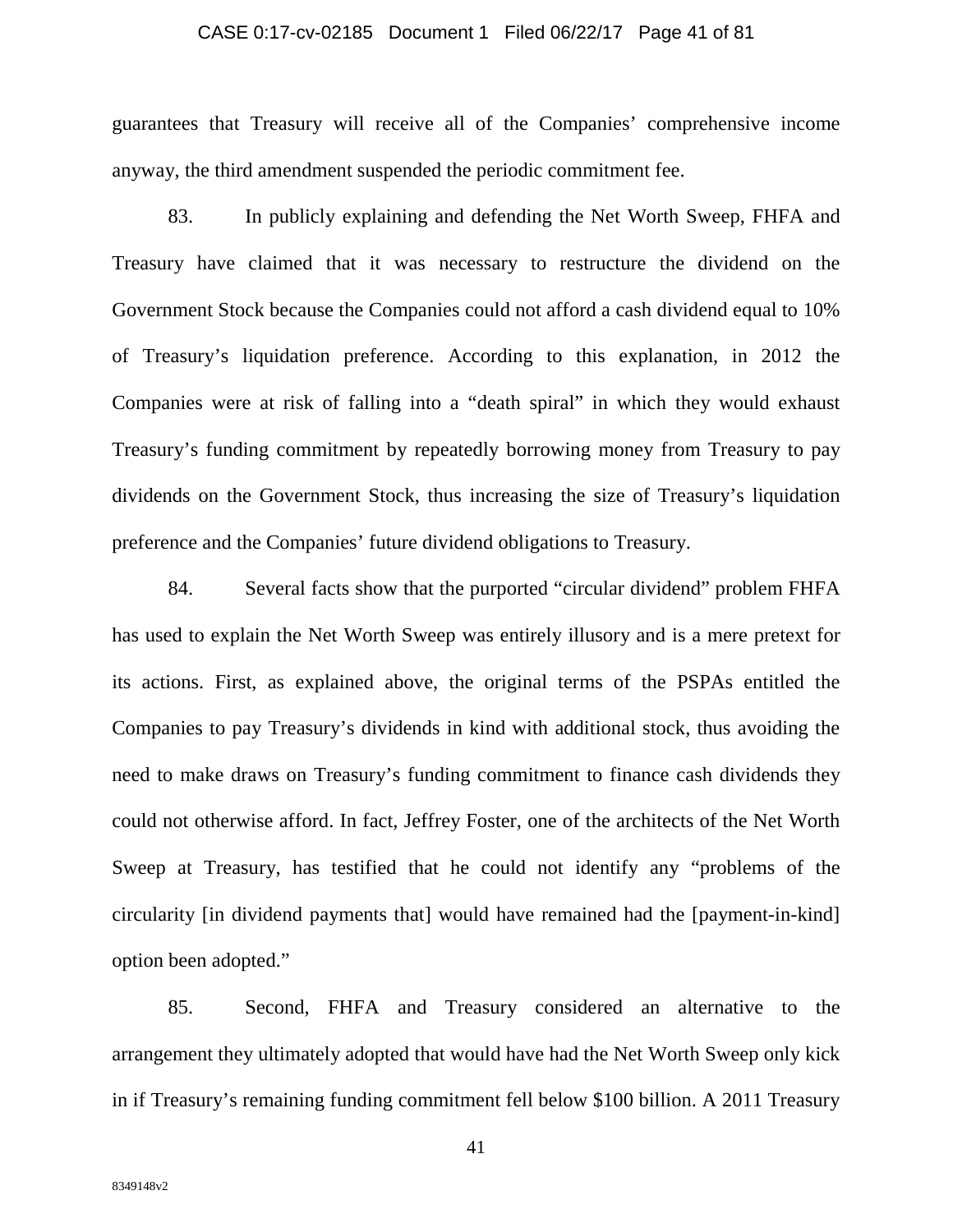guarantees that Treasury will receive all of the Companies' comprehensive income anyway, the third amendment suspended the periodic commitment fee.

83. In publicly explaining and defending the Net Worth Sweep, FHFA and Treasury have claimed that it was necessary to restructure the dividend on the Government Stock because the Companies could not afford a cash dividend equal to 10% of Treasury's liquidation preference. According to this explanation, in 2012 the Companies were at risk of falling into a "death spiral" in which they would exhaust Treasury's funding commitment by repeatedly borrowing money from Treasury to pay dividends on the Government Stock, thus increasing the size of Treasury's liquidation preference and the Companies' future dividend obligations to Treasury.

84. Several facts show that the purported "circular dividend" problem FHFA has used to explain the Net Worth Sweep was entirely illusory and is a mere pretext for its actions. First, as explained above, the original terms of the PSPAs entitled the Companies to pay Treasury's dividends in kind with additional stock, thus avoiding the need to make draws on Treasury's funding commitment to finance cash dividends they could not otherwise afford. In fact, Jeffrey Foster, one of the architects of the Net Worth Sweep at Treasury, has testified that he could not identify any "problems of the circularity [in dividend payments that] would have remained had the [payment-in-kind] option been adopted."

85. Second, FHFA and Treasury considered an alternative to the arrangement they ultimately adopted that would have had the Net Worth Sweep only kick in if Treasury's remaining funding commitment fell below $100 billion. A 2011 Treasury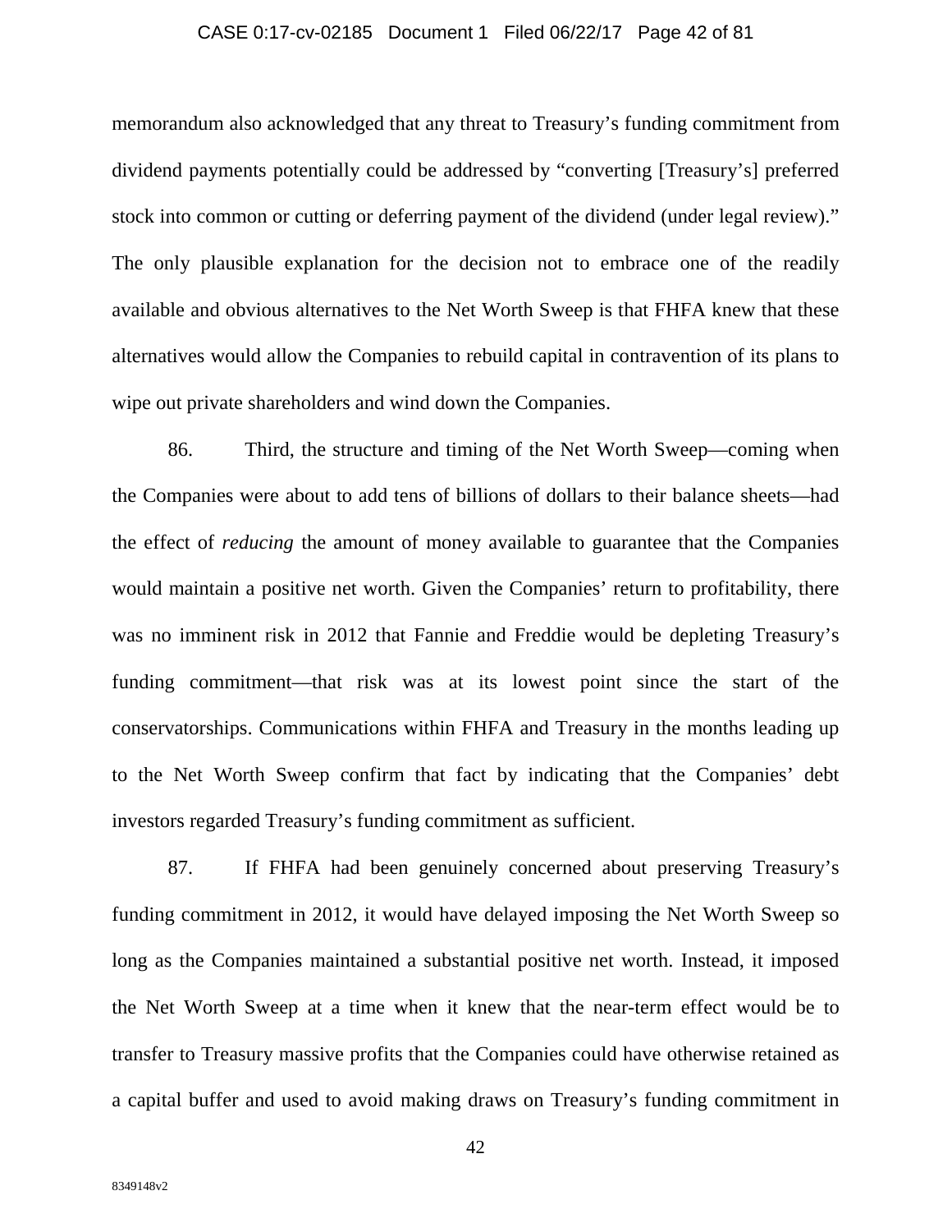memorandum also acknowledged that any threat to Treasury's funding commitment from dividend payments potentially could be addressed by "converting [Treasury's] preferred stock into common or cutting or deferring payment of the dividend (under legal review)." The only plausible explanation for the decision not to embrace one of the readily available and obvious alternatives to the Net Worth Sweep is that FHFA knew that these alternatives would allow the Companies to rebuild capital in contravention of its plans to wipe out private shareholders and wind down the Companies.

86. Third, the structure and timing of the Net Worth Sweep—coming when the Companies were about to add tens of billions of dollars to their balance sheets—had the effect of *reducing* the amount of money available to guarantee that the Companies would maintain a positive net worth. Given the Companies' return to profitability, there was no imminent risk in 2012 that Fannie and Freddie would be depleting Treasury's funding commitment—that risk was at its lowest point since the start of the conservatorships. Communications within FHFA and Treasury in the months leading up to the Net Worth Sweep confirm that fact by indicating that the Companies' debt investors regarded Treasury's funding commitment as sufficient.

87. If FHFA had been genuinely concerned about preserving Treasury's funding commitment in 2012, it would have delayed imposing the Net Worth Sweep so long as the Companies maintained a substantial positive net worth. Instead, it imposed the Net Worth Sweep at a time when it knew that the near-term effect would be to transfer to Treasury massive profits that the Companies could have otherwise retained as a capital buffer and used to avoid making draws on Treasury's funding commitment in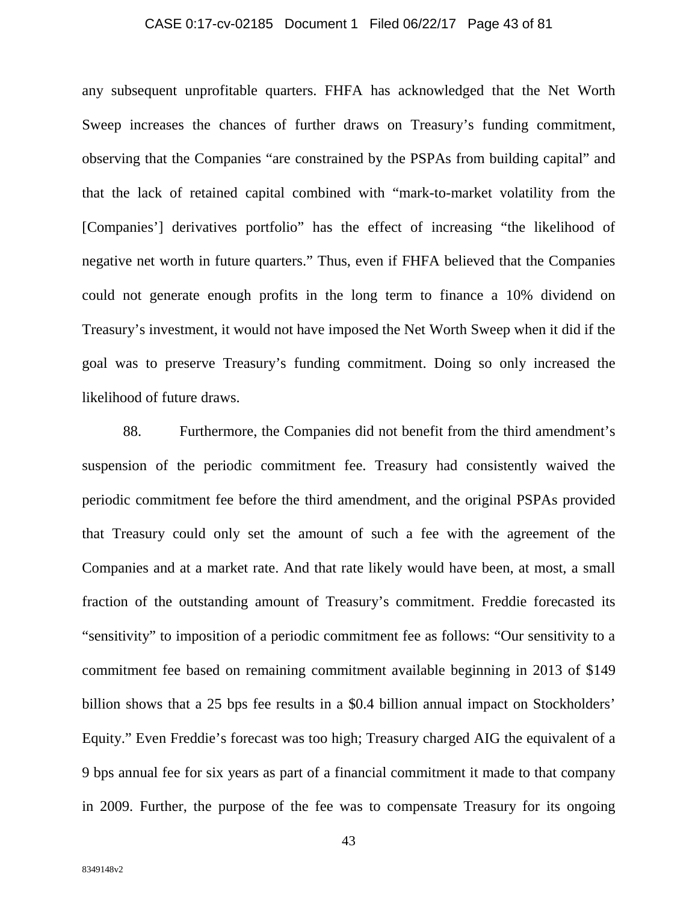any subsequent unprofitable quarters. FHFA has acknowledged that the Net Worth Sweep increases the chances of further draws on Treasury's funding commitment, observing that the Companies "are constrained by the PSPAs from building capital" and that the lack of retained capital combined with "mark-to-market volatility from the [Companies'] derivatives portfolio" has the effect of increasing "the likelihood of negative net worth in future quarters." Thus, even if FHFA believed that the Companies could not generate enough profits in the long term to finance a 10% dividend on Treasury's investment, it would not have imposed the Net Worth Sweep when it did if the goal was to preserve Treasury's funding commitment. Doing so only increased the likelihood of future draws.

88. Furthermore, the Companies did not benefit from the third amendment's suspension of the periodic commitment fee. Treasury had consistently waived the periodic commitment fee before the third amendment, and the original PSPAs provided that Treasury could only set the amount of such a fee with the agreement of the Companies and at a market rate. And that rate likely would have been, at most, a small fraction of the outstanding amount of Treasury's commitment. Freddie forecasted its "sensitivity" to imposition of a periodic commitment fee as follows: "Our sensitivity to a commitment fee based on remaining commitment available beginning in 2013 of $149 billion shows that a 25 bps fee results in a $0.4 billion annual impact on Stockholders' Equity." Even Freddie's forecast was too high; Treasury charged AIG the equivalent of a 9 bps annual fee for six years as part of a financial commitment it made to that company in 2009. Further, the purpose of the fee was to compensate Treasury for its ongoing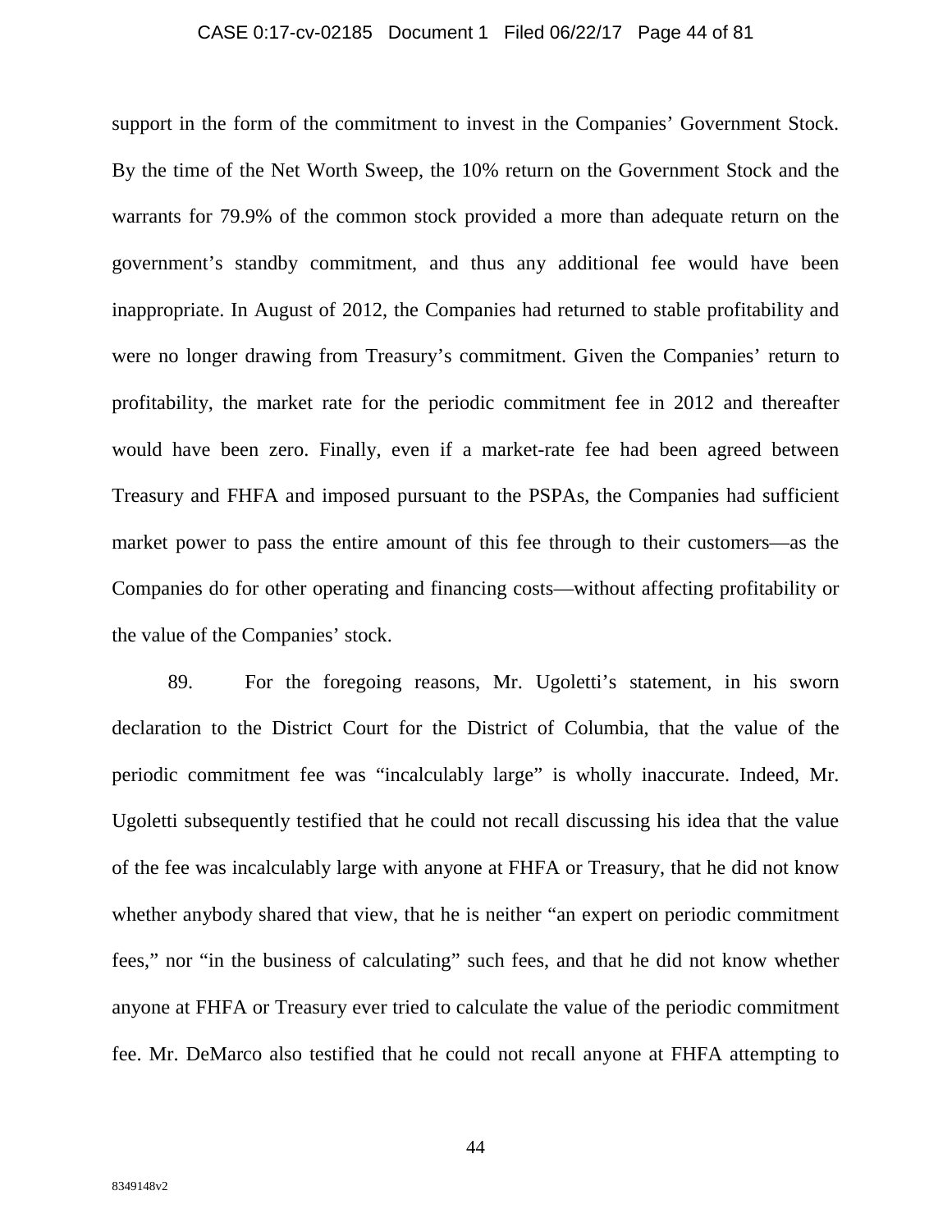support in the form of the commitment to invest in the Companies' Government Stock. By the time of the Net Worth Sweep, the 10% return on the Government Stock and the warrants for 79.9% of the common stock provided a more than adequate return on the government's standby commitment, and thus any additional fee would have been inappropriate. In August of 2012, the Companies had returned to stable profitability and were no longer drawing from Treasury's commitment. Given the Companies' return to profitability, the market rate for the periodic commitment fee in 2012 and thereafter would have been zero. Finally, even if a market-rate fee had been agreed between Treasury and FHFA and imposed pursuant to the PSPAs, the Companies had sufficient market power to pass the entire amount of this fee through to their customers—as the Companies do for other operating and financing costs—without affecting profitability or the value of the Companies' stock.

89. For the foregoing reasons, Mr. Ugoletti's statement, in his sworn declaration to the District Court for the District of Columbia, that the value of the periodic commitment fee was "incalculably large" is wholly inaccurate. Indeed, Mr. Ugoletti subsequently testified that he could not recall discussing his idea that the value of the fee was incalculably large with anyone at FHFA or Treasury, that he did not know whether anybody shared that view, that he is neither "an expert on periodic commitment fees," nor "in the business of calculating" such fees, and that he did not know whether anyone at FHFA or Treasury ever tried to calculate the value of the periodic commitment fee. Mr. DeMarco also testified that he could not recall anyone at FHFA attempting to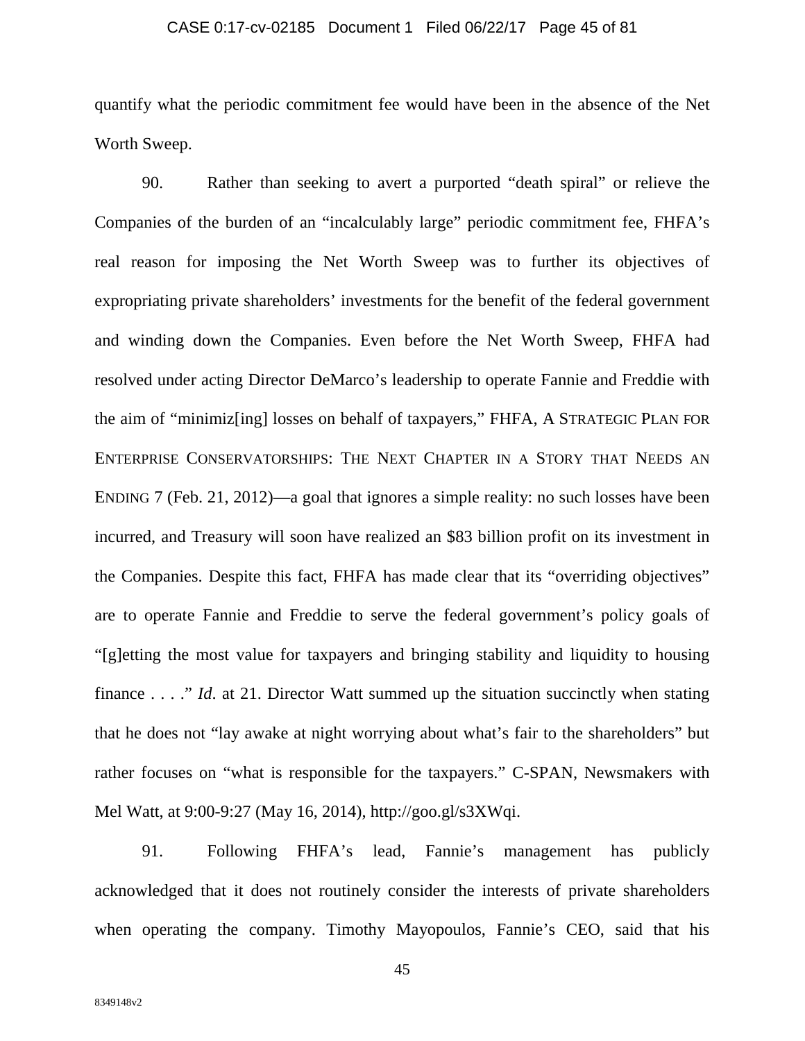quantify what the periodic commitment fee would have been in the absence of the Net Worth Sweep.

90. Rather than seeking to avert a purported "death spiral" or relieve the Companies of the burden of an "incalculably large" periodic commitment fee, FHFA's real reason for imposing the Net Worth Sweep was to further its objectives of expropriating private shareholders' investments for the benefit of the federal government and winding down the Companies. Even before the Net Worth Sweep, FHFA had resolved under acting Director DeMarco's leadership to operate Fannie and Freddie with the aim of "minimiz[ing] losses on behalf of taxpayers," FHFA, A STRATEGIC PLAN FOR ENTERPRISE CONSERVATORSHIPS: THE NEXT CHAPTER IN A STORY THAT NEEDS AN ENDING 7 (Feb. 21, 2012)—a goal that ignores a simple reality: no such losses have been incurred, and Treasury will soon have realized an \$83 billion profit on its investment in the Companies. Despite this fact, FHFA has made clear that its "overriding objectives" are to operate Fannie and Freddie to serve the federal government's policy goals of "[g]etting the most value for taxpayers and bringing stability and liquidity to housing finance . . . ." *Id.* at 21. Director Watt summed up the situation succinctly when stating that he does not "lay awake at night worrying about what's fair to the shareholders" but rather focuses on "what is responsible for the taxpayers." C-SPAN, Newsmakers with Mel Watt, at 9:00-9:27 (May 16, 2014), http://goo.gl/s3XWqi.

91. Following FHFA's lead, Fannie's management has publicly acknowledged that it does not routinely consider the interests of private shareholders when operating the company. Timothy Mayopoulos, Fannie's CEO, said that his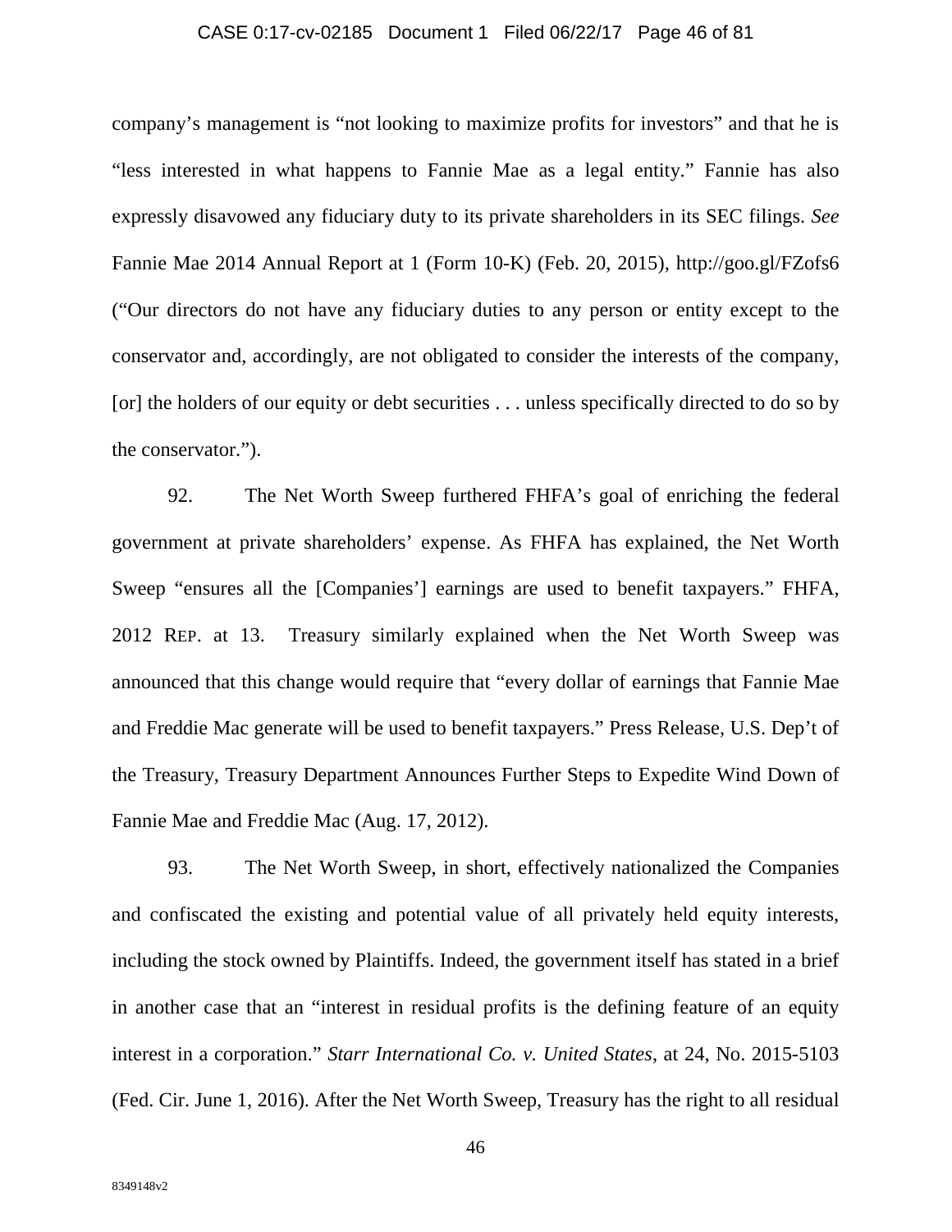company's management is "not looking to maximize profits for investors" and that he is "less interested in what happens to Fannie Mae as a legal entity." Fannie has also expressly disavowed any fiduciary duty to its private shareholders in its SEC filings. *See* Fannie Mae 2014 Annual Report at 1 (Form 10-K) (Feb. 20, 2015), http://goo.gl/FZofs6 ("Our directors do not have any fiduciary duties to any person or entity except to the conservator and, accordingly, are not obligated to consider the interests of the company, [or] the holders of our equity or debt securities . . . unless specifically directed to do so by the conservator.").

92. The Net Worth Sweep furthered FHFA's goal of enriching the federal government at private shareholders' expense. As FHFA has explained, the Net Worth Sweep "ensures all the [Companies'] earnings are used to benefit taxpayers." FHFA, 2012 REP. at 13. Treasury similarly explained when the Net Worth Sweep was announced that this change would require that "every dollar of earnings that Fannie Mae and Freddie Mac generate will be used to benefit taxpayers." Press Release, U.S. Dep't of the Treasury, Treasury Department Announces Further Steps to Expedite Wind Down of Fannie Mae and Freddie Mac (Aug. 17, 2012).

93. The Net Worth Sweep, in short, effectively nationalized the Companies and confiscated the existing and potential value of all privately held equity interests, including the stock owned by Plaintiffs. Indeed, the government itself has stated in a brief in another case that an "interest in residual profits is the defining feature of an equity interest in a corporation." *Starr International Co. v. United States*, at 24, No. 2015-5103 (Fed. Cir. June 1, 2016). After the Net Worth Sweep, Treasury has the right to all residual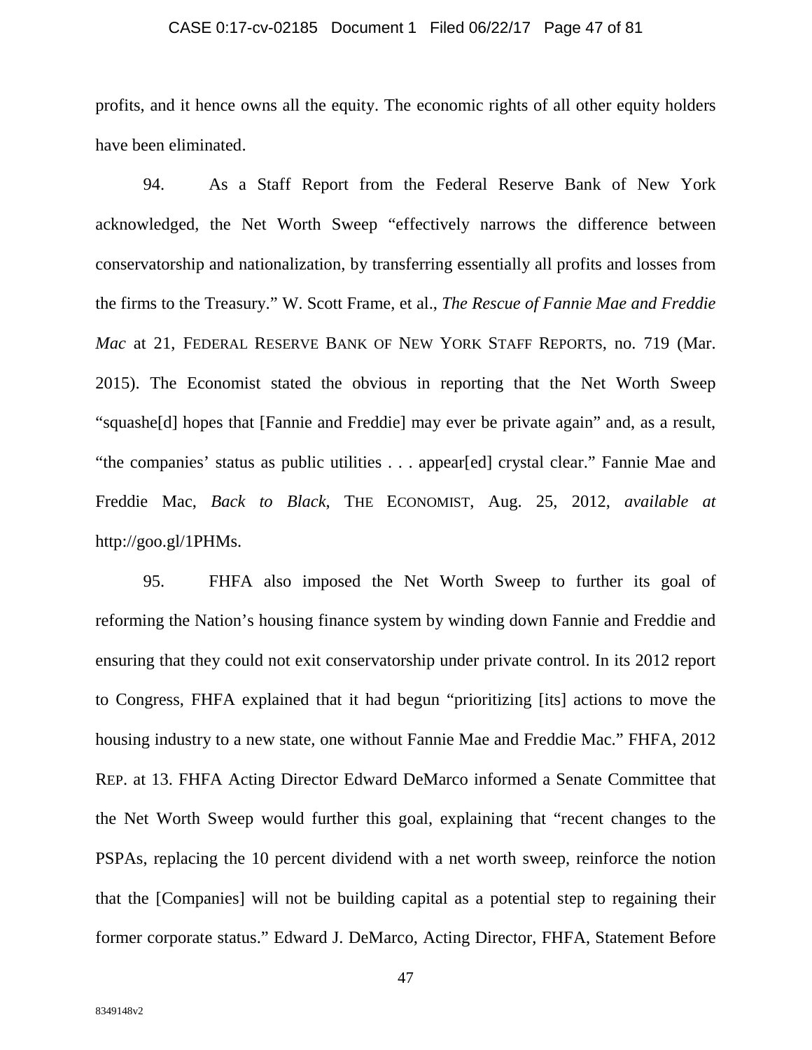profits, and it hence owns all the equity. The economic rights of all other equity holders have been eliminated.

94. As a Staff Report from the Federal Reserve Bank of New York acknowledged, the Net Worth Sweep "effectively narrows the difference between conservatorship and nationalization, by transferring essentially all profits and losses from the firms to the Treasury." W. Scott Frame, et al., *The Rescue of Fannie Mae and Freddie Mac* at 21, FEDERAL RESERVE BANK OF NEW YORK STAFF REPORTS, no. 719 (Mar. 2015). The Economist stated the obvious in reporting that the Net Worth Sweep "squashe[d] hopes that [Fannie and Freddie] may ever be private again" and, as a result, "the companies' status as public utilities . . . appear[ed] crystal clear." Fannie Mae and Freddie Mac, *Back to Black*, THE ECONOMIST, Aug. 25, 2012, *available at* http://goo.gl/1PHMs.

95. FHFA also imposed the Net Worth Sweep to further its goal of reforming the Nation's housing finance system by winding down Fannie and Freddie and ensuring that they could not exit conservatorship under private control. In its 2012 report to Congress, FHFA explained that it had begun "prioritizing [its] actions to move the housing industry to a new state, one without Fannie Mae and Freddie Mac." FHFA, 2012 REP. at 13. FHFA Acting Director Edward DeMarco informed a Senate Committee that the Net Worth Sweep would further this goal, explaining that "recent changes to the PSPAs, replacing the 10 percent dividend with a net worth sweep, reinforce the notion that the [Companies] will not be building capital as a potential step to regaining their former corporate status." Edward J. DeMarco, Acting Director, FHFA, Statement Before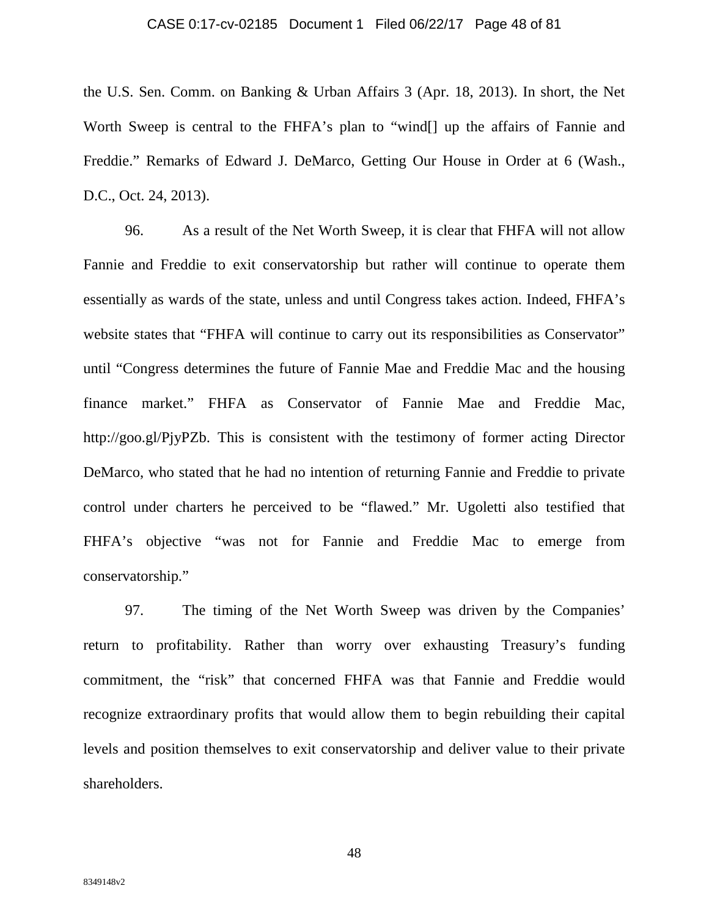the U.S. Sen. Comm. on Banking & Urban Affairs 3 (Apr. 18, 2013). In short, the Net Worth Sweep is central to the FHFA's plan to "wind[] up the affairs of Fannie and Freddie." Remarks of Edward J. DeMarco, Getting Our House in Order at 6 (Wash., D.C., Oct. 24, 2013).

96. As a result of the Net Worth Sweep, it is clear that FHFA will not allow Fannie and Freddie to exit conservatorship but rather will continue to operate them essentially as wards of the state, unless and until Congress takes action. Indeed, FHFA's website states that "FHFA will continue to carry out its responsibilities as Conservator" until "Congress determines the future of Fannie Mae and Freddie Mac and the housing finance market." FHFA as Conservator of Fannie Mae and Freddie Mac, http://goo.gl/PjyPZb. This is consistent with the testimony of former acting Director DeMarco, who stated that he had no intention of returning Fannie and Freddie to private control under charters he perceived to be "flawed." Mr. Ugoletti also testified that FHFA's objective "was not for Fannie and Freddie Mac to emerge from conservatorship."

97. The timing of the Net Worth Sweep was driven by the Companies' return to profitability. Rather than worry over exhausting Treasury's funding commitment, the "risk" that concerned FHFA was that Fannie and Freddie would recognize extraordinary profits that would allow them to begin rebuilding their capital levels and position themselves to exit conservatorship and deliver value to their private shareholders.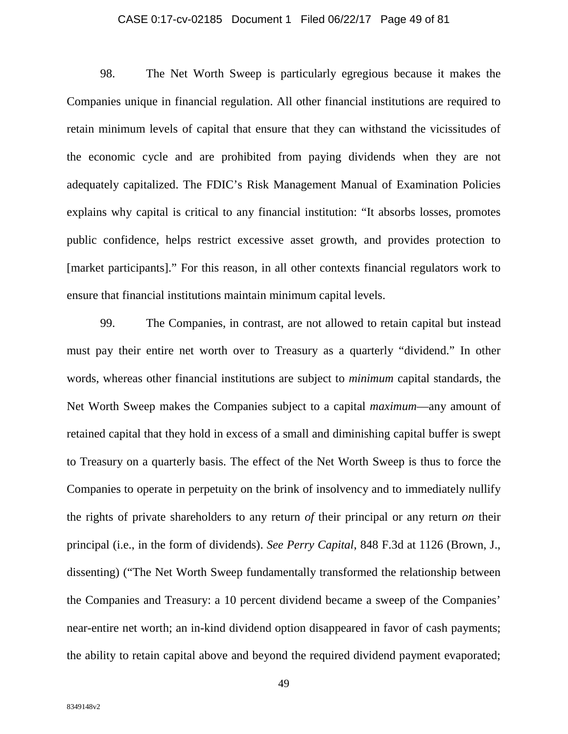98. The Net Worth Sweep is particularly egregious because it makes the Companies unique in financial regulation. All other financial institutions are required to retain minimum levels of capital that ensure that they can withstand the vicissitudes of the economic cycle and are prohibited from paying dividends when they are not adequately capitalized. The FDIC's Risk Management Manual of Examination Policies explains why capital is critical to any financial institution: "It absorbs losses, promotes public confidence, helps restrict excessive asset growth, and provides protection to [market participants]." For this reason, in all other contexts financial regulators work to ensure that financial institutions maintain minimum capital levels.

99. The Companies, in contrast, are not allowed to retain capital but instead must pay their entire net worth over to Treasury as a quarterly "dividend." In other words, whereas other financial institutions are subject to *minimum* capital standards, the Net Worth Sweep makes the Companies subject to a capital *maximum*—any amount of retained capital that they hold in excess of a small and diminishing capital buffer is swept to Treasury on a quarterly basis. The effect of the Net Worth Sweep is thus to force the Companies to operate in perpetuity on the brink of insolvency and to immediately nullify the rights of private shareholders to any return *of* their principal or any return *on* their principal (i.e., in the form of dividends). *See Perry Capital*, 848 F.3d at 1126 (Brown, J., dissenting) ("The Net Worth Sweep fundamentally transformed the relationship between the Companies and Treasury: a 10 percent dividend became a sweep of the Companies' near-entire net worth; an in-kind dividend option disappeared in favor of cash payments; the ability to retain capital above and beyond the required dividend payment evaporated;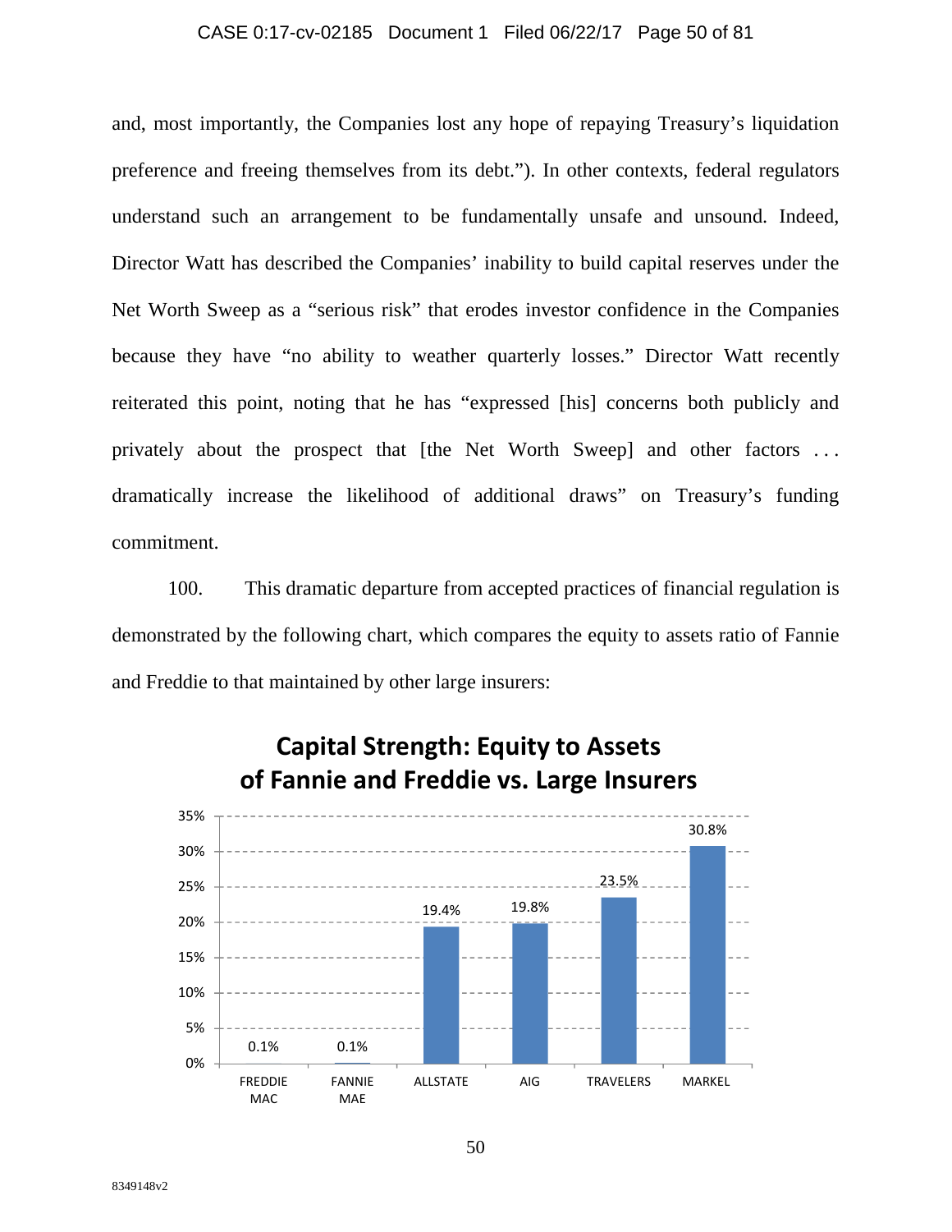and, most importantly, the Companies lost any hope of repaying Treasury's liquidation preference and freeing themselves from its debt."). In other contexts, federal regulators understand such an arrangement to be fundamentally unsafe and unsound. Indeed, Director Watt has described the Companies' inability to build capital reserves under the Net Worth Sweep as a "serious risk" that erodes investor confidence in the Companies because they have "no ability to weather quarterly losses." Director Watt recently reiterated this point, noting that he has "expressed [his] concerns both publicly and privately about the prospect that [the Net Worth Sweep] and other factors . . . dramatically increase the likelihood of additional draws" on Treasury's funding commitment.

100. This dramatic departure from accepted practices of financial regulation is demonstrated by the following chart, which compares the equity to assets ratio of Fannie and Freddie to that maintained by other large insurers:

**Capital Strength: Equity to Assets of Fannie and Freddie vs. Large Insurers**

| Company | Equity to Assets |
|---|---|
| FREDDIE MAC | 0.1% |
| FANNIE MAE | 0.1% |
| ALLSTATE | 19.4% |
| AIG | 19.8% |
| TRAVELERS | 23.5% |
| MARKEL | 30.8% |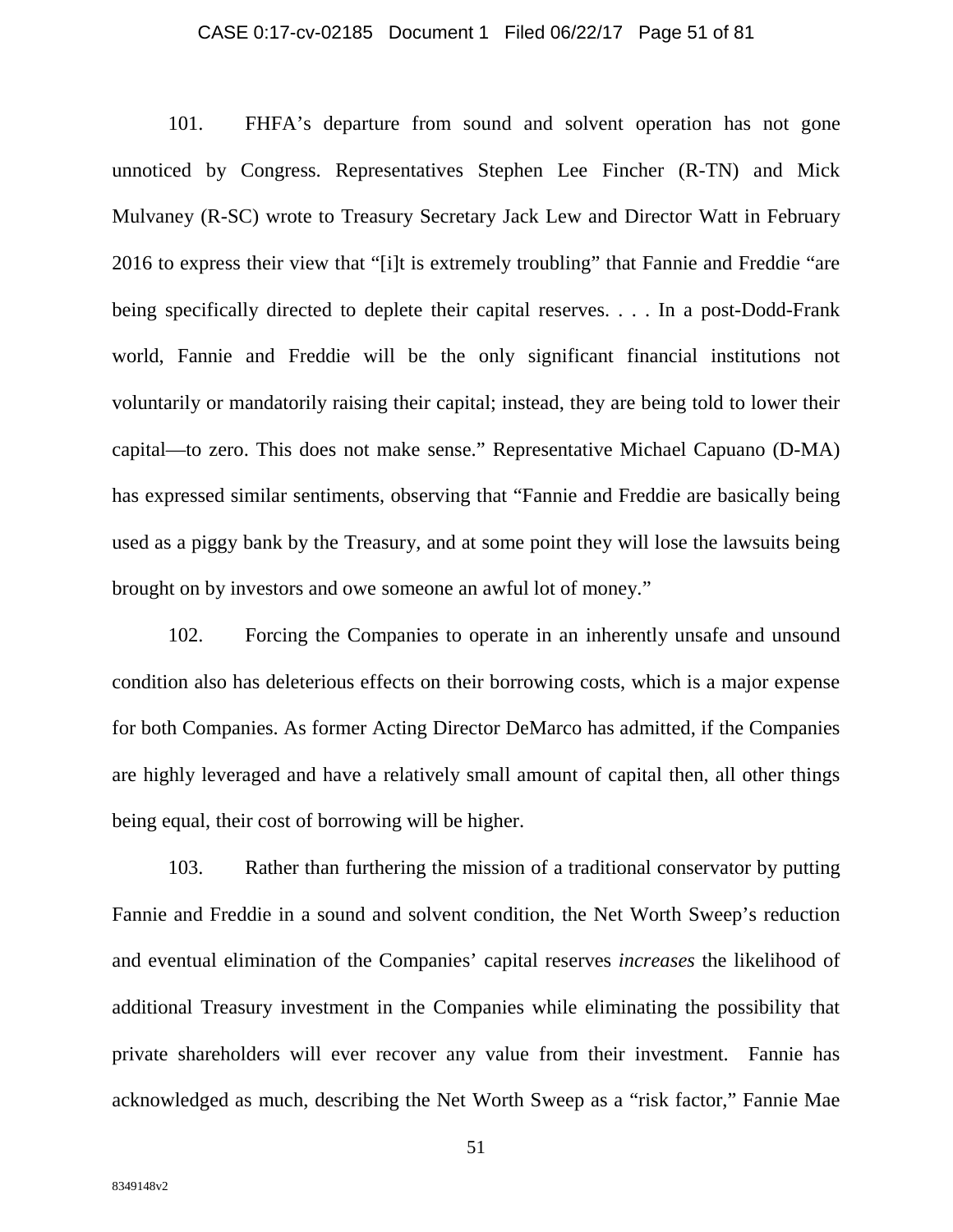101. FHFA's departure from sound and solvent operation has not gone unnoticed by Congress. Representatives Stephen Lee Fincher (R-TN) and Mick Mulvaney (R-SC) wrote to Treasury Secretary Jack Lew and Director Watt in February 2016 to express their view that "[i]t is extremely troubling" that Fannie and Freddie "are being specifically directed to deplete their capital reserves. . . . In a post-Dodd-Frank world, Fannie and Freddie will be the only significant financial institutions not voluntarily or mandatorily raising their capital; instead, they are being told to lower their capital—to zero. This does not make sense." Representative Michael Capuano (D-MA) has expressed similar sentiments, observing that "Fannie and Freddie are basically being used as a piggy bank by the Treasury, and at some point they will lose the lawsuits being brought on by investors and owe someone an awful lot of money."

102. Forcing the Companies to operate in an inherently unsafe and unsound condition also has deleterious effects on their borrowing costs, which is a major expense for both Companies. As former Acting Director DeMarco has admitted, if the Companies are highly leveraged and have a relatively small amount of capital then, all other things being equal, their cost of borrowing will be higher.

103. Rather than furthering the mission of a traditional conservator by putting Fannie and Freddie in a sound and solvent condition, the Net Worth Sweep's reduction and eventual elimination of the Companies' capital reserves *increases* the likelihood of additional Treasury investment in the Companies while eliminating the possibility that private shareholders will ever recover any value from their investment. Fannie has acknowledged as much, describing the Net Worth Sweep as a "risk factor," Fannie Mae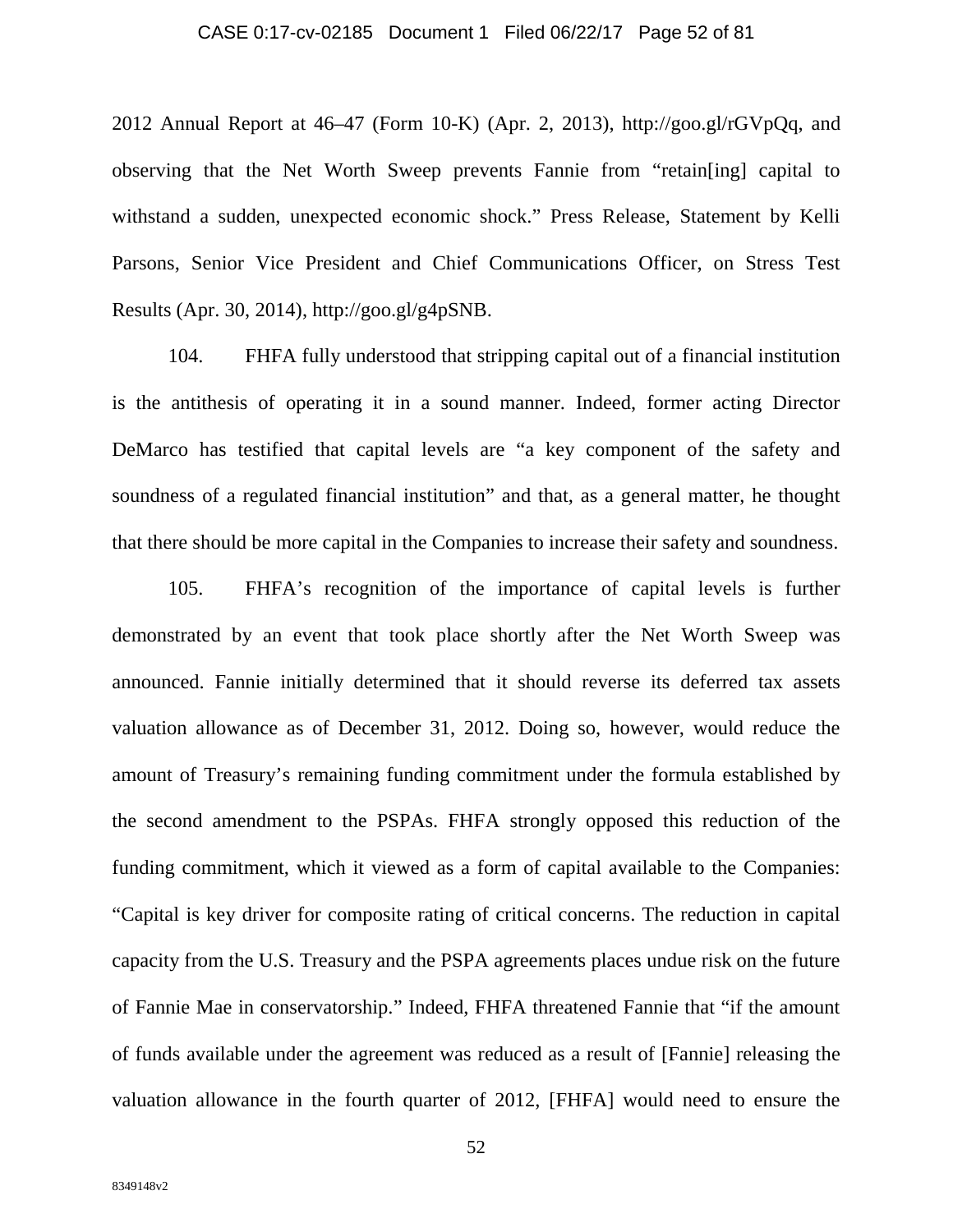2012 Annual Report at 46–47 (Form 10-K) (Apr. 2, 2013), http://goo.gl/rGVpQq, and observing that the Net Worth Sweep prevents Fannie from "retain[ing] capital to withstand a sudden, unexpected economic shock." Press Release, Statement by Kelli Parsons, Senior Vice President and Chief Communications Officer, on Stress Test Results (Apr. 30, 2014), http://goo.gl/g4pSNB.

104. FHFA fully understood that stripping capital out of a financial institution is the antithesis of operating it in a sound manner. Indeed, former acting Director DeMarco has testified that capital levels are "a key component of the safety and soundness of a regulated financial institution" and that, as a general matter, he thought that there should be more capital in the Companies to increase their safety and soundness.

105. FHFA's recognition of the importance of capital levels is further demonstrated by an event that took place shortly after the Net Worth Sweep was announced. Fannie initially determined that it should reverse its deferred tax assets valuation allowance as of December 31, 2012. Doing so, however, would reduce the amount of Treasury's remaining funding commitment under the formula established by the second amendment to the PSPAs. FHFA strongly opposed this reduction of the funding commitment, which it viewed as a form of capital available to the Companies: "Capital is key driver for composite rating of critical concerns. The reduction in capital capacity from the U.S. Treasury and the PSPA agreements places undue risk on the future of Fannie Mae in conservatorship." Indeed, FHFA threatened Fannie that "if the amount of funds available under the agreement was reduced as a result of [Fannie] releasing the valuation allowance in the fourth quarter of 2012, [FHFA] would need to ensure the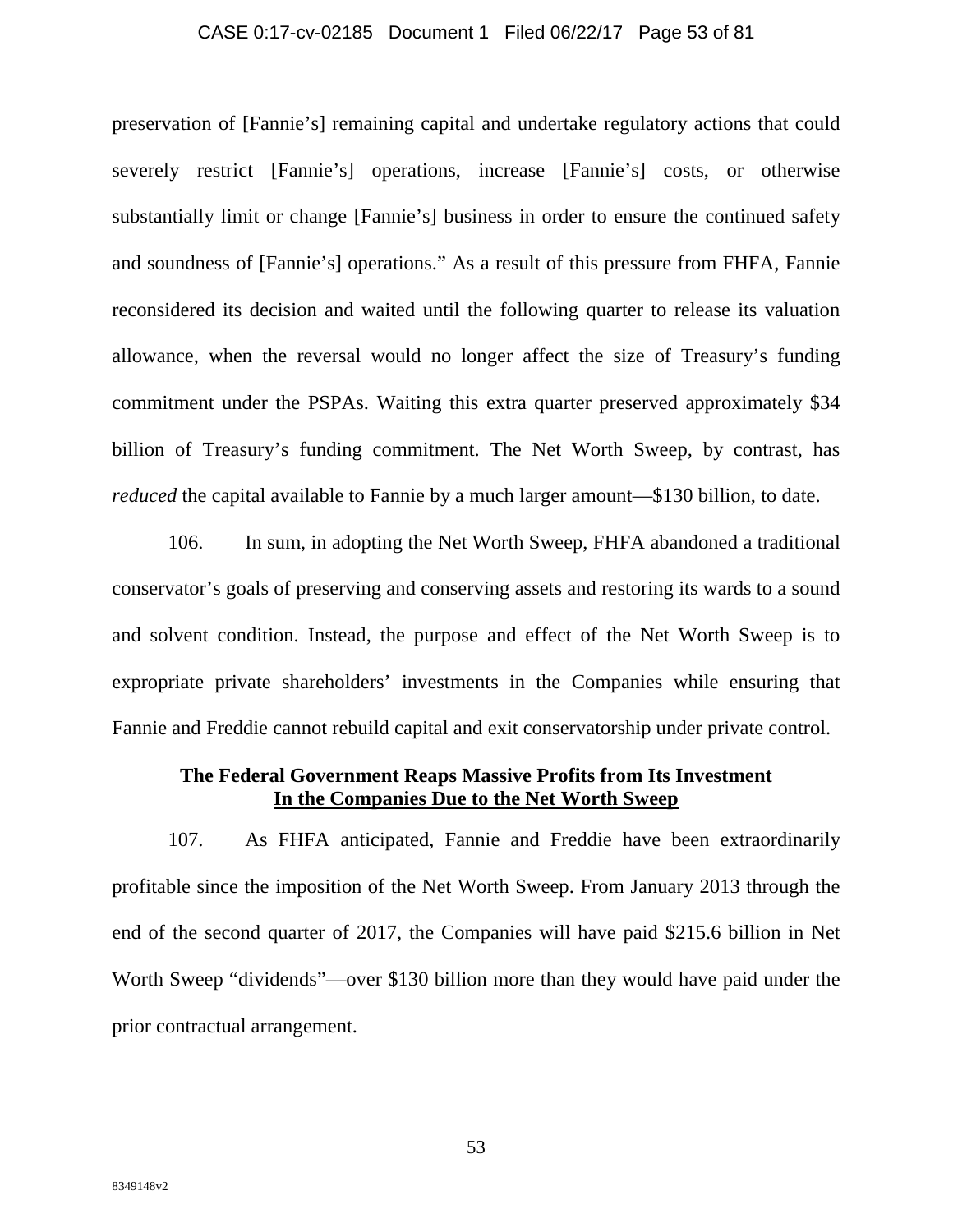preservation of [Fannie's] remaining capital and undertake regulatory actions that could severely restrict [Fannie's] operations, increase [Fannie's] costs, or otherwise substantially limit or change [Fannie's] business in order to ensure the continued safety and soundness of [Fannie's] operations." As a result of this pressure from FHFA, Fannie reconsidered its decision and waited until the following quarter to release its valuation allowance, when the reversal would no longer affect the size of Treasury's funding commitment under the PSPAs. Waiting this extra quarter preserved approximately $34 billion of Treasury's funding commitment. The Net Worth Sweep, by contrast, has *reduced* the capital available to Fannie by a much larger amount—$130 billion, to date.

106. In sum, in adopting the Net Worth Sweep, FHFA abandoned a traditional conservator's goals of preserving and conserving assets and restoring its wards to a sound and solvent condition. Instead, the purpose and effect of the Net Worth Sweep is to expropriate private shareholders' investments in the Companies while ensuring that Fannie and Freddie cannot rebuild capital and exit conservatorship under private control.

**The Federal Government Reaps Massive Profits from Its Investment**
**<u>In the Companies Due to the Net Worth Sweep</u>**

107. As FHFA anticipated, Fannie and Freddie have been extraordinarily profitable since the imposition of the Net Worth Sweep. From January 2013 through the end of the second quarter of 2017, the Companies will have paid $215.6 billion in Net Worth Sweep "dividends"—over $130 billion more than they would have paid under the prior contractual arrangement.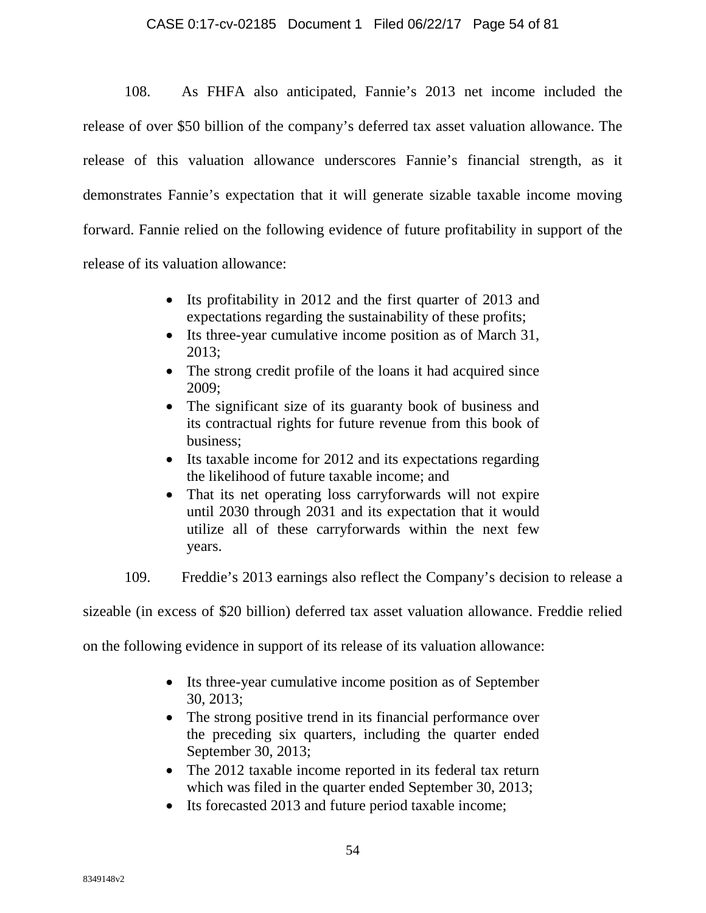108. As FHFA also anticipated, Fannie's 2013 net income included the release of over $50 billion of the company's deferred tax asset valuation allowance. The release of this valuation allowance underscores Fannie's financial strength, as it demonstrates Fannie's expectation that it will generate sizable taxable income moving forward. Fannie relied on the following evidence of future profitability in support of the release of its valuation allowance:

- Its profitability in 2012 and the first quarter of 2013 and expectations regarding the sustainability of these profits;
- Its three-year cumulative income position as of March 31, 2013;
- The strong credit profile of the loans it had acquired since 2009;
- The significant size of its guaranty book of business and its contractual rights for future revenue from this book of business;
- Its taxable income for 2012 and its expectations regarding the likelihood of future taxable income; and
- That its net operating loss carryforwards will not expire until 2030 through 2031 and its expectation that it would utilize all of these carryforwards within the next few years.

109. Freddie's 2013 earnings also reflect the Company's decision to release a sizeable (in excess of $20 billion) deferred tax asset valuation allowance. Freddie relied on the following evidence in support of its release of its valuation allowance:

- Its three-year cumulative income position as of September 30, 2013;
- The strong positive trend in its financial performance over the preceding six quarters, including the quarter ended September 30, 2013;
- The 2012 taxable income reported in its federal tax return which was filed in the quarter ended September 30, 2013;
- Its forecasted 2013 and future period taxable income;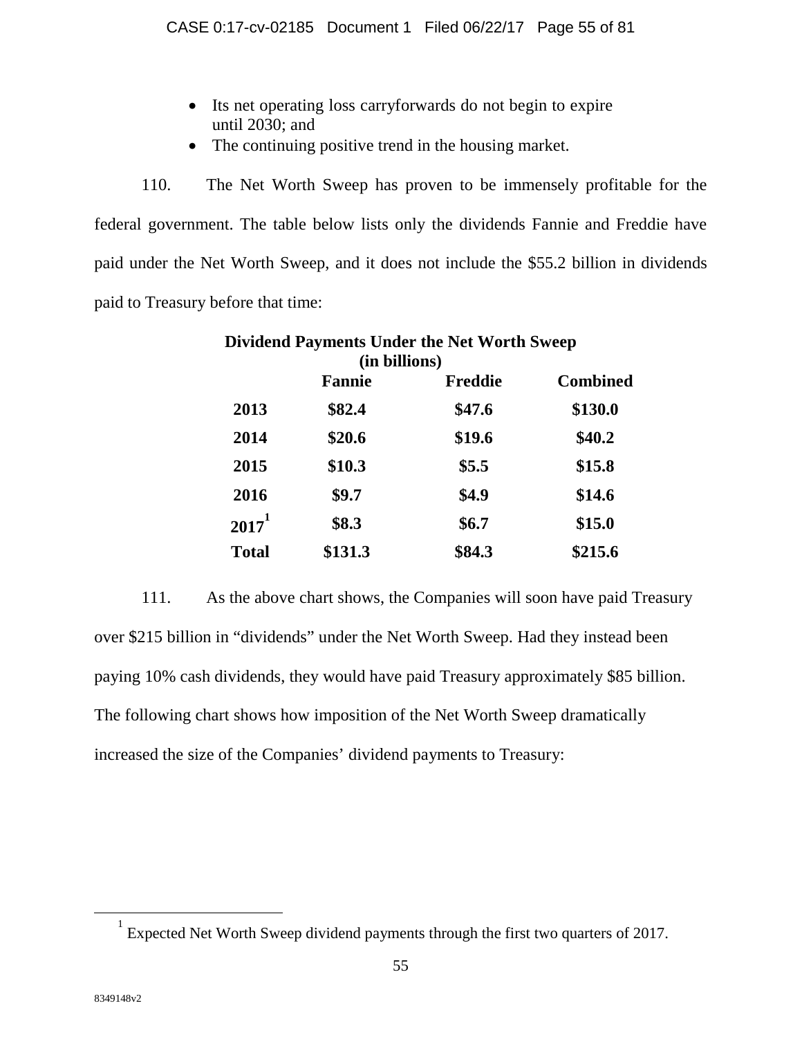- Its net operating loss carryforwards do not begin to expire until 2030; and
- The continuing positive trend in the housing market.

110. The Net Worth Sweep has proven to be immensely profitable for the federal government. The table below lists only the dividends Fannie and Freddie have paid under the Net Worth Sweep, and it does not include the $55.2 billion in dividends paid to Treasury before that time:

**Dividend Payments Under the Net Worth Sweep (in billions)**

| | Fannie | Freddie | Combined |
|---|---|---|---|
| **2013** | **$82.4** | **$47.6** | **$130.0** |
| **2014** | **$20.6** | **$19.6** | **$40.2** |
| **2015** | **$10.3** | **$5.5** | **$15.8** |
| **2016** | **$9.7** | **$4.9** | **$14.6** |
| **2017**[1] | **$8.3** | **$6.7** | **$15.0** |
| **Total** | **$131.3** | **$84.3** | **$215.6** |

111. As the above chart shows, the Companies will soon have paid Treasury over $215 billion in "dividends" under the Net Worth Sweep. Had they instead been paying 10% cash dividends, they would have paid Treasury approximately $85 billion. The following chart shows how imposition of the Net Worth Sweep dramatically increased the size of the Companies' dividend payments to Treasury:

[1] Expected Net Worth Sweep dividend payments through the first two quarters of 2017.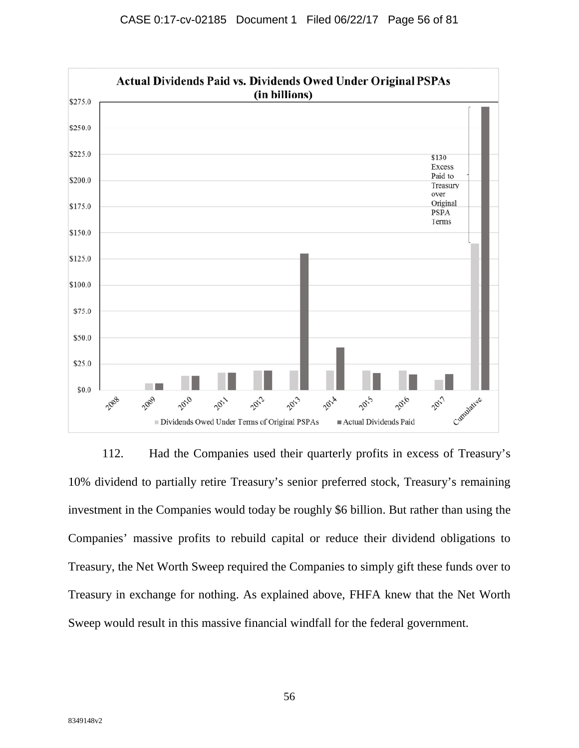**Actual Dividends Paid vs. Dividends Owed Under Original PSPAs (in billions)**

$275.0
$250.0
$225.0
$200.0
$175.0
$150.0
$125.0
$100.0
$75.0
$50.0
$25.0
$0.0

2008 2009 2010 2011 2012 2013 2014 2015 2016 2017 Cumulative

$130 Excess Paid to Treasury over Original PSPA Terms

■ Dividends Owed Under Terms of Original PSPAs ■ Actual Dividends Paid

112. Had the Companies used their quarterly profits in excess of Treasury's 10% dividend to partially retire Treasury's senior preferred stock, Treasury's remaining investment in the Companies would today be roughly $6 billion. But rather than using the Companies' massive profits to rebuild capital or reduce their dividend obligations to Treasury, the Net Worth Sweep required the Companies to simply gift these funds over to Treasury in exchange for nothing. As explained above, FHFA knew that the Net Worth Sweep would result in this massive financial windfall for the federal government.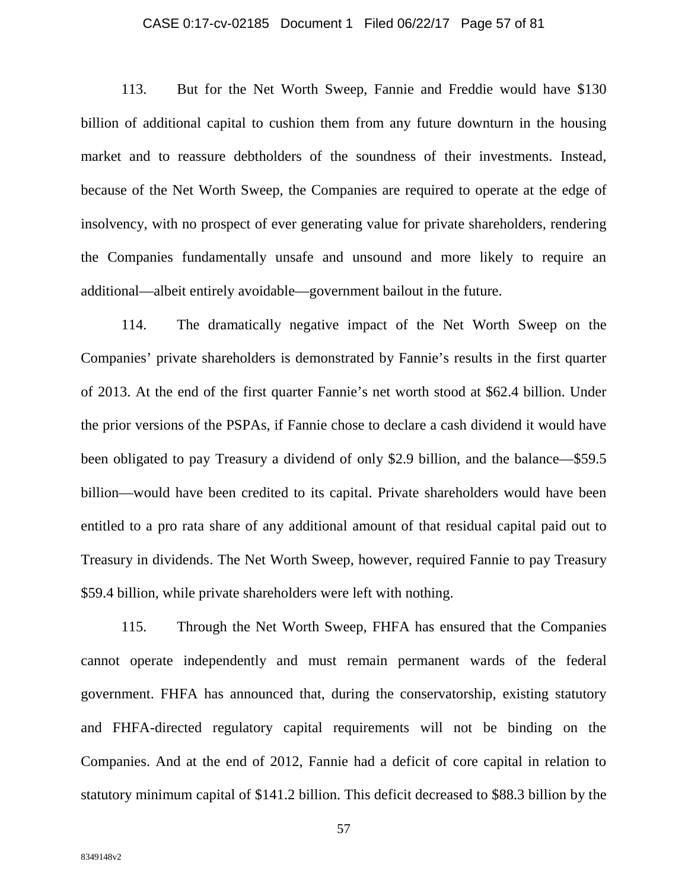113. But for the Net Worth Sweep, Fannie and Freddie would have $130 billion of additional capital to cushion them from any future downturn in the housing market and to reassure debtholders of the soundness of their investments. Instead, because of the Net Worth Sweep, the Companies are required to operate at the edge of insolvency, with no prospect of ever generating value for private shareholders, rendering the Companies fundamentally unsafe and unsound and more likely to require an additional—albeit entirely avoidable—government bailout in the future.

114. The dramatically negative impact of the Net Worth Sweep on the Companies' private shareholders is demonstrated by Fannie's results in the first quarter of 2013. At the end of the first quarter Fannie's net worth stood at $62.4 billion. Under the prior versions of the PSPAs, if Fannie chose to declare a cash dividend it would have been obligated to pay Treasury a dividend of only $2.9 billion, and the balance—$59.5 billion—would have been credited to its capital. Private shareholders would have been entitled to a pro rata share of any additional amount of that residual capital paid out to Treasury in dividends. The Net Worth Sweep, however, required Fannie to pay Treasury $59.4 billion, while private shareholders were left with nothing.

115. Through the Net Worth Sweep, FHFA has ensured that the Companies cannot operate independently and must remain permanent wards of the federal government. FHFA has announced that, during the conservatorship, existing statutory and FHFA-directed regulatory capital requirements will not be binding on the Companies. And at the end of 2012, Fannie had a deficit of core capital in relation to statutory minimum capital of $141.2 billion. This deficit decreased to $88.3 billion by the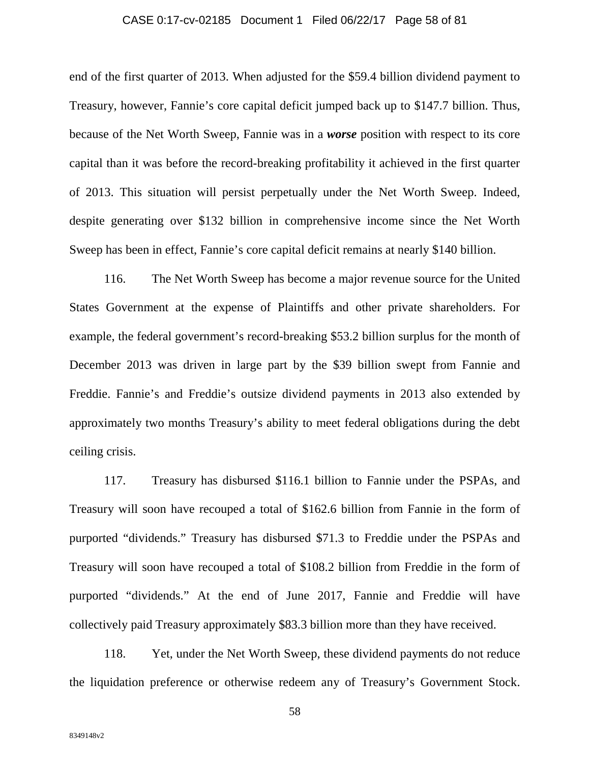end of the first quarter of 2013. When adjusted for the $59.4 billion dividend payment to Treasury, however, Fannie's core capital deficit jumped back up to $147.7 billion. Thus, because of the Net Worth Sweep, Fannie was in a ***worse*** position with respect to its core capital than it was before the record-breaking profitability it achieved in the first quarter of 2013. This situation will persist perpetually under the Net Worth Sweep. Indeed, despite generating over $132 billion in comprehensive income since the Net Worth Sweep has been in effect, Fannie's core capital deficit remains at nearly $140 billion.

116. The Net Worth Sweep has become a major revenue source for the United States Government at the expense of Plaintiffs and other private shareholders. For example, the federal government's record-breaking $53.2 billion surplus for the month of December 2013 was driven in large part by the $39 billion swept from Fannie and Freddie. Fannie's and Freddie's outsize dividend payments in 2013 also extended by approximately two months Treasury's ability to meet federal obligations during the debt ceiling crisis.

117. Treasury has disbursed $116.1 billion to Fannie under the PSPAs, and Treasury will soon have recouped a total of $162.6 billion from Fannie in the form of purported "dividends." Treasury has disbursed $71.3 to Freddie under the PSPAs and Treasury will soon have recouped a total of $108.2 billion from Freddie in the form of purported "dividends." At the end of June 2017, Fannie and Freddie will have collectively paid Treasury approximately $83.3 billion more than they have received.

118. Yet, under the Net Worth Sweep, these dividend payments do not reduce the liquidation preference or otherwise redeem any of Treasury's Government Stock.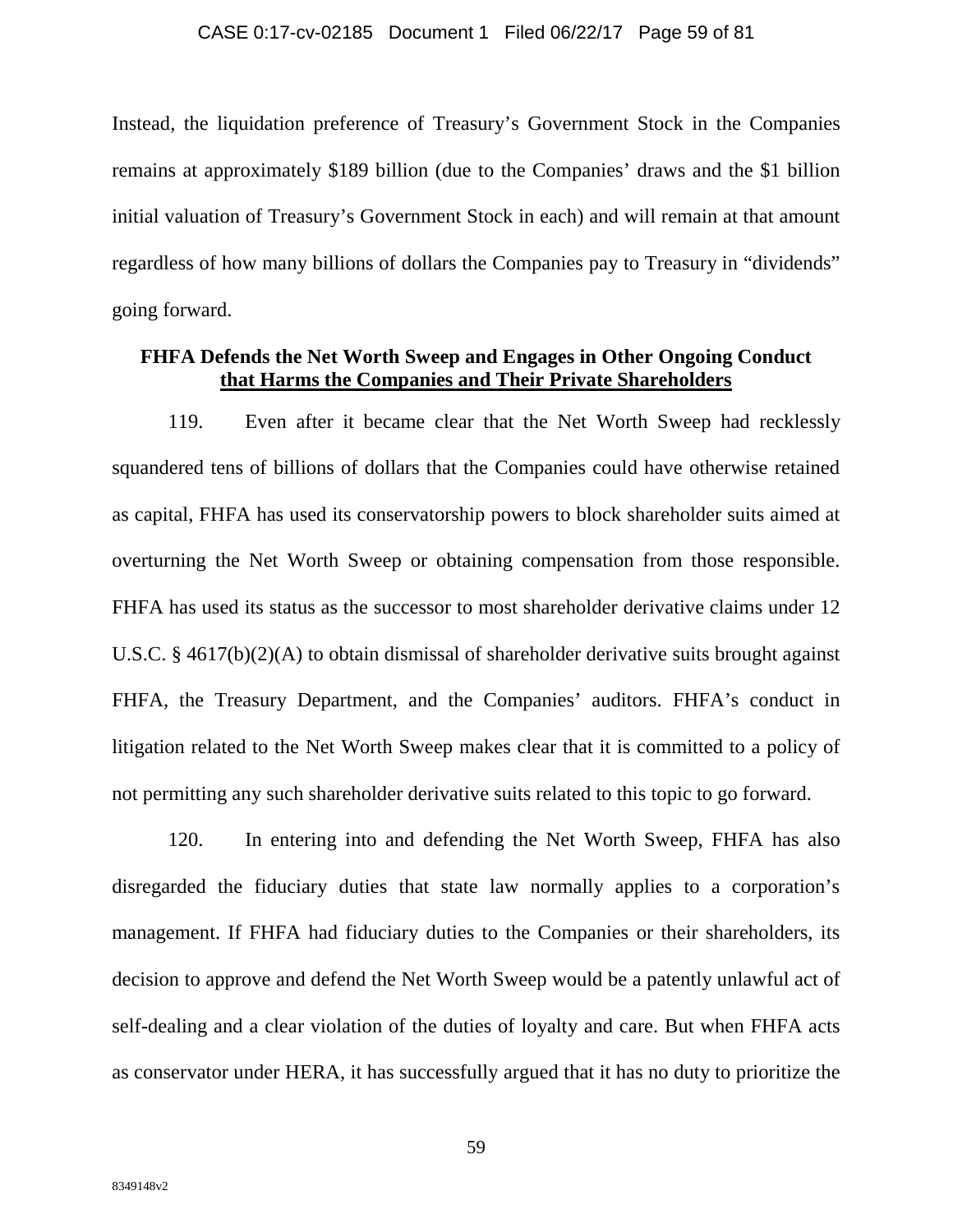Instead, the liquidation preference of Treasury's Government Stock in the Companies remains at approximately $189 billion (due to the Companies' draws and the $1 billion initial valuation of Treasury's Government Stock in each) and will remain at that amount regardless of how many billions of dollars the Companies pay to Treasury in "dividends" going forward.

## FHFA Defends the Net Worth Sweep and Engages in Other Ongoing Conduct that Harms the Companies and Their Private Shareholders

119. Even after it became clear that the Net Worth Sweep had recklessly squandered tens of billions of dollars that the Companies could have otherwise retained as capital, FHFA has used its conservatorship powers to block shareholder suits aimed at overturning the Net Worth Sweep or obtaining compensation from those responsible. FHFA has used its status as the successor to most shareholder derivative claims under 12 U.S.C. § 4617(b)(2)(A) to obtain dismissal of shareholder derivative suits brought against FHFA, the Treasury Department, and the Companies' auditors. FHFA's conduct in litigation related to the Net Worth Sweep makes clear that it is committed to a policy of not permitting any such shareholder derivative suits related to this topic to go forward.

120. In entering into and defending the Net Worth Sweep, FHFA has also disregarded the fiduciary duties that state law normally applies to a corporation's management. If FHFA had fiduciary duties to the Companies or their shareholders, its decision to approve and defend the Net Worth Sweep would be a patently unlawful act of self-dealing and a clear violation of the duties of loyalty and care. But when FHFA acts as conservator under HERA, it has successfully argued that it has no duty to prioritize the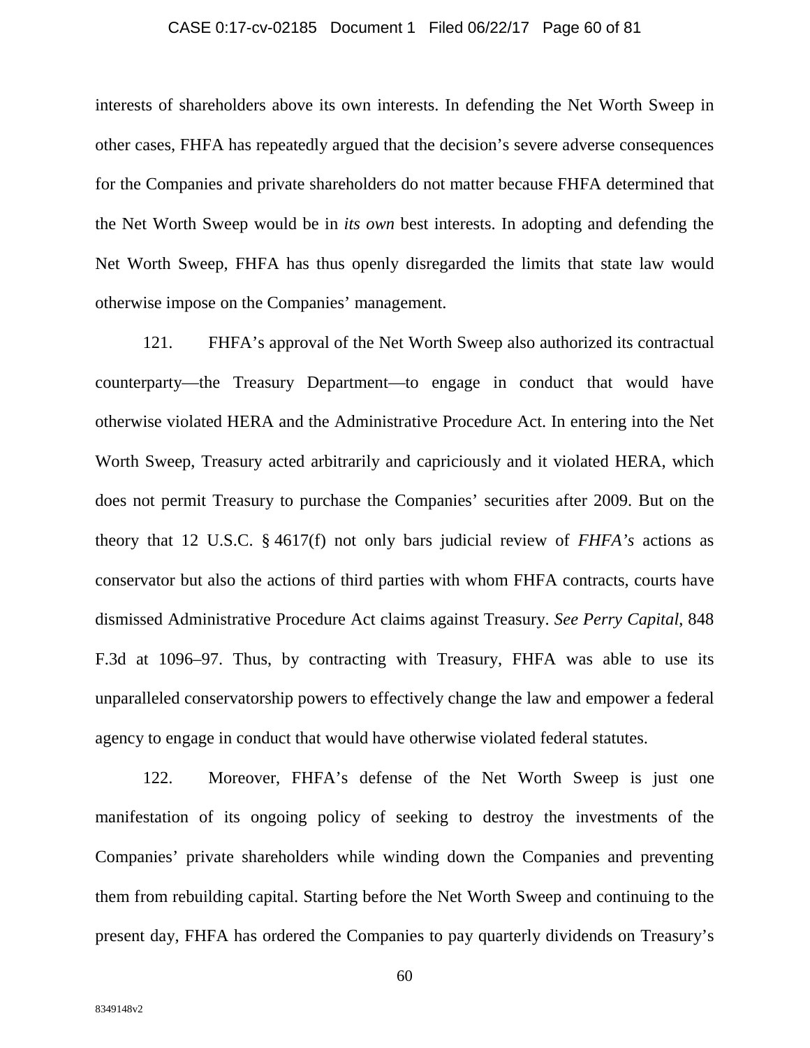interests of shareholders above its own interests. In defending the Net Worth Sweep in other cases, FHFA has repeatedly argued that the decision's severe adverse consequences for the Companies and private shareholders do not matter because FHFA determined that the Net Worth Sweep would be in *its own* best interests. In adopting and defending the Net Worth Sweep, FHFA has thus openly disregarded the limits that state law would otherwise impose on the Companies' management.

121. FHFA's approval of the Net Worth Sweep also authorized its contractual counterparty—the Treasury Department—to engage in conduct that would have otherwise violated HERA and the Administrative Procedure Act. In entering into the Net Worth Sweep, Treasury acted arbitrarily and capriciously and it violated HERA, which does not permit Treasury to purchase the Companies' securities after 2009. But on the theory that 12 U.S.C. § 4617(f) not only bars judicial review of *FHFA's* actions as conservator but also the actions of third parties with whom FHFA contracts, courts have dismissed Administrative Procedure Act claims against Treasury. *See Perry Capital*, 848 F.3d at 1096–97. Thus, by contracting with Treasury, FHFA was able to use its unparalleled conservatorship powers to effectively change the law and empower a federal agency to engage in conduct that would have otherwise violated federal statutes.

122. Moreover, FHFA's defense of the Net Worth Sweep is just one manifestation of its ongoing policy of seeking to destroy the investments of the Companies' private shareholders while winding down the Companies and preventing them from rebuilding capital. Starting before the Net Worth Sweep and continuing to the present day, FHFA has ordered the Companies to pay quarterly dividends on Treasury's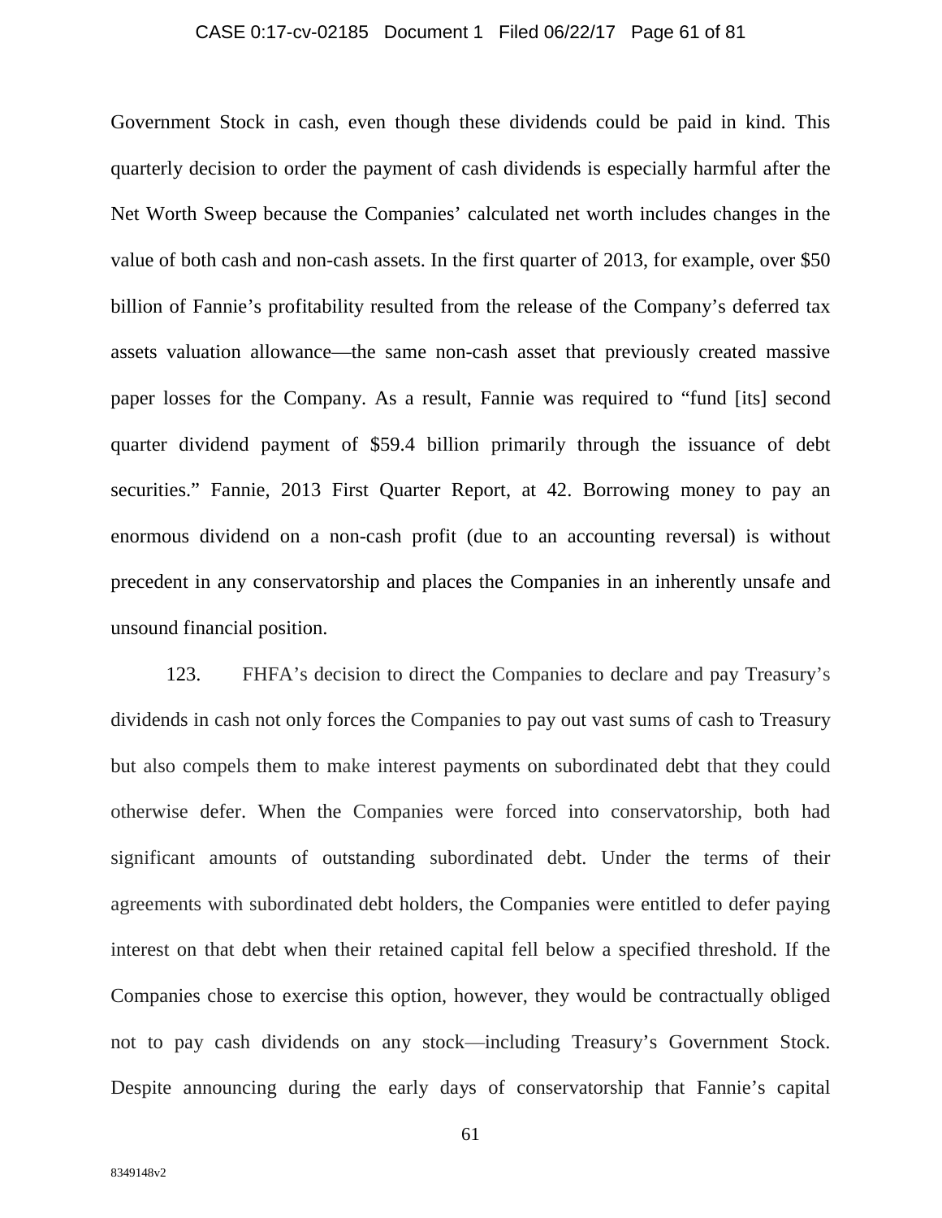Government Stock in cash, even though these dividends could be paid in kind. This quarterly decision to order the payment of cash dividends is especially harmful after the Net Worth Sweep because the Companies' calculated net worth includes changes in the value of both cash and non-cash assets. In the first quarter of 2013, for example, over $50 billion of Fannie's profitability resulted from the release of the Company's deferred tax assets valuation allowance—the same non-cash asset that previously created massive paper losses for the Company. As a result, Fannie was required to "fund [its] second quarter dividend payment of $59.4 billion primarily through the issuance of debt securities." Fannie, 2013 First Quarter Report, at 42. Borrowing money to pay an enormous dividend on a non-cash profit (due to an accounting reversal) is without precedent in any conservatorship and places the Companies in an inherently unsafe and unsound financial position.

123. FHFA's decision to direct the Companies to declare and pay Treasury's dividends in cash not only forces the Companies to pay out vast sums of cash to Treasury but also compels them to make interest payments on subordinated debt that they could otherwise defer. When the Companies were forced into conservatorship, both had significant amounts of outstanding subordinated debt. Under the terms of their agreements with subordinated debt holders, the Companies were entitled to defer paying interest on that debt when their retained capital fell below a specified threshold. If the Companies chose to exercise this option, however, they would be contractually obliged not to pay cash dividends on any stock—including Treasury's Government Stock. Despite announcing during the early days of conservatorship that Fannie's capital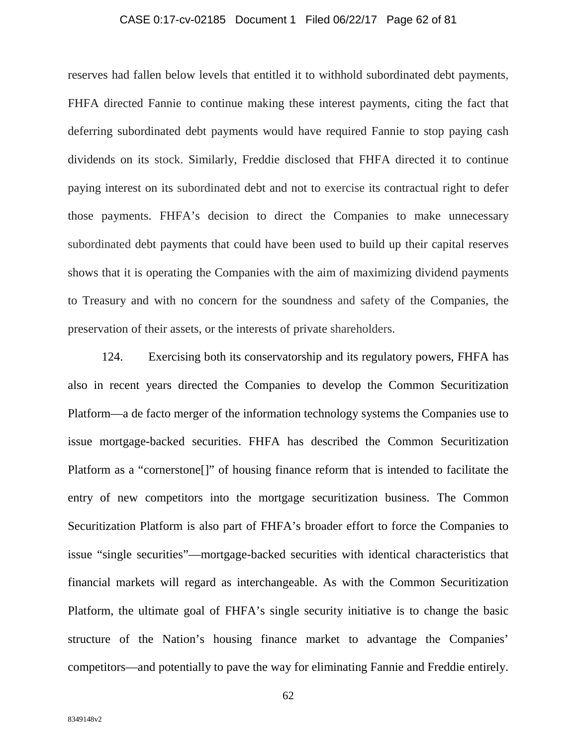reserves had fallen below levels that entitled it to withhold subordinated debt payments, FHFA directed Fannie to continue making these interest payments, citing the fact that deferring subordinated debt payments would have required Fannie to stop paying cash dividends on its stock. Similarly, Freddie disclosed that FHFA directed it to continue paying interest on its subordinated debt and not to exercise its contractual right to defer those payments. FHFA's decision to direct the Companies to make unnecessary subordinated debt payments that could have been used to build up their capital reserves shows that it is operating the Companies with the aim of maximizing dividend payments to Treasury and with no concern for the soundness and safety of the Companies, the preservation of their assets, or the interests of private shareholders.

124. Exercising both its conservatorship and its regulatory powers, FHFA has also in recent years directed the Companies to develop the Common Securitization Platform—a de facto merger of the information technology systems the Companies use to issue mortgage-backed securities. FHFA has described the Common Securitization Platform as a "cornerstone[]" of housing finance reform that is intended to facilitate the entry of new competitors into the mortgage securitization business. The Common Securitization Platform is also part of FHFA's broader effort to force the Companies to issue "single securities"—mortgage-backed securities with identical characteristics that financial markets will regard as interchangeable. As with the Common Securitization Platform, the ultimate goal of FHFA's single security initiative is to change the basic structure of the Nation's housing finance market to advantage the Companies' competitors—and potentially to pave the way for eliminating Fannie and Freddie entirely.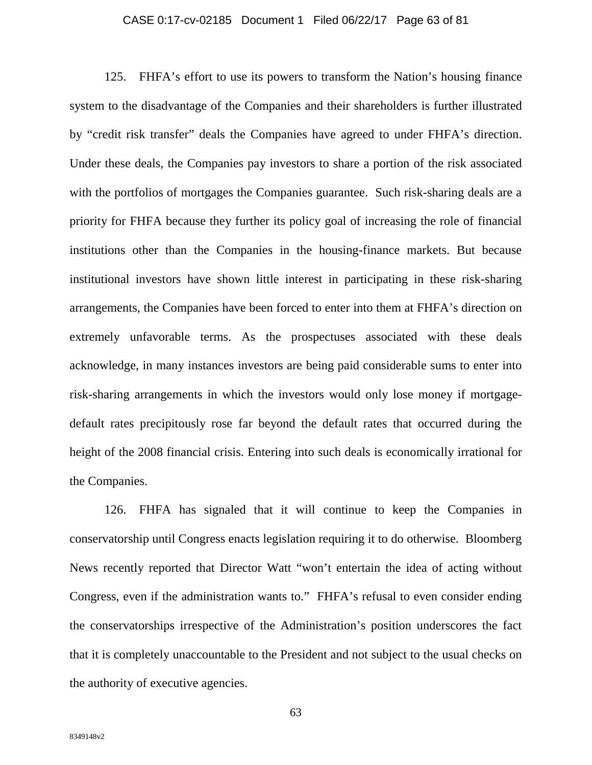125. FHFA's effort to use its powers to transform the Nation's housing finance system to the disadvantage of the Companies and their shareholders is further illustrated by "credit risk transfer" deals the Companies have agreed to under FHFA's direction. Under these deals, the Companies pay investors to share a portion of the risk associated with the portfolios of mortgages the Companies guarantee. Such risk-sharing deals are a priority for FHFA because they further its policy goal of increasing the role of financial institutions other than the Companies in the housing-finance markets. But because institutional investors have shown little interest in participating in these risk-sharing arrangements, the Companies have been forced to enter into them at FHFA's direction on extremely unfavorable terms. As the prospectuses associated with these deals acknowledge, in many instances investors are being paid considerable sums to enter into risk-sharing arrangements in which the investors would only lose money if mortgage-default rates precipitously rose far beyond the default rates that occurred during the height of the 2008 financial crisis. Entering into such deals is economically irrational for the Companies.

126. FHFA has signaled that it will continue to keep the Companies in conservatorship until Congress enacts legislation requiring it to do otherwise. Bloomberg News recently reported that Director Watt "won't entertain the idea of acting without Congress, even if the administration wants to." FHFA's refusal to even consider ending the conservatorships irrespective of the Administration's position underscores the fact that it is completely unaccountable to the President and not subject to the usual checks on the authority of executive agencies.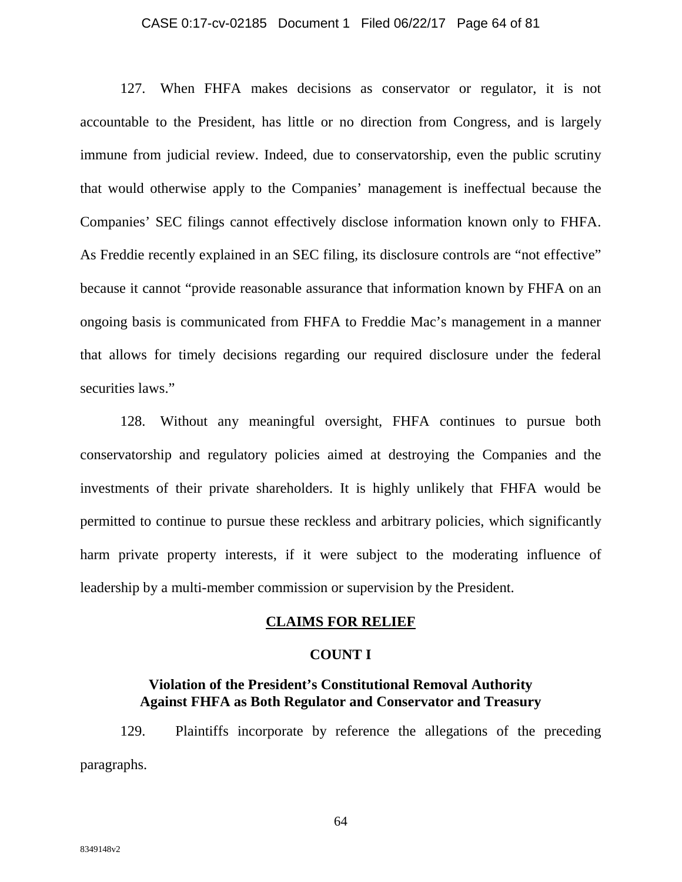127. When FHFA makes decisions as conservator or regulator, it is not accountable to the President, has little or no direction from Congress, and is largely immune from judicial review. Indeed, due to conservatorship, even the public scrutiny that would otherwise apply to the Companies' management is ineffectual because the Companies' SEC filings cannot effectively disclose information known only to FHFA. As Freddie recently explained in an SEC filing, its disclosure controls are "not effective" because it cannot "provide reasonable assurance that information known by FHFA on an ongoing basis is communicated from FHFA to Freddie Mac's management in a manner that allows for timely decisions regarding our required disclosure under the federal securities laws."

128. Without any meaningful oversight, FHFA continues to pursue both conservatorship and regulatory policies aimed at destroying the Companies and the investments of their private shareholders. It is highly unlikely that FHFA would be permitted to continue to pursue these reckless and arbitrary policies, which significantly harm private property interests, if it were subject to the moderating influence of leadership by a multi-member commission or supervision by the President.

## CLAIMS FOR RELIEF

### COUNT I

### Violation of the President's Constitutional Removal Authority Against FHFA as Both Regulator and Conservator and Treasury

129. Plaintiffs incorporate by reference the allegations of the preceding paragraphs.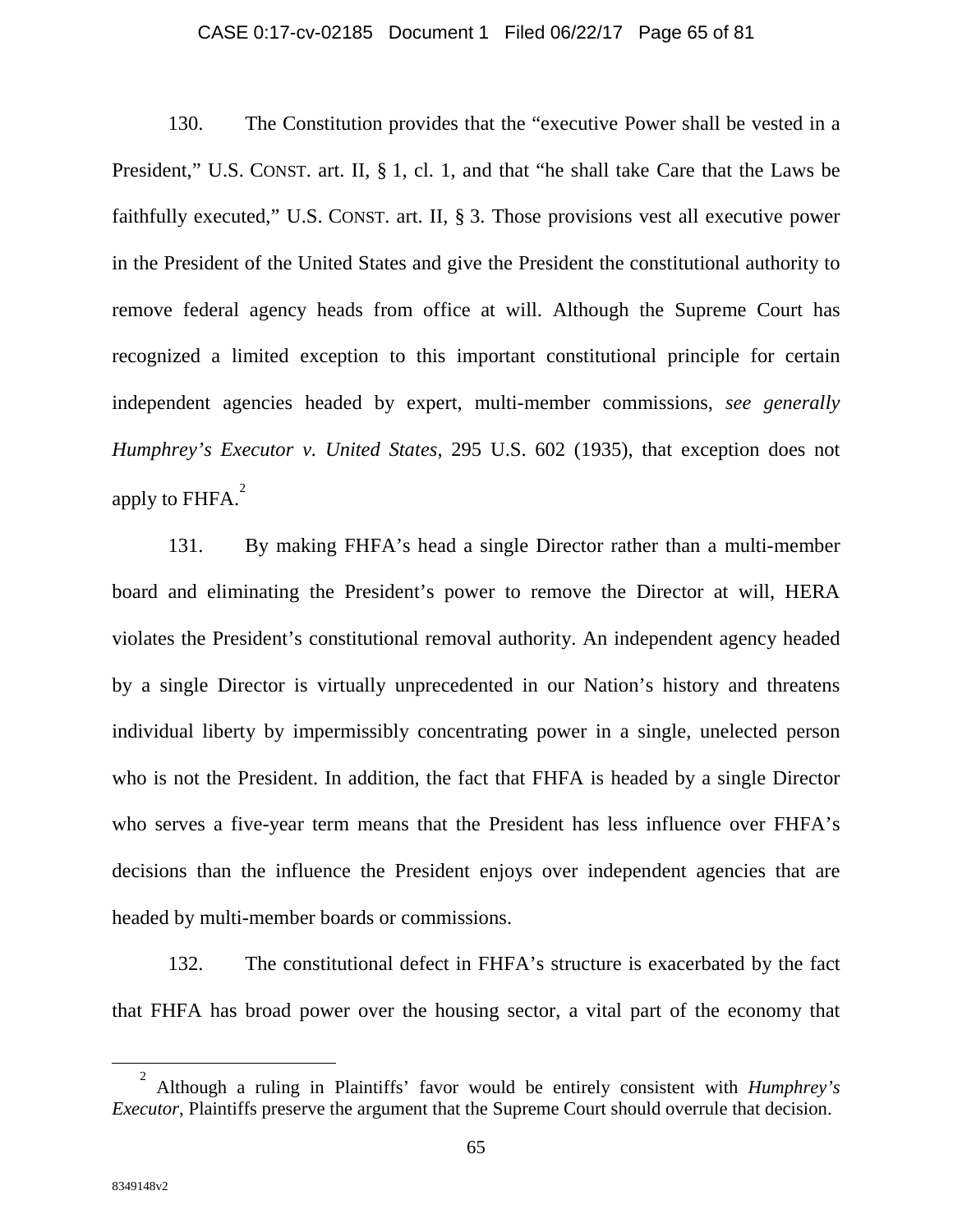130. The Constitution provides that the "executive Power shall be vested in a President," U.S. CONST. art. II, § 1, cl. 1, and that "he shall take Care that the Laws be faithfully executed," U.S. CONST. art. II, § 3. Those provisions vest all executive power in the President of the United States and give the President the constitutional authority to remove federal agency heads from office at will. Although the Supreme Court has recognized a limited exception to this important constitutional principle for certain independent agencies headed by expert, multi-member commissions, *see generally Humphrey's Executor v. United States*, 295 U.S. 602 (1935), that exception does not apply to FHFA.[2]

131. By making FHFA's head a single Director rather than a multi-member board and eliminating the President's power to remove the Director at will, HERA violates the President's constitutional removal authority. An independent agency headed by a single Director is virtually unprecedented in our Nation's history and threatens individual liberty by impermissibly concentrating power in a single, unelected person who is not the President. In addition, the fact that FHFA is headed by a single Director who serves a five-year term means that the President has less influence over FHFA's decisions than the influence the President enjoys over independent agencies that are headed by multi-member boards or commissions.

132. The constitutional defect in FHFA's structure is exacerbated by the fact that FHFA has broad power over the housing sector, a vital part of the economy that

---

[2] Although a ruling in Plaintiffs' favor would be entirely consistent with *Humphrey's Executor*, Plaintiffs preserve the argument that the Supreme Court should overrule that decision.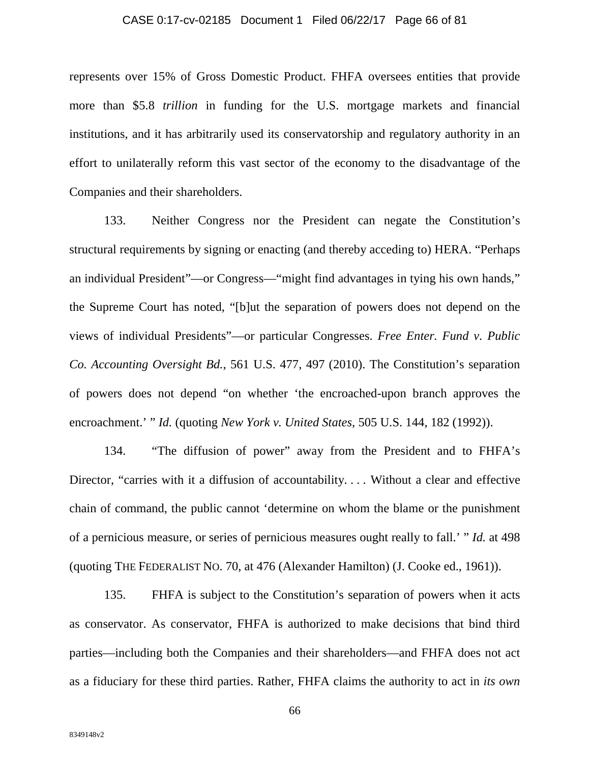represents over 15% of Gross Domestic Product. FHFA oversees entities that provide more than $5.8 *trillion* in funding for the U.S. mortgage markets and financial institutions, and it has arbitrarily used its conservatorship and regulatory authority in an effort to unilaterally reform this vast sector of the economy to the disadvantage of the Companies and their shareholders.

133. Neither Congress nor the President can negate the Constitution's structural requirements by signing or enacting (and thereby acceding to) HERA. "Perhaps an individual President"—or Congress—"might find advantages in tying his own hands," the Supreme Court has noted, "[b]ut the separation of powers does not depend on the views of individual Presidents"—or particular Congresses. *Free Enter. Fund v. Public Co. Accounting Oversight Bd.*, 561 U.S. 477, 497 (2010). The Constitution's separation of powers does not depend "on whether 'the encroached-upon branch approves the encroachment.' " *Id.* (quoting *New York v. United States*, 505 U.S. 144, 182 (1992)).

134. "The diffusion of power" away from the President and to FHFA's Director, "carries with it a diffusion of accountability. . . . Without a clear and effective chain of command, the public cannot 'determine on whom the blame or the punishment of a pernicious measure, or series of pernicious measures ought really to fall.' " *Id.* at 498 (quoting THE FEDERALIST NO. 70, at 476 (Alexander Hamilton) (J. Cooke ed., 1961)).

135. FHFA is subject to the Constitution's separation of powers when it acts as conservator. As conservator, FHFA is authorized to make decisions that bind third parties—including both the Companies and their shareholders—and FHFA does not act as a fiduciary for these third parties. Rather, FHFA claims the authority to act in *its own*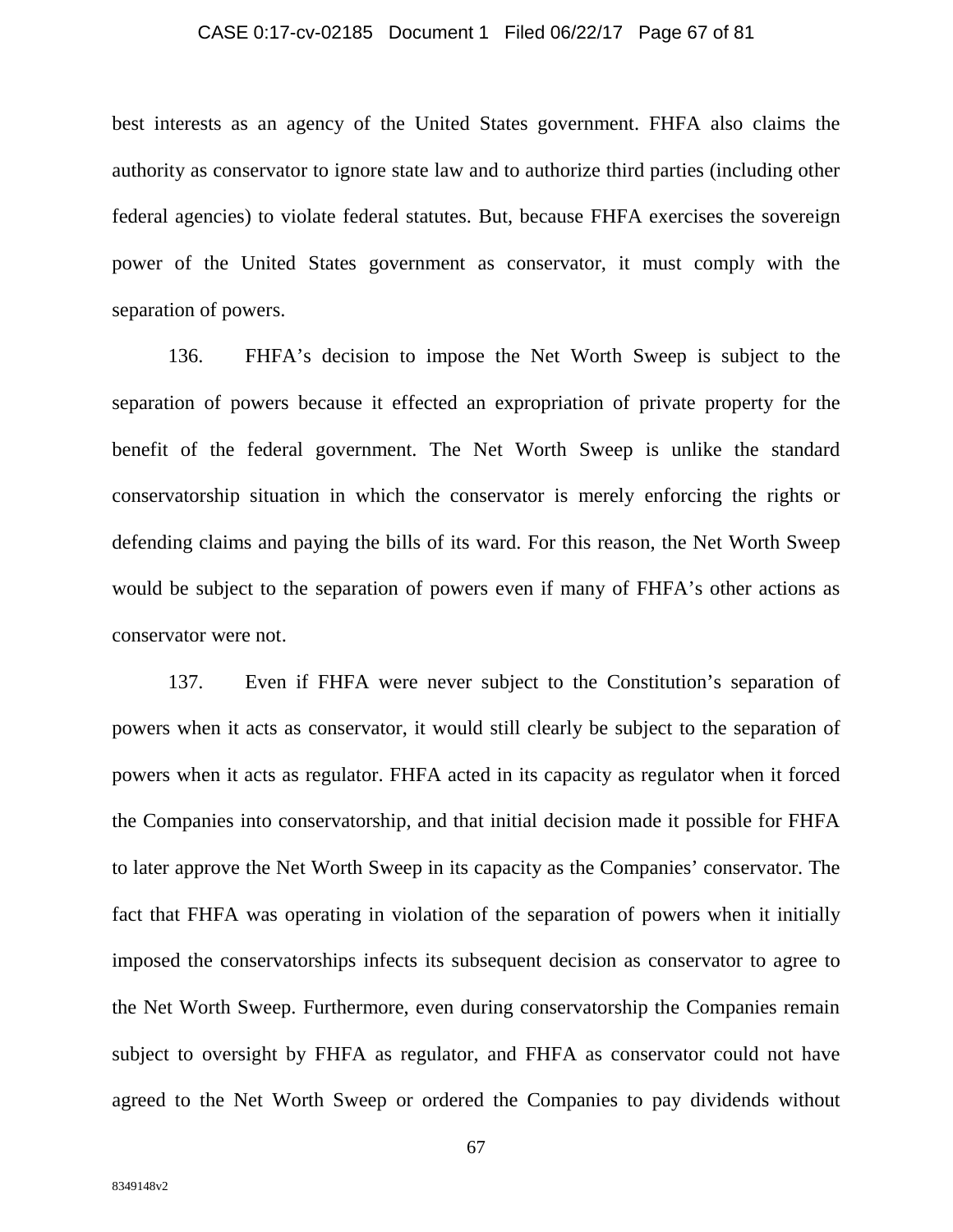best interests as an agency of the United States government. FHFA also claims the authority as conservator to ignore state law and to authorize third parties (including other federal agencies) to violate federal statutes. But, because FHFA exercises the sovereign power of the United States government as conservator, it must comply with the separation of powers.

136. FHFA's decision to impose the Net Worth Sweep is subject to the separation of powers because it effected an expropriation of private property for the benefit of the federal government. The Net Worth Sweep is unlike the standard conservatorship situation in which the conservator is merely enforcing the rights or defending claims and paying the bills of its ward. For this reason, the Net Worth Sweep would be subject to the separation of powers even if many of FHFA's other actions as conservator were not.

137. Even if FHFA were never subject to the Constitution's separation of powers when it acts as conservator, it would still clearly be subject to the separation of powers when it acts as regulator. FHFA acted in its capacity as regulator when it forced the Companies into conservatorship, and that initial decision made it possible for FHFA to later approve the Net Worth Sweep in its capacity as the Companies' conservator. The fact that FHFA was operating in violation of the separation of powers when it initially imposed the conservatorships infects its subsequent decision as conservator to agree to the Net Worth Sweep. Furthermore, even during conservatorship the Companies remain subject to oversight by FHFA as regulator, and FHFA as conservator could not have agreed to the Net Worth Sweep or ordered the Companies to pay dividends without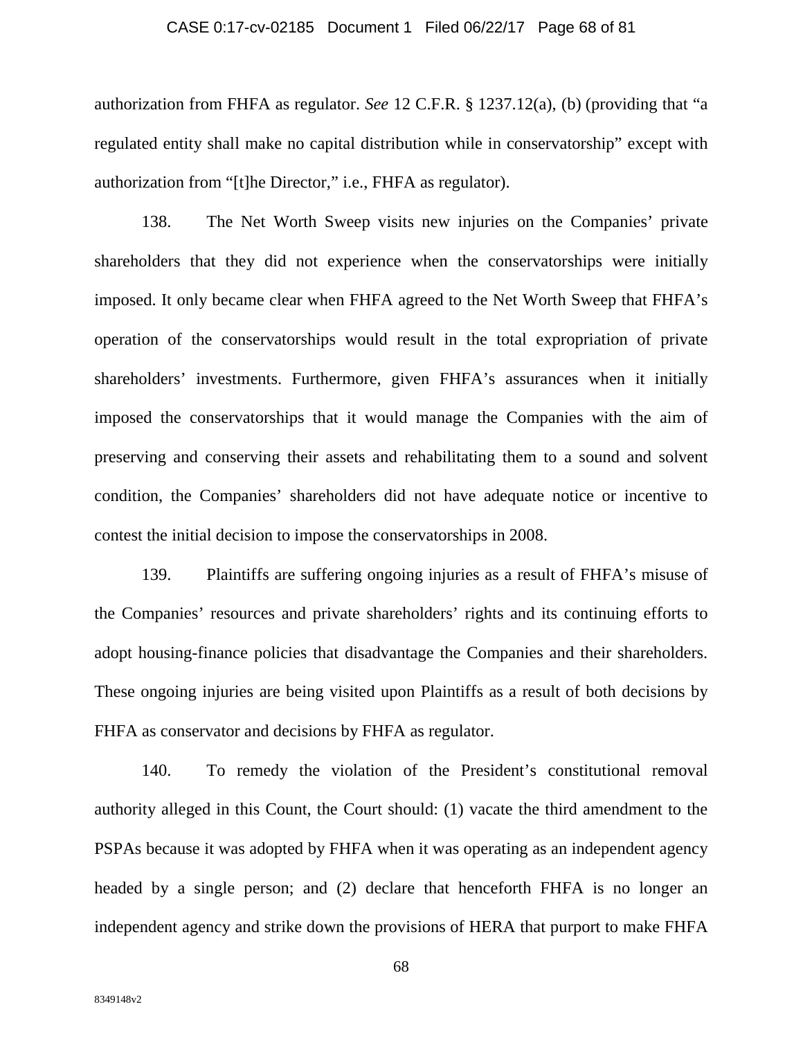authorization from FHFA as regulator. *See* 12 C.F.R. § 1237.12(a), (b) (providing that "a regulated entity shall make no capital distribution while in conservatorship" except with authorization from "[t]he Director," i.e., FHFA as regulator).

138. The Net Worth Sweep visits new injuries on the Companies' private shareholders that they did not experience when the conservatorships were initially imposed. It only became clear when FHFA agreed to the Net Worth Sweep that FHFA's operation of the conservatorships would result in the total expropriation of private shareholders' investments. Furthermore, given FHFA's assurances when it initially imposed the conservatorships that it would manage the Companies with the aim of preserving and conserving their assets and rehabilitating them to a sound and solvent condition, the Companies' shareholders did not have adequate notice or incentive to contest the initial decision to impose the conservatorships in 2008.

139. Plaintiffs are suffering ongoing injuries as a result of FHFA's misuse of the Companies' resources and private shareholders' rights and its continuing efforts to adopt housing-finance policies that disadvantage the Companies and their shareholders. These ongoing injuries are being visited upon Plaintiffs as a result of both decisions by FHFA as conservator and decisions by FHFA as regulator.

140. To remedy the violation of the President's constitutional removal authority alleged in this Count, the Court should: (1) vacate the third amendment to the PSPAs because it was adopted by FHFA when it was operating as an independent agency headed by a single person; and (2) declare that henceforth FHFA is no longer an independent agency and strike down the provisions of HERA that purport to make FHFA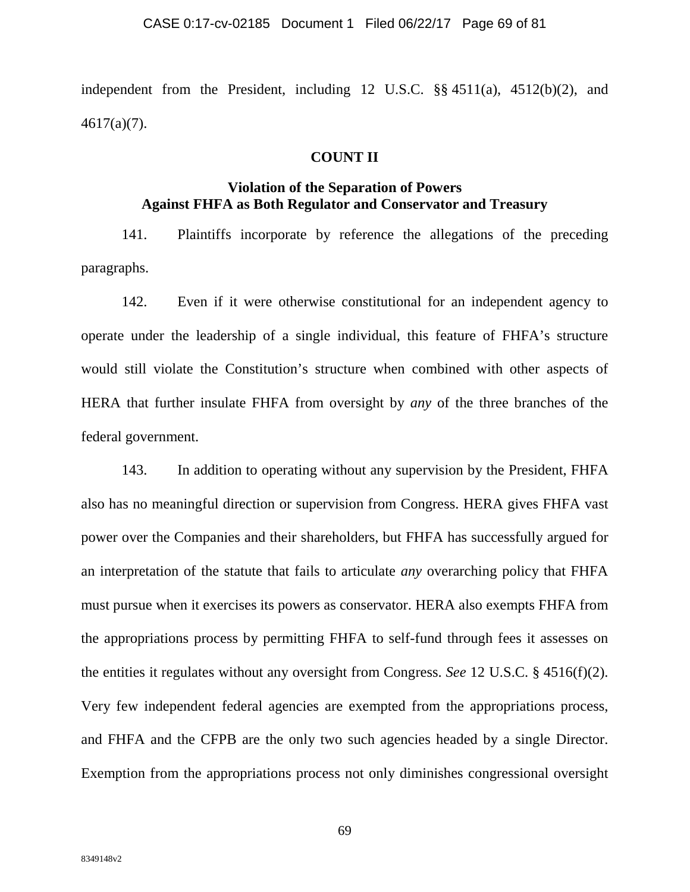independent from the President, including 12 U.S.C. §§ 4511(a), 4512(b)(2), and 4617(a)(7).

## COUNT II

### Violation of the Separation of Powers Against FHFA as Both Regulator and Conservator and Treasury

141. Plaintiffs incorporate by reference the allegations of the preceding paragraphs.

142. Even if it were otherwise constitutional for an independent agency to operate under the leadership of a single individual, this feature of FHFA's structure would still violate the Constitution's structure when combined with other aspects of HERA that further insulate FHFA from oversight by *any* of the three branches of the federal government.

143. In addition to operating without any supervision by the President, FHFA also has no meaningful direction or supervision from Congress. HERA gives FHFA vast power over the Companies and their shareholders, but FHFA has successfully argued for an interpretation of the statute that fails to articulate *any* overarching policy that FHFA must pursue when it exercises its powers as conservator. HERA also exempts FHFA from the appropriations process by permitting FHFA to self-fund through fees it assesses on the entities it regulates without any oversight from Congress. *See* 12 U.S.C. § 4516(f)(2). Very few independent federal agencies are exempted from the appropriations process, and FHFA and the CFPB are the only two such agencies headed by a single Director. Exemption from the appropriations process not only diminishes congressional oversight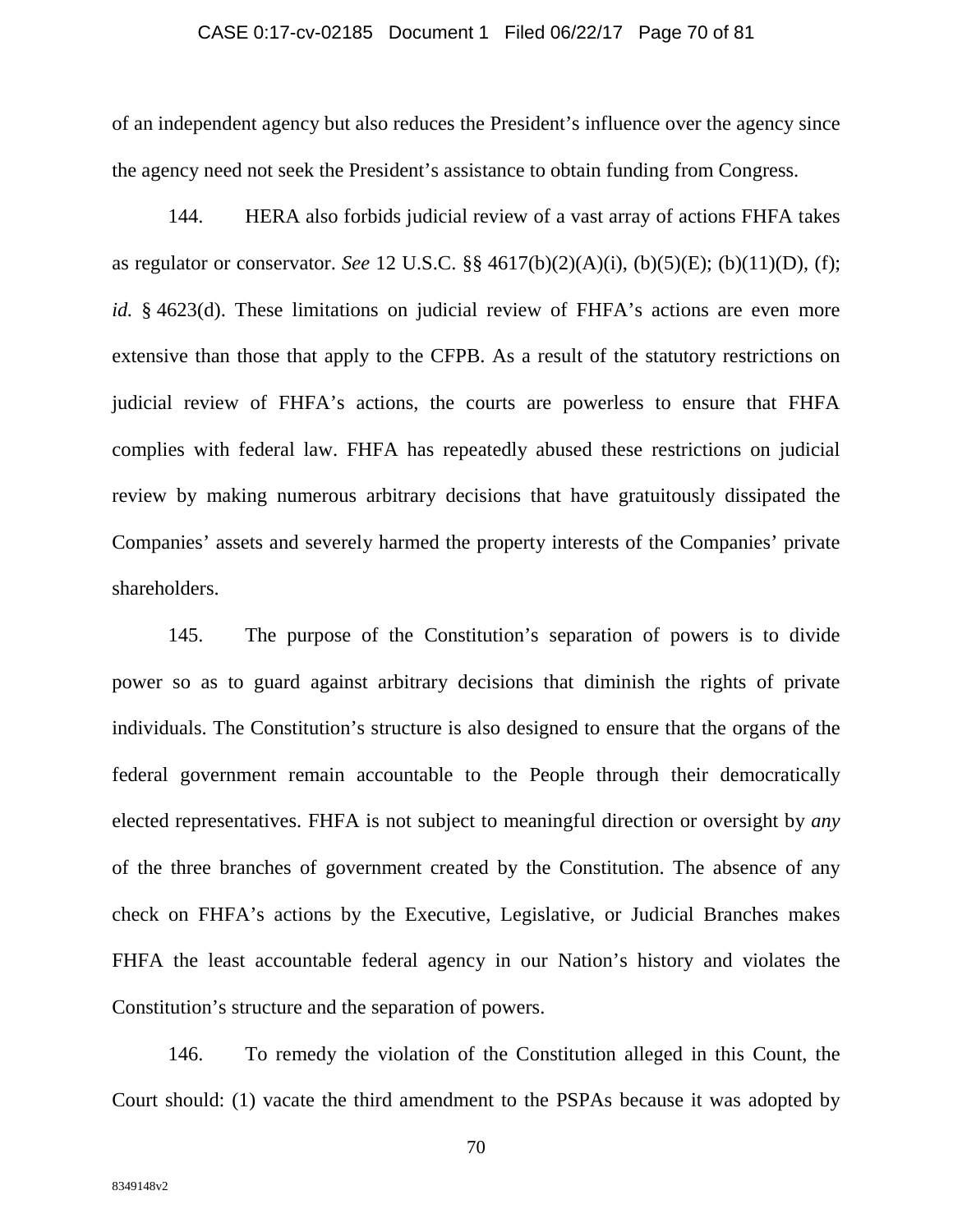of an independent agency but also reduces the President's influence over the agency since the agency need not seek the President's assistance to obtain funding from Congress.

144. HERA also forbids judicial review of a vast array of actions FHFA takes as regulator or conservator. *See* 12 U.S.C. §§ 4617(b)(2)(A)(i), (b)(5)(E); (b)(11)(D), (f); *id.* § 4623(d). These limitations on judicial review of FHFA's actions are even more extensive than those that apply to the CFPB. As a result of the statutory restrictions on judicial review of FHFA's actions, the courts are powerless to ensure that FHFA complies with federal law. FHFA has repeatedly abused these restrictions on judicial review by making numerous arbitrary decisions that have gratuitously dissipated the Companies' assets and severely harmed the property interests of the Companies' private shareholders.

145. The purpose of the Constitution's separation of powers is to divide power so as to guard against arbitrary decisions that diminish the rights of private individuals. The Constitution's structure is also designed to ensure that the organs of the federal government remain accountable to the People through their democratically elected representatives. FHFA is not subject to meaningful direction or oversight by *any* of the three branches of government created by the Constitution. The absence of any check on FHFA's actions by the Executive, Legislative, or Judicial Branches makes FHFA the least accountable federal agency in our Nation's history and violates the Constitution's structure and the separation of powers.

146. To remedy the violation of the Constitution alleged in this Count, the Court should: (1) vacate the third amendment to the PSPAs because it was adopted by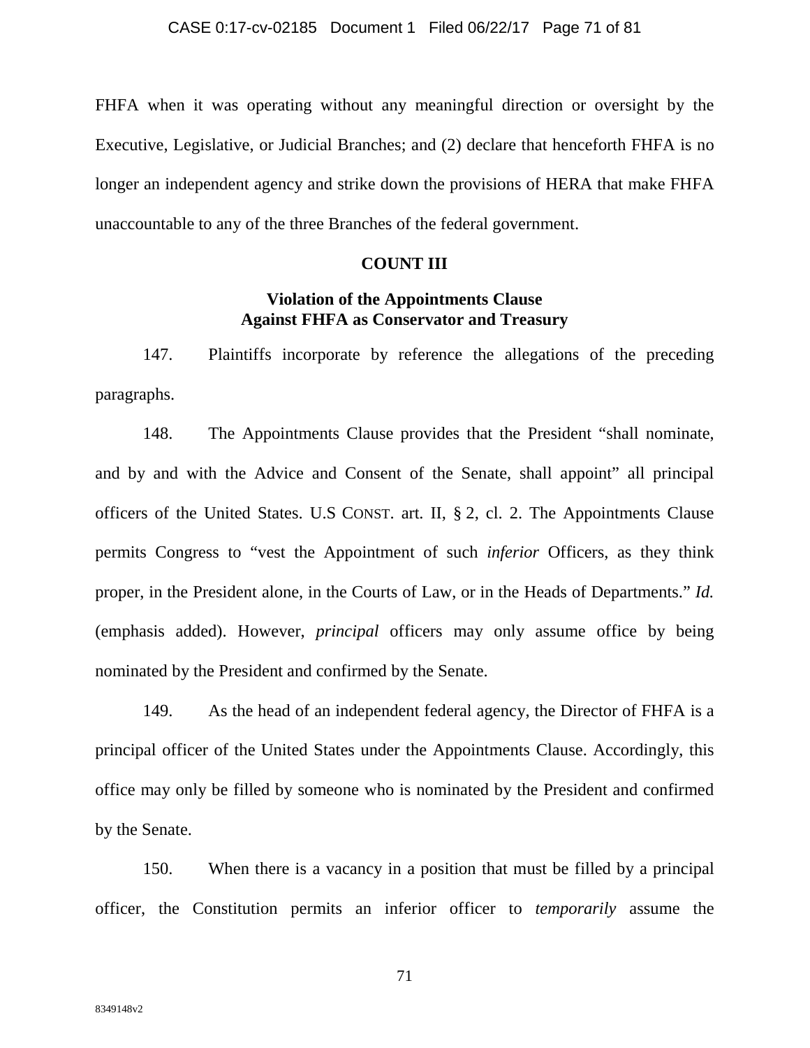FHFA when it was operating without any meaningful direction or oversight by the Executive, Legislative, or Judicial Branches; and (2) declare that henceforth FHFA is no longer an independent agency and strike down the provisions of HERA that make FHFA unaccountable to any of the three Branches of the federal government.

## COUNT III

### Violation of the Appointments Clause Against FHFA as Conservator and Treasury

147. Plaintiffs incorporate by reference the allegations of the preceding paragraphs.

148. The Appointments Clause provides that the President "shall nominate, and by and with the Advice and Consent of the Senate, shall appoint" all principal officers of the United States. U.S CONST. art. II, § 2, cl. 2. The Appointments Clause permits Congress to "vest the Appointment of such *inferior* Officers, as they think proper, in the President alone, in the Courts of Law, or in the Heads of Departments." *Id.* (emphasis added). However, *principal* officers may only assume office by being nominated by the President and confirmed by the Senate.

149. As the head of an independent federal agency, the Director of FHFA is a principal officer of the United States under the Appointments Clause. Accordingly, this office may only be filled by someone who is nominated by the President and confirmed by the Senate.

150. When there is a vacancy in a position that must be filled by a principal officer, the Constitution permits an inferior officer to *temporarily* assume the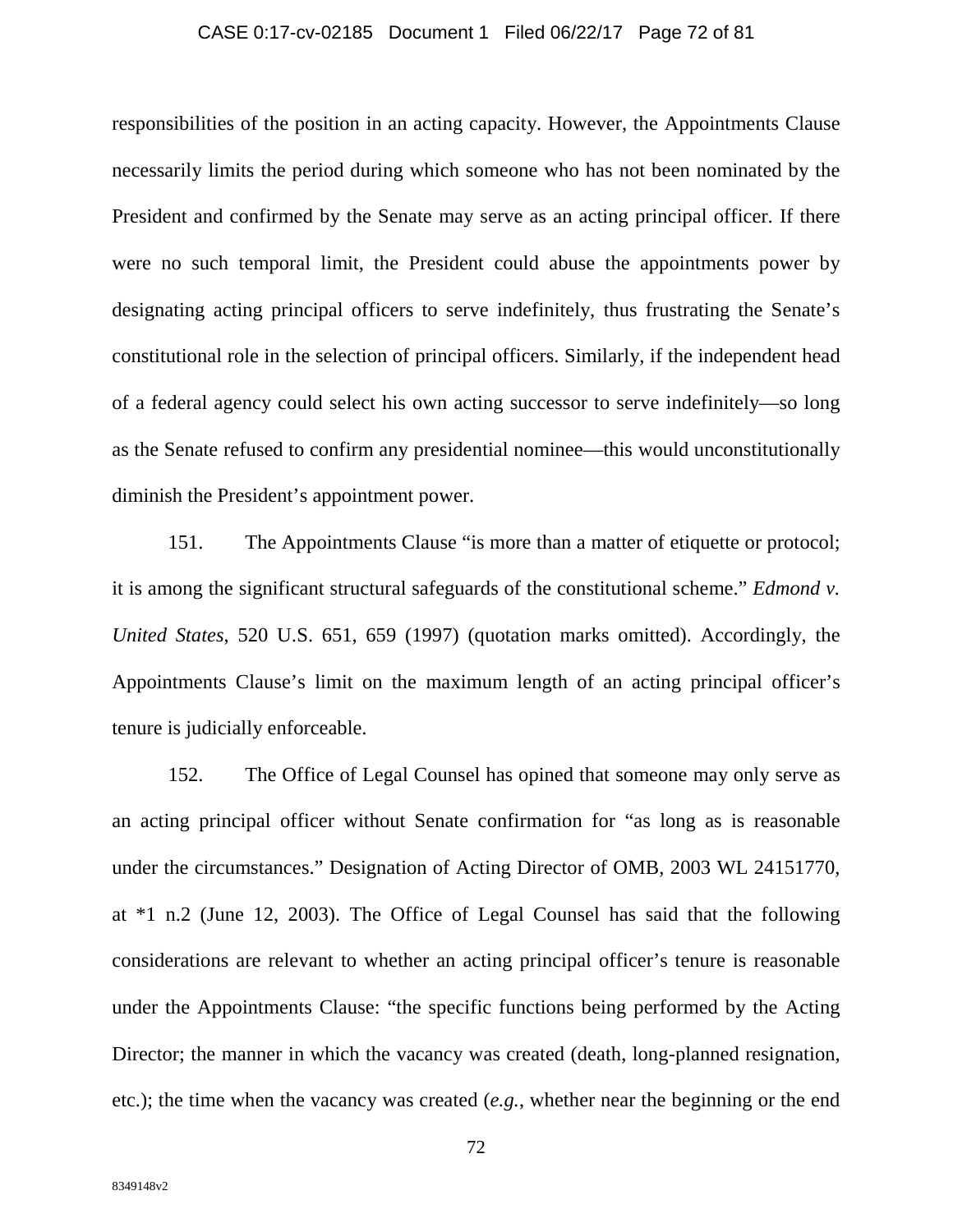responsibilities of the position in an acting capacity. However, the Appointments Clause necessarily limits the period during which someone who has not been nominated by the President and confirmed by the Senate may serve as an acting principal officer. If there were no such temporal limit, the President could abuse the appointments power by designating acting principal officers to serve indefinitely, thus frustrating the Senate's constitutional role in the selection of principal officers. Similarly, if the independent head of a federal agency could select his own acting successor to serve indefinitely—so long as the Senate refused to confirm any presidential nominee—this would unconstitutionally diminish the President's appointment power.

151. The Appointments Clause "is more than a matter of etiquette or protocol; it is among the significant structural safeguards of the constitutional scheme." *Edmond v. United States*, 520 U.S. 651, 659 (1997) (quotation marks omitted). Accordingly, the Appointments Clause's limit on the maximum length of an acting principal officer's tenure is judicially enforceable.

152. The Office of Legal Counsel has opined that someone may only serve as an acting principal officer without Senate confirmation for "as long as is reasonable under the circumstances." Designation of Acting Director of OMB, 2003 WL 24151770, at *1 n.2 (June 12, 2003). The Office of Legal Counsel has said that the following considerations are relevant to whether an acting principal officer's tenure is reasonable under the Appointments Clause: "the specific functions being performed by the Acting Director; the manner in which the vacancy was created (death, long-planned resignation, etc.); the time when the vacancy was created (*e.g.*, whether near the beginning or the end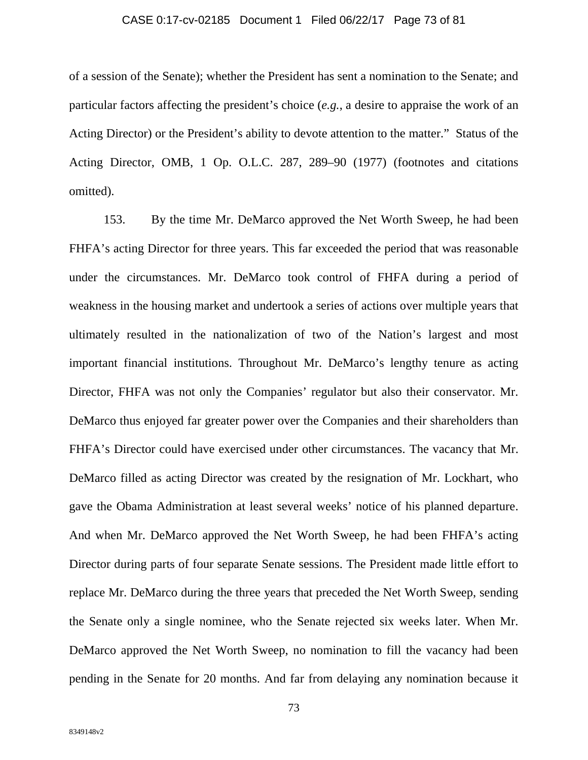of a session of the Senate); whether the President has sent a nomination to the Senate; and particular factors affecting the president's choice (*e.g.*, a desire to appraise the work of an Acting Director) or the President's ability to devote attention to the matter." Status of the Acting Director, OMB, 1 Op. O.L.C. 287, 289–90 (1977) (footnotes and citations omitted).

153. By the time Mr. DeMarco approved the Net Worth Sweep, he had been FHFA's acting Director for three years. This far exceeded the period that was reasonable under the circumstances. Mr. DeMarco took control of FHFA during a period of weakness in the housing market and undertook a series of actions over multiple years that ultimately resulted in the nationalization of two of the Nation's largest and most important financial institutions. Throughout Mr. DeMarco's lengthy tenure as acting Director, FHFA was not only the Companies' regulator but also their conservator. Mr. DeMarco thus enjoyed far greater power over the Companies and their shareholders than FHFA's Director could have exercised under other circumstances. The vacancy that Mr. DeMarco filled as acting Director was created by the resignation of Mr. Lockhart, who gave the Obama Administration at least several weeks' notice of his planned departure. And when Mr. DeMarco approved the Net Worth Sweep, he had been FHFA's acting Director during parts of four separate Senate sessions. The President made little effort to replace Mr. DeMarco during the three years that preceded the Net Worth Sweep, sending the Senate only a single nominee, who the Senate rejected six weeks later. When Mr. DeMarco approved the Net Worth Sweep, no nomination to fill the vacancy had been pending in the Senate for 20 months. And far from delaying any nomination because it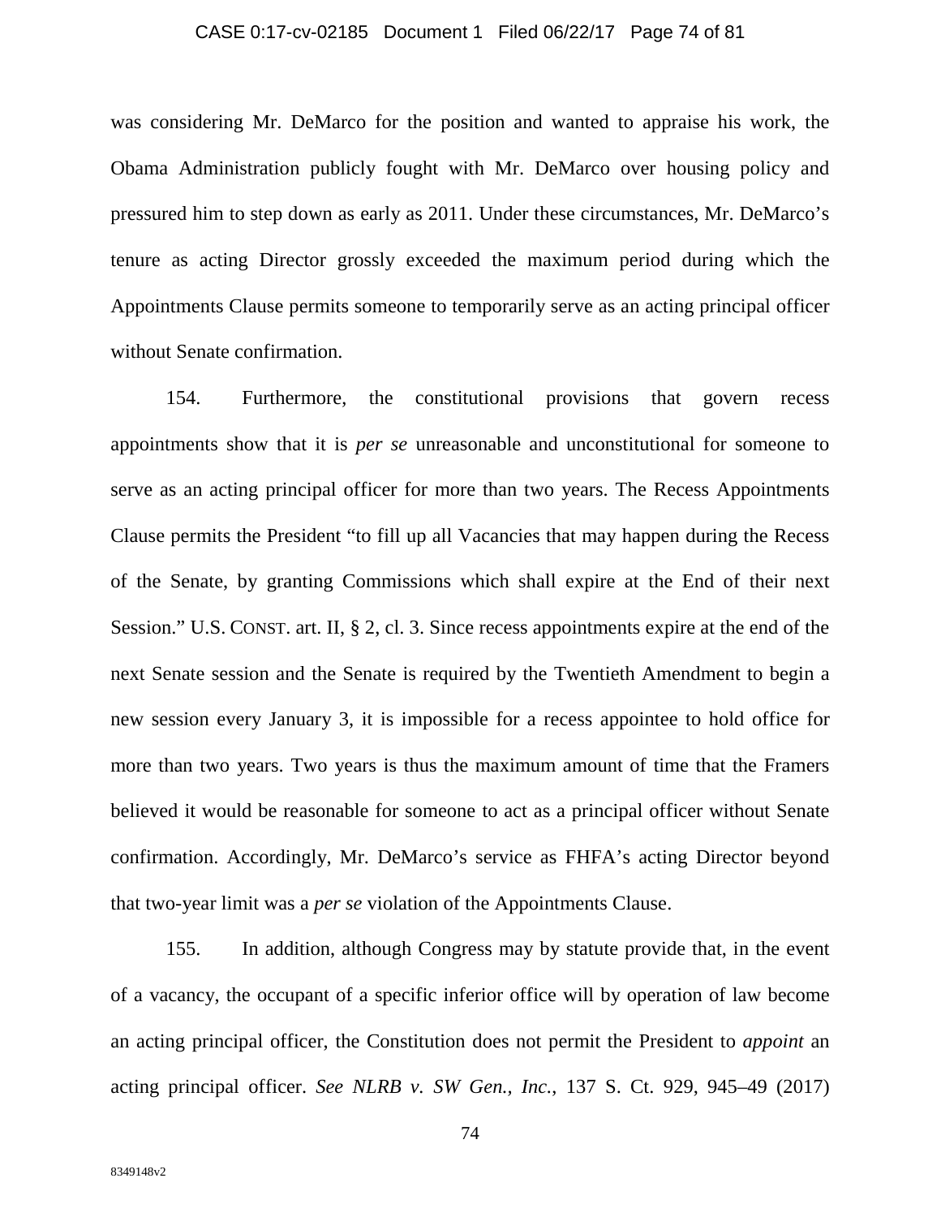was considering Mr. DeMarco for the position and wanted to appraise his work, the Obama Administration publicly fought with Mr. DeMarco over housing policy and pressured him to step down as early as 2011. Under these circumstances, Mr. DeMarco's tenure as acting Director grossly exceeded the maximum period during which the Appointments Clause permits someone to temporarily serve as an acting principal officer without Senate confirmation.

154. Furthermore, the constitutional provisions that govern recess appointments show that it is *per se* unreasonable and unconstitutional for someone to serve as an acting principal officer for more than two years. The Recess Appointments Clause permits the President "to fill up all Vacancies that may happen during the Recess of the Senate, by granting Commissions which shall expire at the End of their next Session." U.S. CONST. art. II, § 2, cl. 3. Since recess appointments expire at the end of the next Senate session and the Senate is required by the Twentieth Amendment to begin a new session every January 3, it is impossible for a recess appointee to hold office for more than two years. Two years is thus the maximum amount of time that the Framers believed it would be reasonable for someone to act as a principal officer without Senate confirmation. Accordingly, Mr. DeMarco's service as FHFA's acting Director beyond that two-year limit was a *per se* violation of the Appointments Clause.

155. In addition, although Congress may by statute provide that, in the event of a vacancy, the occupant of a specific inferior office will by operation of law become an acting principal officer, the Constitution does not permit the President to *appoint* an acting principal officer. *See NLRB v. SW Gen., Inc.*, 137 S. Ct. 929, 945–49 (2017)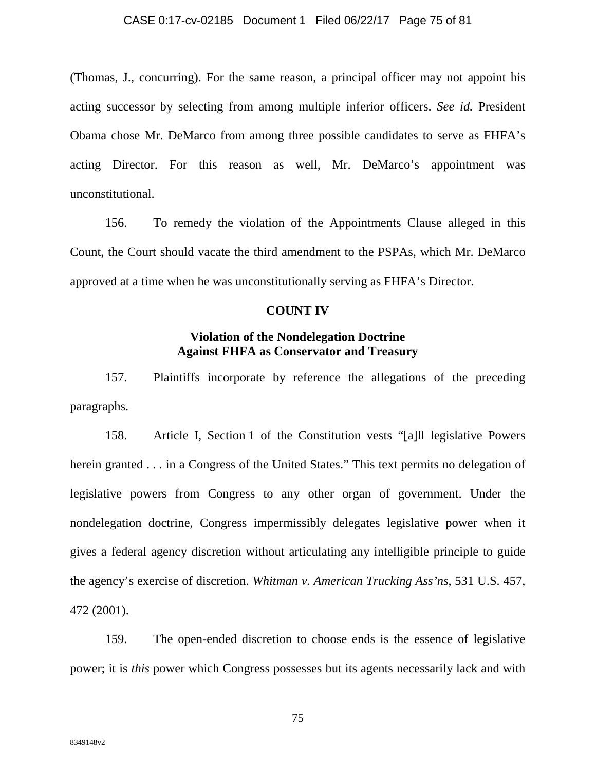(Thomas, J., concurring). For the same reason, a principal officer may not appoint his acting successor by selecting from among multiple inferior officers. *See id.* President Obama chose Mr. DeMarco from among three possible candidates to serve as FHFA's acting Director. For this reason as well, Mr. DeMarco's appointment was unconstitutional.

156. To remedy the violation of the Appointments Clause alleged in this Count, the Court should vacate the third amendment to the PSPAs, which Mr. DeMarco approved at a time when he was unconstitutionally serving as FHFA's Director.

## COUNT IV

### Violation of the Nondelegation Doctrine Against FHFA as Conservator and Treasury

157. Plaintiffs incorporate by reference the allegations of the preceding paragraphs.

158. Article I, Section 1 of the Constitution vests "[a]ll legislative Powers herein granted . . . in a Congress of the United States." This text permits no delegation of legislative powers from Congress to any other organ of government. Under the nondelegation doctrine, Congress impermissibly delegates legislative power when it gives a federal agency discretion without articulating any intelligible principle to guide the agency's exercise of discretion. *Whitman v. American Trucking Ass'ns*, 531 U.S. 457, 472 (2001).

159. The open-ended discretion to choose ends is the essence of legislative power; it is *this* power which Congress possesses but its agents necessarily lack and with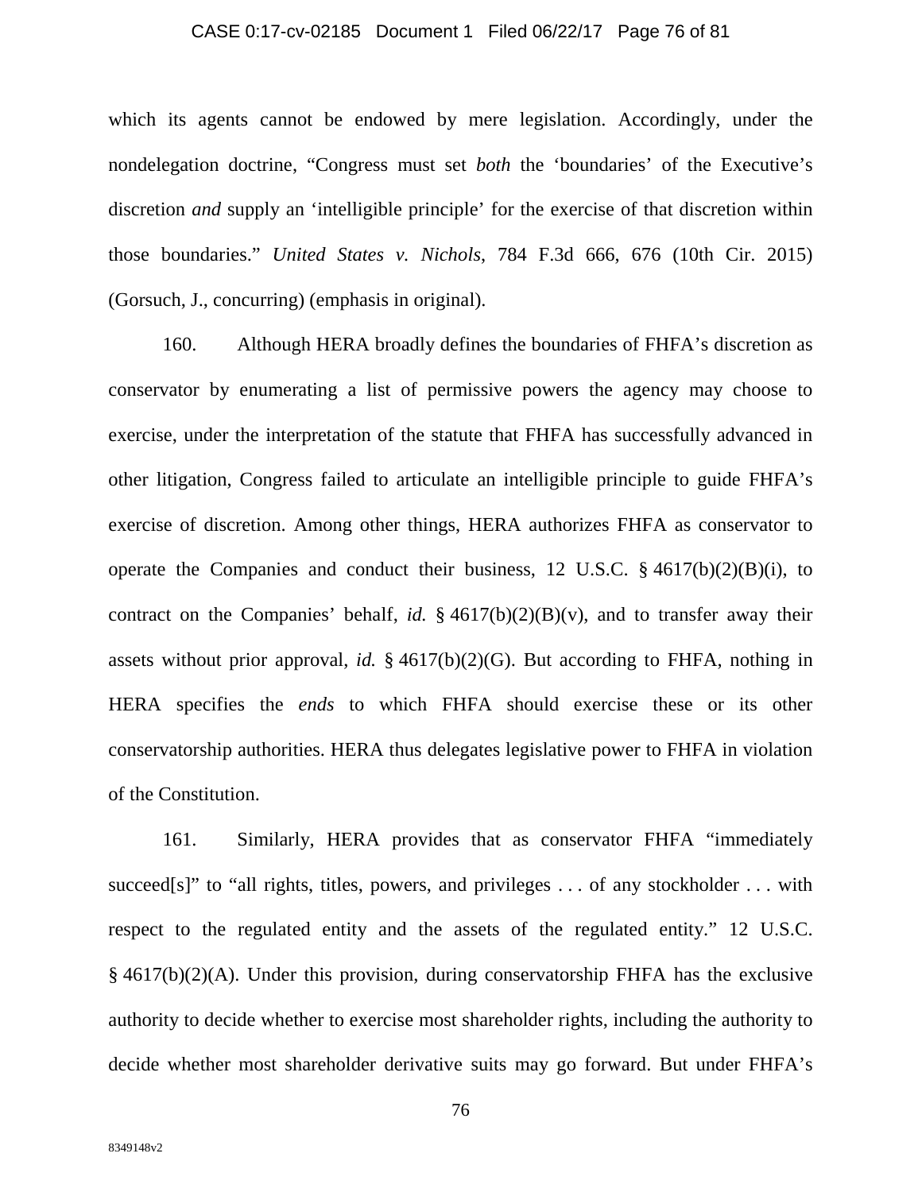which its agents cannot be endowed by mere legislation. Accordingly, under the nondelegation doctrine, "Congress must set *both* the 'boundaries' of the Executive's discretion *and* supply an 'intelligible principle' for the exercise of that discretion within those boundaries." *United States v. Nichols*, 784 F.3d 666, 676 (10th Cir. 2015) (Gorsuch, J., concurring) (emphasis in original).

160. Although HERA broadly defines the boundaries of FHFA's discretion as conservator by enumerating a list of permissive powers the agency may choose to exercise, under the interpretation of the statute that FHFA has successfully advanced in other litigation, Congress failed to articulate an intelligible principle to guide FHFA's exercise of discretion. Among other things, HERA authorizes FHFA as conservator to operate the Companies and conduct their business, 12 U.S.C. § 4617(b)(2)(B)(i), to contract on the Companies' behalf, *id.* § 4617(b)(2)(B)(v), and to transfer away their assets without prior approval, *id.* § 4617(b)(2)(G). But according to FHFA, nothing in HERA specifies the *ends* to which FHFA should exercise these or its other conservatorship authorities. HERA thus delegates legislative power to FHFA in violation of the Constitution.

161. Similarly, HERA provides that as conservator FHFA "immediately succeed[s]" to "all rights, titles, powers, and privileges . . . of any stockholder . . . with respect to the regulated entity and the assets of the regulated entity." 12 U.S.C. § 4617(b)(2)(A). Under this provision, during conservatorship FHFA has the exclusive authority to decide whether to exercise most shareholder rights, including the authority to decide whether most shareholder derivative suits may go forward. But under FHFA's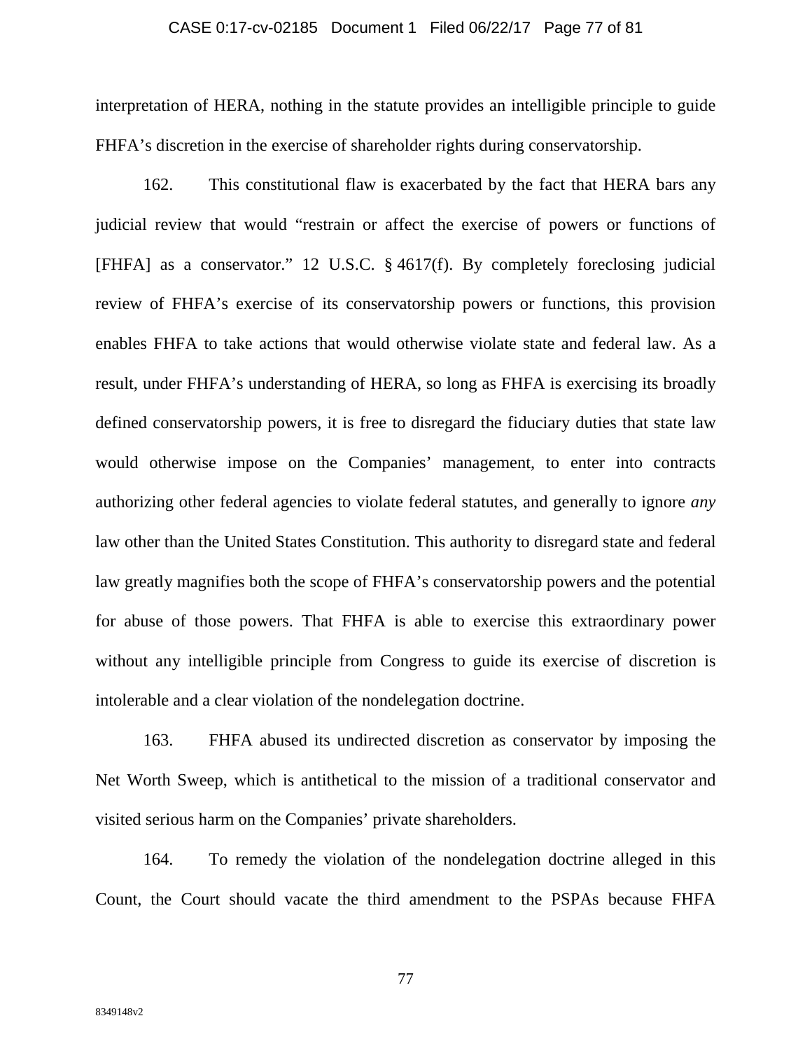interpretation of HERA, nothing in the statute provides an intelligible principle to guide FHFA's discretion in the exercise of shareholder rights during conservatorship.

162. This constitutional flaw is exacerbated by the fact that HERA bars any judicial review that would "restrain or affect the exercise of powers or functions of [FHFA] as a conservator." 12 U.S.C. § 4617(f). By completely foreclosing judicial review of FHFA's exercise of its conservatorship powers or functions, this provision enables FHFA to take actions that would otherwise violate state and federal law. As a result, under FHFA's understanding of HERA, so long as FHFA is exercising its broadly defined conservatorship powers, it is free to disregard the fiduciary duties that state law would otherwise impose on the Companies' management, to enter into contracts authorizing other federal agencies to violate federal statutes, and generally to ignore *any* law other than the United States Constitution. This authority to disregard state and federal law greatly magnifies both the scope of FHFA's conservatorship powers and the potential for abuse of those powers. That FHFA is able to exercise this extraordinary power without any intelligible principle from Congress to guide its exercise of discretion is intolerable and a clear violation of the nondelegation doctrine.

163. FHFA abused its undirected discretion as conservator by imposing the Net Worth Sweep, which is antithetical to the mission of a traditional conservator and visited serious harm on the Companies' private shareholders.

164. To remedy the violation of the nondelegation doctrine alleged in this Count, the Court should vacate the third amendment to the PSPAs because FHFA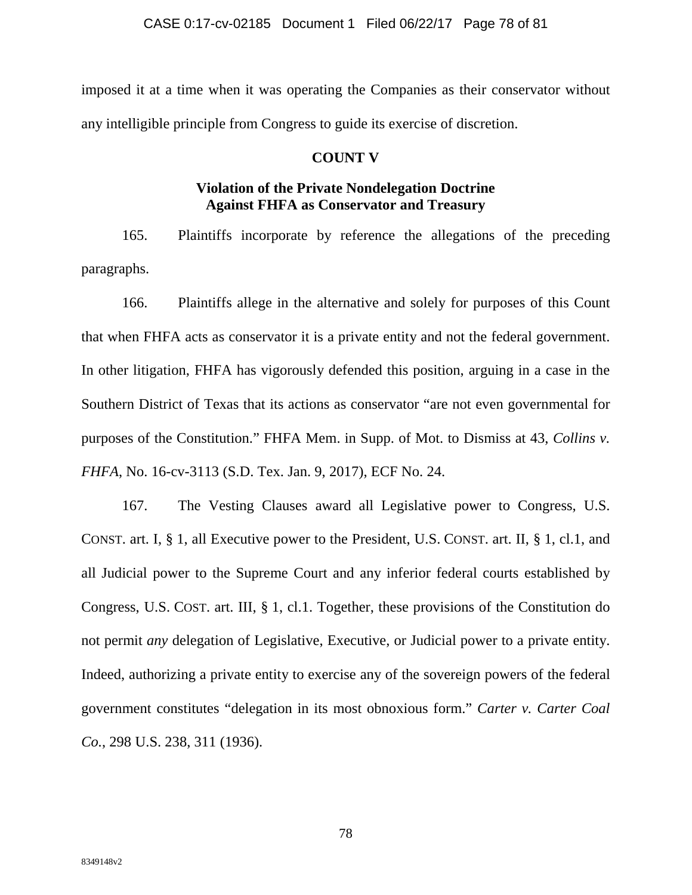imposed it at a time when it was operating the Companies as their conservator without any intelligible principle from Congress to guide its exercise of discretion.

**COUNT V**

**Violation of the Private Nondelegation Doctrine Against FHFA as Conservator and Treasury**

165. Plaintiffs incorporate by reference the allegations of the preceding paragraphs.

166. Plaintiffs allege in the alternative and solely for purposes of this Count that when FHFA acts as conservator it is a private entity and not the federal government. In other litigation, FHFA has vigorously defended this position, arguing in a case in the Southern District of Texas that its actions as conservator "are not even governmental for purposes of the Constitution." FHFA Mem. in Supp. of Mot. to Dismiss at 43, *Collins v. FHFA*, No. 16-cv-3113 (S.D. Tex. Jan. 9, 2017), ECF No. 24.

167. The Vesting Clauses award all Legislative power to Congress, U.S. CONST. art. I, § 1, all Executive power to the President, U.S. CONST. art. II, § 1, cl.1, and all Judicial power to the Supreme Court and any inferior federal courts established by Congress, U.S. COST. art. III, § 1, cl.1. Together, these provisions of the Constitution do not permit *any* delegation of Legislative, Executive, or Judicial power to a private entity. Indeed, authorizing a private entity to exercise any of the sovereign powers of the federal government constitutes "delegation in its most obnoxious form." *Carter v. Carter Coal Co.*, 298 U.S. 238, 311 (1936).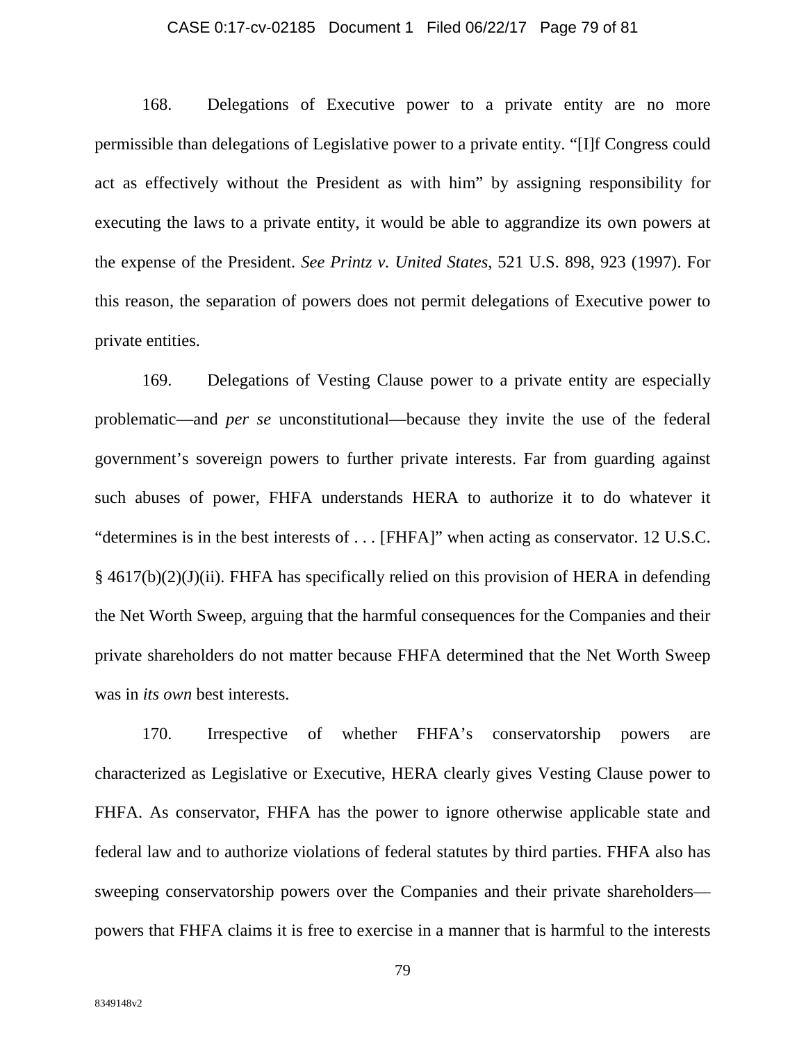168. Delegations of Executive power to a private entity are no more permissible than delegations of Legislative power to a private entity. "[I]f Congress could act as effectively without the President as with him" by assigning responsibility for executing the laws to a private entity, it would be able to aggrandize its own powers at the expense of the President. *See Printz v. United States*, 521 U.S. 898, 923 (1997). For this reason, the separation of powers does not permit delegations of Executive power to private entities.

169. Delegations of Vesting Clause power to a private entity are especially problematic—and *per se* unconstitutional—because they invite the use of the federal government's sovereign powers to further private interests. Far from guarding against such abuses of power, FHFA understands HERA to authorize it to do whatever it "determines is in the best interests of . . . [FHFA]" when acting as conservator. 12 U.S.C. § 4617(b)(2)(J)(ii). FHFA has specifically relied on this provision of HERA in defending the Net Worth Sweep, arguing that the harmful consequences for the Companies and their private shareholders do not matter because FHFA determined that the Net Worth Sweep was in *its own* best interests.

170. Irrespective of whether FHFA's conservatorship powers are characterized as Legislative or Executive, HERA clearly gives Vesting Clause power to FHFA. As conservator, FHFA has the power to ignore otherwise applicable state and federal law and to authorize violations of federal statutes by third parties. FHFA also has sweeping conservatorship powers over the Companies and their private shareholders—powers that FHFA claims it is free to exercise in a manner that is harmful to the interests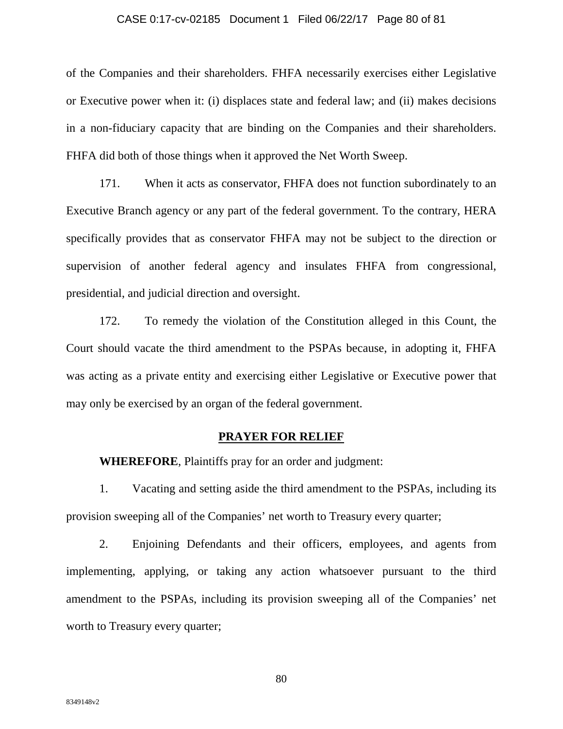of the Companies and their shareholders. FHFA necessarily exercises either Legislative or Executive power when it: (i) displaces state and federal law; and (ii) makes decisions in a non-fiduciary capacity that are binding on the Companies and their shareholders. FHFA did both of those things when it approved the Net Worth Sweep.

171. When it acts as conservator, FHFA does not function subordinately to an Executive Branch agency or any part of the federal government. To the contrary, HERA specifically provides that as conservator FHFA may not be subject to the direction or supervision of another federal agency and insulates FHFA from congressional, presidential, and judicial direction and oversight.

172. To remedy the violation of the Constitution alleged in this Count, the Court should vacate the third amendment to the PSPAs because, in adopting it, FHFA was acting as a private entity and exercising either Legislative or Executive power that may only be exercised by an organ of the federal government.

## PRAYER FOR RELIEF

**WHEREFORE**, Plaintiffs pray for an order and judgment:

1. Vacating and setting aside the third amendment to the PSPAs, including its provision sweeping all of the Companies' net worth to Treasury every quarter;

2. Enjoining Defendants and their officers, employees, and agents from implementing, applying, or taking any action whatsoever pursuant to the third amendment to the PSPAs, including its provision sweeping all of the Companies' net worth to Treasury every quarter;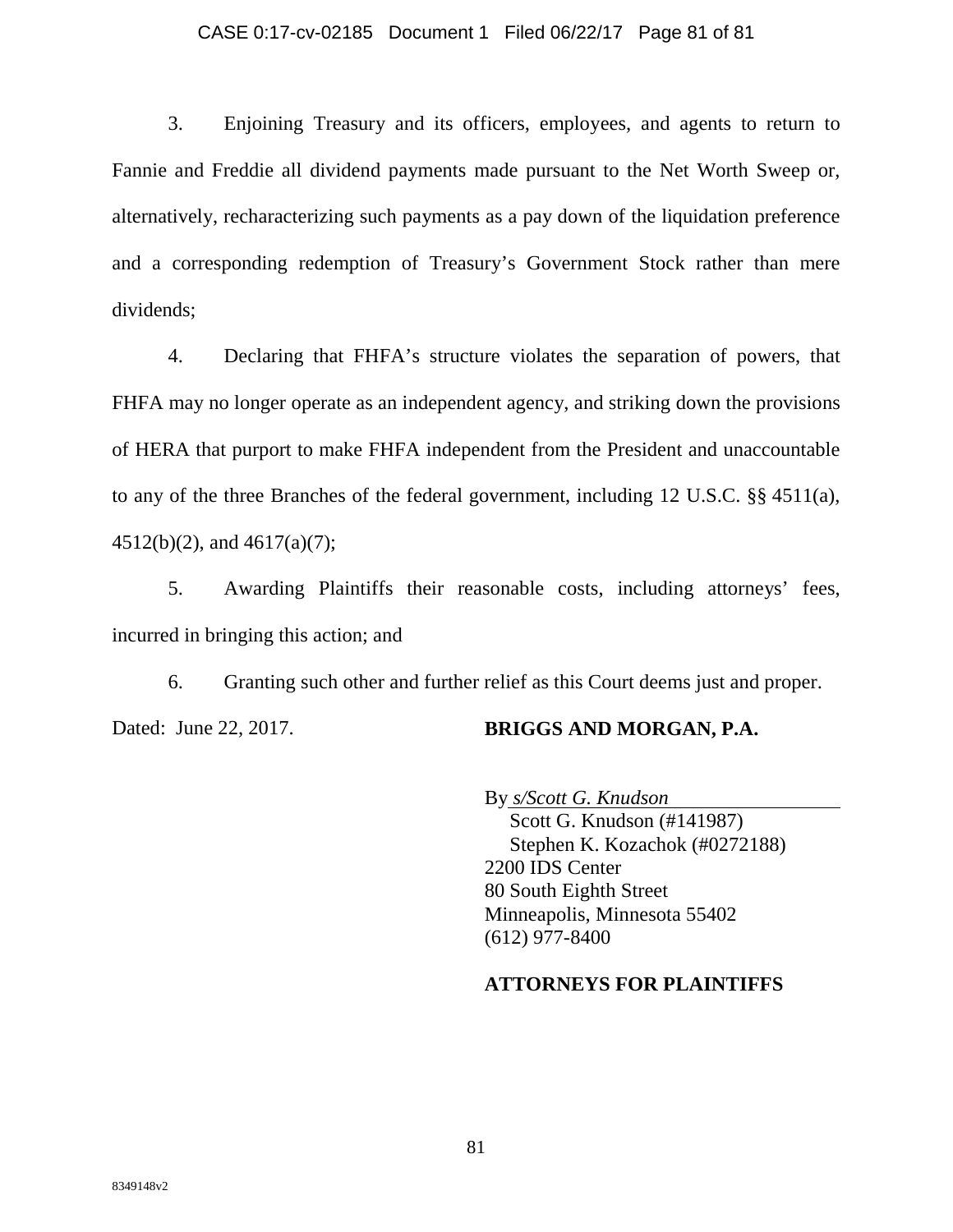3. Enjoining Treasury and its officers, employees, and agents to return to Fannie and Freddie all dividend payments made pursuant to the Net Worth Sweep or, alternatively, recharacterizing such payments as a pay down of the liquidation preference and a corresponding redemption of Treasury's Government Stock rather than mere dividends;

4. Declaring that FHFA's structure violates the separation of powers, that FHFA may no longer operate as an independent agency, and striking down the provisions of HERA that purport to make FHFA independent from the President and unaccountable to any of the three Branches of the federal government, including 12 U.S.C. §§ 4511(a), 4512(b)(2), and 4617(a)(7);

5. Awarding Plaintiffs their reasonable costs, including attorneys' fees, incurred in bringing this action; and

6. Granting such other and further relief as this Court deems just and proper.

Dated: June 22, 2017.

**BRIGGS AND MORGAN, P.A.**

By *s/Scott G. Knudson*
Scott G. Knudson (#141987)
Stephen K. Kozachok (#0272188)
2200 IDS Center
80 South Eighth Street
Minneapolis, Minnesota 55402
(612) 977-8400

**ATTORNEYS FOR PLAINTIFFS**

8349148v2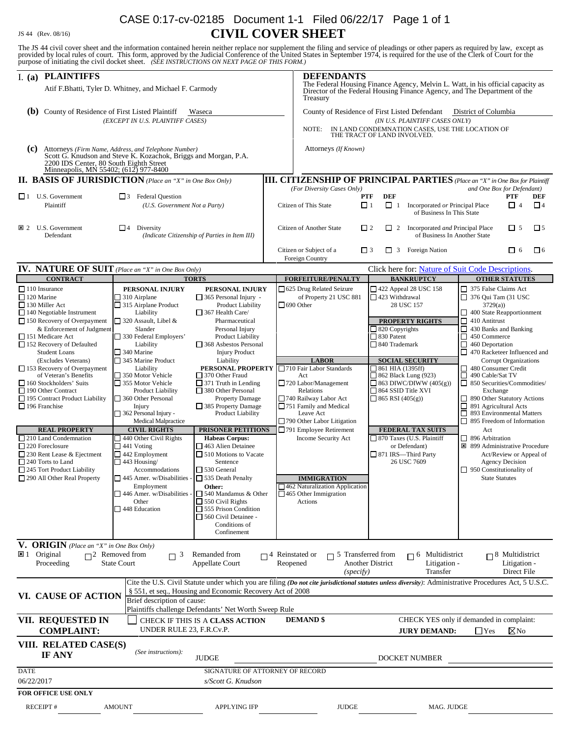CASE 0:17-cv-02185 Document 1-1 Filed 06/22/17 Page 1 of 1

JS 44 (Rev. 08/16)

# CIVIL COVER SHEET

The JS 44 civil cover sheet and the information contained herein neither replace nor supplement the filing and service of pleadings or other papers as required by law, except as provided by local rules of court. This form, approved by the Judicial Conference of the United States in September 1974, is required for the use of the Clerk of Court for the purpose of initiating the civil docket sheet. *(SEE INSTRUCTIONS ON NEXT PAGE OF THIS FORM.)*

## I. (a) PLAINTIFFS

Atif F.Bhatti, Tyler D. Whitney, and Michael F. Carmody

**DEFENDANTS**

The Federal Housing Finance Agency, Melvin L. Watt, in his official capacity as Director of the Federal Housing Finance Agency, and The Department of the Treasury

**(b)** County of Residence of First Listed Plaintiff: Waseca
*(EXCEPT IN U.S. PLAINTIFF CASES)*

County of Residence of First Listed Defendant: District of Columbia
*(IN U.S. PLAINTIFF CASES ONLY)*

NOTE: IN LAND CONDEMNATION CASES, USE THE LOCATION OF THE TRACT OF LAND INVOLVED.

**(c)** Attorneys *(Firm Name, Address, and Telephone Number)*
Scott G. Knudson and Steve K. Kozachok, Briggs and Morgan, P.A.
2200 IDS Center, 80 South Eighth Street
Minneapolis, MN 55402; (612) 977-8400

Attorneys *(If Known)*

## II. BASIS OF JURISDICTION *(Place an "X" in One Box Only)*

- ☐ 1 U.S. Government Plaintiff
- ☐ 3 Federal Question *(U.S. Government Not a Party)*
- ☒ 2 U.S. Government Defendant
- ☐ 4 Diversity *(Indicate Citizenship of Parties in Item III)*

## III. CITIZENSHIP OF PRINCIPAL PARTIES *(Place an "X" in One Box for Plaintiff and One Box for Defendant)* *(For Diversity Cases Only)*

| | PTF | DEF | | PTF | DEF |
|---|---|---|---|---|---|
| Citizen of This State | ☐ 1 | ☐ 1 | Incorporated *or* Principal Place of Business In This State | ☐ 4 | ☐ 4 |
| Citizen of Another State | ☐ 2 | ☐ 2 | Incorporated *and* Principal Place of Business In Another State | ☐ 5 | ☐ 5 |
| Citizen or Subject of a Foreign Country | ☐ 3 | ☐ 3 | Foreign Nation | ☐ 6 | ☐ 6 |

## IV. NATURE OF SUIT *(Place an "X" in One Box Only)*

Click here for: Nature of Suit Code Descriptions.

**CONTRACT:** ☐ 110 Insurance; ☐ 120 Marine; ☐ 130 Miller Act; ☐ 140 Negotiable Instrument; ☐ 150 Recovery of Overpayment & Enforcement of Judgment; ☐ 151 Medicare Act; ☐ 152 Recovery of Defaulted Student Loans (Excludes Veterans); ☐ 153 Recovery of Overpayment of Veteran's Benefits; ☐ 160 Stockholders' Suits; ☐ 190 Other Contract; ☐ 195 Contract Product Liability; ☐ 196 Franchise

**REAL PROPERTY:** ☐ 210 Land Condemnation; ☐ 220 Foreclosure; ☐ 230 Rent Lease & Ejectment; ☐ 240 Torts to Land; ☐ 245 Tort Product Liability; ☐ 290 All Other Real Property

**TORTS – PERSONAL INJURY:** ☐ 310 Airplane; ☐ 315 Airplane Product Liability; ☐ 320 Assault, Libel & Slander; ☐ 330 Federal Employers' Liability; ☐ 340 Marine; ☐ 345 Marine Product Liability; ☐ 350 Motor Vehicle; ☐ 355 Motor Vehicle Product Liability; ☐ 360 Other Personal Injury; ☐ 362 Personal Injury - Medical Malpractice

**PERSONAL INJURY:** ☐ 365 Personal Injury - Product Liability; ☐ 367 Health Care/ Pharmaceutical Personal Injury Product Liability; ☐ 368 Asbestos Personal Injury Product Liability

**PERSONAL PROPERTY:** ☐ 370 Other Fraud; ☐ 371 Truth in Lending; ☐ 380 Other Personal Property Damage; ☐ 385 Property Damage Product Liability

**CIVIL RIGHTS:** ☐ 440 Other Civil Rights; ☐ 441 Voting; ☐ 442 Employment; ☐ 443 Housing/ Accommodations; ☐ 445 Amer. w/Disabilities - Employment; ☐ 446 Amer. w/Disabilities - Other; ☐ 448 Education

**PRISONER PETITIONS – Habeas Corpus:** ☐ 463 Alien Detainee; ☐ 510 Motions to Vacate Sentence; ☐ 530 General; ☐ 535 Death Penalty; **Other:** ☐ 540 Mandamus & Other; ☐ 550 Civil Rights; ☐ 555 Prison Condition; ☐ 560 Civil Detainee - Conditions of Confinement

**FORFEITURE/PENALTY:** ☐ 625 Drug Related Seizure of Property 21 USC 881; ☐ 690 Other

**LABOR:** ☐ 710 Fair Labor Standards Act; ☐ 720 Labor/Management Relations; ☐ 740 Railway Labor Act; ☐ 751 Family and Medical Leave Act; ☐ 790 Other Labor Litigation; ☐ 791 Employee Retirement Income Security Act

**IMMIGRATION:** ☐ 462 Naturalization Application; ☐ 465 Other Immigration Actions

**BANKRUPTCY:** ☐ 422 Appeal 28 USC 158; ☐ 423 Withdrawal 28 USC 157

**PROPERTY RIGHTS:** ☐ 820 Copyrights; ☐ 830 Patent; ☐ 840 Trademark

**SOCIAL SECURITY:** ☐ 861 HIA (1395ff); ☐ 862 Black Lung (923); ☐ 863 DIWC/DIWW (405(g)); ☐ 864 SSID Title XVI; ☐ 865 RSI (405(g))

**FEDERAL TAX SUITS:** ☐ 870 Taxes (U.S. Plaintiff or Defendant); ☐ 871 IRS—Third Party 26 USC 7609

**OTHER STATUTES:** ☐ 375 False Claims Act; ☐ 376 Qui Tam (31 USC 3729(a)); ☐ 400 State Reapportionment; ☐ 410 Antitrust; ☐ 430 Banks and Banking; ☐ 450 Commerce; ☐ 460 Deportation; ☐ 470 Racketeer Influenced and Corrupt Organizations; ☐ 480 Consumer Credit; ☐ 490 Cable/Sat TV; ☐ 850 Securities/Commodities/ Exchange; ☐ 890 Other Statutory Actions; ☐ 891 Agricultural Acts; ☐ 893 Environmental Matters; ☐ 895 Freedom of Information Act; ☐ 896 Arbitration; ☒ 899 Administrative Procedure Act/Review or Appeal of Agency Decision; ☐ 950 Constitutionality of State Statutes

## V. ORIGIN *(Place an "X" in One Box Only)*

☒ 1 Original Proceeding; ☐ 2 Removed from State Court; ☐ 3 Remanded from Appellate Court; ☐ 4 Reinstated or Reopened; ☐ 5 Transferred from Another District *(specify)*; ☐ 6 Multidistrict Litigation - Transfer; ☐ 8 Multidistrict Litigation - Direct File

## VI. CAUSE OF ACTION

Cite the U.S. Civil Statute under which you are filing *(Do not cite jurisdictional statutes unless diversity)*: Administrative Procedures Act, 5 U.S.C. § 551, et seq., Housing and Economic Recovery Act of 2008

Brief description of cause:
Plaintiffs challenge Defendants' Net Worth Sweep Rule

## VII. REQUESTED IN COMPLAINT:

☐ CHECK IF THIS IS A **CLASS ACTION** UNDER RULE 23, F.R.Cv.P.

**DEMAND $**

CHECK YES only if demanded in complaint: **JURY DEMAND:** ☐ Yes ☒ No

## VIII. RELATED CASE(S) IF ANY

*(See instructions):* JUDGE DOCKET NUMBER

DATE: 06/22/2017

SIGNATURE OF ATTORNEY OF RECORD: *s/Scott G. Knudson*

**FOR OFFICE USE ONLY**

RECEIPT # AMOUNT APPLYING IFP JUDGE MAG. JUDGE